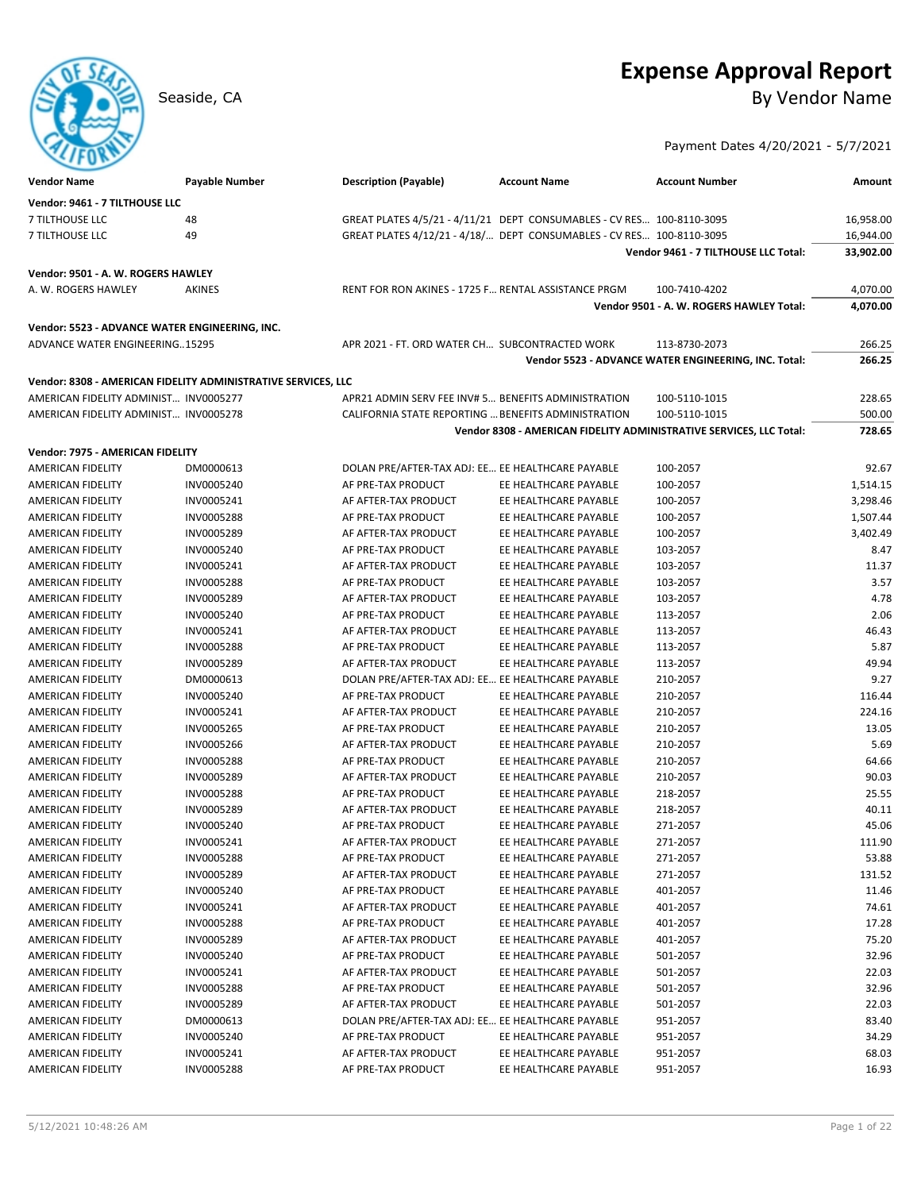# Expense Approval Report

Seaside, CA

By Vendor Name

Payment Dates 4/20/2021 - 5/7/2021

| Vendor Name | Payable Number | Description (Payable) | Account Name | Account Number | Amount |
|---|---|---|---|---|---|
| **Vendor: 9461 - 7 TILTHOUSE LLC** | | | | | |
| 7 TILTHOUSE LLC | 48 | GREAT PLATES 4/5/21 - 4/11/21 | DEPT CONSUMABLES - CV RES... | 100-8110-3095 | 16,958.00 |
| 7 TILTHOUSE LLC | 49 | GREAT PLATES 4/12/21 - 4/18/... | DEPT CONSUMABLES - CV RES... | 100-8110-3095 | 16,944.00 |
| | | | | **Vendor 9461 - 7 TILTHOUSE LLC Total:** | **33,902.00** |
| **Vendor: 9501 - A. W. ROGERS HAWLEY** | | | | | |
| A. W. ROGERS HAWLEY | AKINES | RENT FOR RON AKINES - 1725 F... | RENTAL ASSISTANCE PRGM | 100-7410-4202 | 4,070.00 |
| | | | | **Vendor 9501 - A. W. ROGERS HAWLEY Total:** | **4,070.00** |
| **Vendor: 5523 - ADVANCE WATER ENGINEERING, INC.** | | | | | |
| ADVANCE WATER ENGINEERING... | 15295 | APR 2021 - FT. ORD WATER CH... | SUBCONTRACTED WORK | 113-8730-2073 | 266.25 |
| | | | | **Vendor 5523 - ADVANCE WATER ENGINEERING, INC. Total:** | **266.25** |
| **Vendor: 8308 - AMERICAN FIDELITY ADMINISTRATIVE SERVICES, LLC** | | | | | |
| AMERICAN FIDELITY ADMINIST... | INV0005277 | APR21 ADMIN SERV FEE INV# 5... | BENEFITS ADMINISTRATION | 100-5110-1015 | 228.65 |
| AMERICAN FIDELITY ADMINIST... | INV0005278 | CALIFORNIA STATE REPORTING ... | BENEFITS ADMINISTRATION | 100-5110-1015 | 500.00 |
| | | | | **Vendor 8308 - AMERICAN FIDELITY ADMINISTRATIVE SERVICES, LLC Total:** | **728.65** |
| **Vendor: 7975 - AMERICAN FIDELITY** | | | | | |
| AMERICAN FIDELITY | DM0000613 | DOLAN PRE/AFTER-TAX ADJ: EE... | EE HEALTHCARE PAYABLE | 100-2057 | 92.67 |
| AMERICAN FIDELITY | INV0005240 | AF PRE-TAX PRODUCT | EE HEALTHCARE PAYABLE | 100-2057 | 1,514.15 |
| AMERICAN FIDELITY | INV0005241 | AF AFTER-TAX PRODUCT | EE HEALTHCARE PAYABLE | 100-2057 | 3,298.46 |
| AMERICAN FIDELITY | INV0005288 | AF PRE-TAX PRODUCT | EE HEALTHCARE PAYABLE | 100-2057 | 1,507.44 |
| AMERICAN FIDELITY | INV0005289 | AF AFTER-TAX PRODUCT | EE HEALTHCARE PAYABLE | 100-2057 | 3,402.49 |
| AMERICAN FIDELITY | INV0005240 | AF PRE-TAX PRODUCT | EE HEALTHCARE PAYABLE | 103-2057 | 8.47 |
| AMERICAN FIDELITY | INV0005241 | AF AFTER-TAX PRODUCT | EE HEALTHCARE PAYABLE | 103-2057 | 11.37 |
| AMERICAN FIDELITY | INV0005288 | AF PRE-TAX PRODUCT | EE HEALTHCARE PAYABLE | 103-2057 | 3.57 |
| AMERICAN FIDELITY | INV0005289 | AF AFTER-TAX PRODUCT | EE HEALTHCARE PAYABLE | 103-2057 | 4.78 |
| AMERICAN FIDELITY | INV0005240 | AF PRE-TAX PRODUCT | EE HEALTHCARE PAYABLE | 113-2057 | 2.06 |
| AMERICAN FIDELITY | INV0005241 | AF AFTER-TAX PRODUCT | EE HEALTHCARE PAYABLE | 113-2057 | 46.43 |
| AMERICAN FIDELITY | INV0005288 | AF PRE-TAX PRODUCT | EE HEALTHCARE PAYABLE | 113-2057 | 5.87 |
| AMERICAN FIDELITY | INV0005289 | AF AFTER-TAX PRODUCT | EE HEALTHCARE PAYABLE | 113-2057 | 49.94 |
| AMERICAN FIDELITY | DM0000613 | DOLAN PRE/AFTER-TAX ADJ: EE... | EE HEALTHCARE PAYABLE | 210-2057 | 9.27 |
| AMERICAN FIDELITY | INV0005240 | AF PRE-TAX PRODUCT | EE HEALTHCARE PAYABLE | 210-2057 | 116.44 |
| AMERICAN FIDELITY | INV0005241 | AF AFTER-TAX PRODUCT | EE HEALTHCARE PAYABLE | 210-2057 | 224.16 |
| AMERICAN FIDELITY | INV0005265 | AF PRE-TAX PRODUCT | EE HEALTHCARE PAYABLE | 210-2057 | 13.05 |
| AMERICAN FIDELITY | INV0005266 | AF AFTER-TAX PRODUCT | EE HEALTHCARE PAYABLE | 210-2057 | 5.69 |
| AMERICAN FIDELITY | INV0005288 | AF PRE-TAX PRODUCT | EE HEALTHCARE PAYABLE | 210-2057 | 64.66 |
| AMERICAN FIDELITY | INV0005289 | AF AFTER-TAX PRODUCT | EE HEALTHCARE PAYABLE | 210-2057 | 90.03 |
| AMERICAN FIDELITY | INV0005288 | AF PRE-TAX PRODUCT | EE HEALTHCARE PAYABLE | 218-2057 | 25.55 |
| AMERICAN FIDELITY | INV0005289 | AF AFTER-TAX PRODUCT | EE HEALTHCARE PAYABLE | 218-2057 | 40.11 |
| AMERICAN FIDELITY | INV0005240 | AF PRE-TAX PRODUCT | EE HEALTHCARE PAYABLE | 271-2057 | 45.06 |
| AMERICAN FIDELITY | INV0005241 | AF AFTER-TAX PRODUCT | EE HEALTHCARE PAYABLE | 271-2057 | 111.90 |
| AMERICAN FIDELITY | INV0005288 | AF PRE-TAX PRODUCT | EE HEALTHCARE PAYABLE | 271-2057 | 53.88 |
| AMERICAN FIDELITY | INV0005289 | AF AFTER-TAX PRODUCT | EE HEALTHCARE PAYABLE | 271-2057 | 131.52 |
| AMERICAN FIDELITY | INV0005240 | AF PRE-TAX PRODUCT | EE HEALTHCARE PAYABLE | 401-2057 | 11.46 |
| AMERICAN FIDELITY | INV0005241 | AF AFTER-TAX PRODUCT | EE HEALTHCARE PAYABLE | 401-2057 | 74.61 |
| AMERICAN FIDELITY | INV0005288 | AF PRE-TAX PRODUCT | EE HEALTHCARE PAYABLE | 401-2057 | 17.28 |
| AMERICAN FIDELITY | INV0005289 | AF AFTER-TAX PRODUCT | EE HEALTHCARE PAYABLE | 401-2057 | 75.20 |
| AMERICAN FIDELITY | INV0005240 | AF PRE-TAX PRODUCT | EE HEALTHCARE PAYABLE | 501-2057 | 32.96 |
| AMERICAN FIDELITY | INV0005241 | AF AFTER-TAX PRODUCT | EE HEALTHCARE PAYABLE | 501-2057 | 22.03 |
| AMERICAN FIDELITY | INV0005288 | AF PRE-TAX PRODUCT | EE HEALTHCARE PAYABLE | 501-2057 | 32.96 |
| AMERICAN FIDELITY | INV0005289 | AF AFTER-TAX PRODUCT | EE HEALTHCARE PAYABLE | 501-2057 | 22.03 |
| AMERICAN FIDELITY | DM0000613 | DOLAN PRE/AFTER-TAX ADJ: EE... | EE HEALTHCARE PAYABLE | 951-2057 | 83.40 |
| AMERICAN FIDELITY | INV0005240 | AF PRE-TAX PRODUCT | EE HEALTHCARE PAYABLE | 951-2057 | 34.29 |
| AMERICAN FIDELITY | INV0005241 | AF AFTER-TAX PRODUCT | EE HEALTHCARE PAYABLE | 951-2057 | 68.03 |
| AMERICAN FIDELITY | INV0005288 | AF PRE-TAX PRODUCT | EE HEALTHCARE PAYABLE | 951-2057 | 16.93 |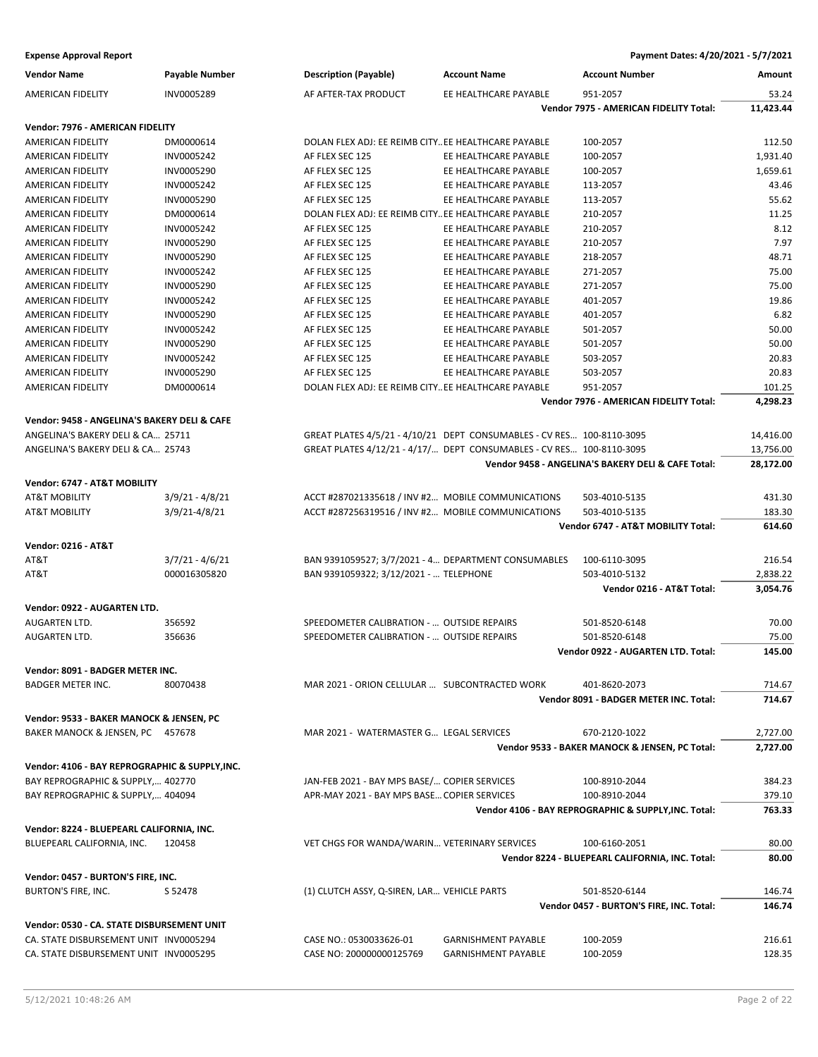**Expense Approval Report** — Payment Dates: 4/20/2021 - 5/7/2021

| Vendor Name | Payable Number | Description (Payable) | Account Name | Account Number | Amount |
|---|---|---|---|---|---|
| AMERICAN FIDELITY | INV0005289 | AF AFTER-TAX PRODUCT | EE HEALTHCARE PAYABLE | 951-2057 | 53.24 |
| | | | | **Vendor 7975 - AMERICAN FIDELITY Total:** | **11,423.44** |
| **Vendor: 7976 - AMERICAN FIDELITY** | | | | | |
| AMERICAN FIDELITY | DM0000614 | DOLAN FLEX ADJ: EE REIMB CITY... | EE HEALTHCARE PAYABLE | 100-2057 | 112.50 |
| AMERICAN FIDELITY | INV0005242 | AF FLEX SEC 125 | EE HEALTHCARE PAYABLE | 100-2057 | 1,931.40 |
| AMERICAN FIDELITY | INV0005290 | AF FLEX SEC 125 | EE HEALTHCARE PAYABLE | 100-2057 | 1,659.61 |
| AMERICAN FIDELITY | INV0005242 | AF FLEX SEC 125 | EE HEALTHCARE PAYABLE | 113-2057 | 43.46 |
| AMERICAN FIDELITY | INV0005290 | AF FLEX SEC 125 | EE HEALTHCARE PAYABLE | 113-2057 | 55.62 |
| AMERICAN FIDELITY | DM0000614 | DOLAN FLEX ADJ: EE REIMB CITY... | EE HEALTHCARE PAYABLE | 210-2057 | 11.25 |
| AMERICAN FIDELITY | INV0005242 | AF FLEX SEC 125 | EE HEALTHCARE PAYABLE | 210-2057 | 8.12 |
| AMERICAN FIDELITY | INV0005290 | AF FLEX SEC 125 | EE HEALTHCARE PAYABLE | 210-2057 | 7.97 |
| AMERICAN FIDELITY | INV0005290 | AF FLEX SEC 125 | EE HEALTHCARE PAYABLE | 218-2057 | 48.71 |
| AMERICAN FIDELITY | INV0005242 | AF FLEX SEC 125 | EE HEALTHCARE PAYABLE | 271-2057 | 75.00 |
| AMERICAN FIDELITY | INV0005290 | AF FLEX SEC 125 | EE HEALTHCARE PAYABLE | 271-2057 | 75.00 |
| AMERICAN FIDELITY | INV0005242 | AF FLEX SEC 125 | EE HEALTHCARE PAYABLE | 401-2057 | 19.86 |
| AMERICAN FIDELITY | INV0005290 | AF FLEX SEC 125 | EE HEALTHCARE PAYABLE | 401-2057 | 6.82 |
| AMERICAN FIDELITY | INV0005242 | AF FLEX SEC 125 | EE HEALTHCARE PAYABLE | 501-2057 | 50.00 |
| AMERICAN FIDELITY | INV0005290 | AF FLEX SEC 125 | EE HEALTHCARE PAYABLE | 501-2057 | 50.00 |
| AMERICAN FIDELITY | INV0005242 | AF FLEX SEC 125 | EE HEALTHCARE PAYABLE | 503-2057 | 20.83 |
| AMERICAN FIDELITY | INV0005290 | AF FLEX SEC 125 | EE HEALTHCARE PAYABLE | 503-2057 | 20.83 |
| AMERICAN FIDELITY | DM0000614 | DOLAN FLEX ADJ: EE REIMB CITY... | EE HEALTHCARE PAYABLE | 951-2057 | 101.25 |
| | | | | **Vendor 7976 - AMERICAN FIDELITY Total:** | **4,298.23** |
| **Vendor: 9458 - ANGELINA'S BAKERY DELI & CAFE** | | | | | |
| ANGELINA'S BAKERY DELI & CA... | 25711 | GREAT PLATES 4/5/21 - 4/10/21 | DEPT CONSUMABLES - CV RES... | 100-8110-3095 | 14,416.00 |
| ANGELINA'S BAKERY DELI & CA... | 25743 | GREAT PLATES 4/12/21 - 4/17/... | DEPT CONSUMABLES - CV RES... | 100-8110-3095 | 13,756.00 |
| | | | | **Vendor 9458 - ANGELINA'S BAKERY DELI & CAFE Total:** | **28,172.00** |
| **Vendor: 6747 - AT&T MOBILITY** | | | | | |
| AT&T MOBILITY | 3/9/21 - 4/8/21 | ACCT #287021335618 / INV #2... | MOBILE COMMUNICATIONS | 503-4010-5135 | 431.30 |
| AT&T MOBILITY | 3/9/21-4/8/21 | ACCT #287256319516 / INV #2... | MOBILE COMMUNICATIONS | 503-4010-5135 | 183.30 |
| | | | | **Vendor 6747 - AT&T MOBILITY Total:** | **614.60** |
| **Vendor: 0216 - AT&T** | | | | | |
| AT&T | 3/7/21 - 4/6/21 | BAN 9391059527; 3/7/2021 - 4... | DEPARTMENT CONSUMABLES | 100-6110-3095 | 216.54 |
| AT&T | 000016305820 | BAN 9391059322; 3/12/2021 - ... | TELEPHONE | 503-4010-5132 | 2,838.22 |
| | | | | **Vendor 0216 - AT&T Total:** | **3,054.76** |
| **Vendor: 0922 - AUGARTEN LTD.** | | | | | |
| AUGARTEN LTD. | 356592 | SPEEDOMETER CALIBRATION - ... | OUTSIDE REPAIRS | 501-8520-6148 | 70.00 |
| AUGARTEN LTD. | 356636 | SPEEDOMETER CALIBRATION - ... | OUTSIDE REPAIRS | 501-8520-6148 | 75.00 |
| | | | | **Vendor 0922 - AUGARTEN LTD. Total:** | **145.00** |
| **Vendor: 8091 - BADGER METER INC.** | | | | | |
| BADGER METER INC. | 80070438 | MAR 2021 - ORION CELLULAR ... | SUBCONTRACTED WORK | 401-8620-2073 | 714.67 |
| | | | | **Vendor 8091 - BADGER METER INC. Total:** | **714.67** |
| **Vendor: 9533 - BAKER MANOCK & JENSEN, PC** | | | | | |
| BAKER MANOCK & JENSEN, PC | 457678 | MAR 2021 - WATERMASTER G... | LEGAL SERVICES | 670-2120-1022 | 2,727.00 |
| | | | | **Vendor 9533 - BAKER MANOCK & JENSEN, PC Total:** | **2,727.00** |
| **Vendor: 4106 - BAY REPROGRAPHIC & SUPPLY,INC.** | | | | | |
| BAY REPROGRAPHIC & SUPPLY,... | 402770 | JAN-FEB 2021 - BAY MPS BASE/... | COPIER SERVICES | 100-8910-2044 | 384.23 |
| BAY REPROGRAPHIC & SUPPLY,... | 404094 | APR-MAY 2021 - BAY MPS BASE... | COPIER SERVICES | 100-8910-2044 | 379.10 |
| | | | | **Vendor 4106 - BAY REPROGRAPHIC & SUPPLY,INC. Total:** | **763.33** |
| **Vendor: 8224 - BLUEPEARL CALIFORNIA, INC.** | | | | | |
| BLUEPEARL CALIFORNIA, INC. | 120458 | VET CHGS FOR WANDA/WARIN... | VETERINARY SERVICES | 100-6160-2051 | 80.00 |
| | | | | **Vendor 8224 - BLUEPEARL CALIFORNIA, INC. Total:** | **80.00** |
| **Vendor: 0457 - BURTON'S FIRE, INC.** | | | | | |
| BURTON'S FIRE, INC. | S 52478 | (1) CLUTCH ASSY, Q-SIREN, LAR... | VEHICLE PARTS | 501-8520-6144 | 146.74 |
| | | | | **Vendor 0457 - BURTON'S FIRE, INC. Total:** | **146.74** |
| **Vendor: 0530 - CA. STATE DISBURSEMENT UNIT** | | | | | |
| CA. STATE DISBURSEMENT UNIT | INV0005294 | CASE NO.: 0530033626-01 | GARNISHMENT PAYABLE | 100-2059 | 216.61 |
| CA. STATE DISBURSEMENT UNIT | INV0005295 | CASE NO: 200000000125769 | GARNISHMENT PAYABLE | 100-2059 | 128.35 |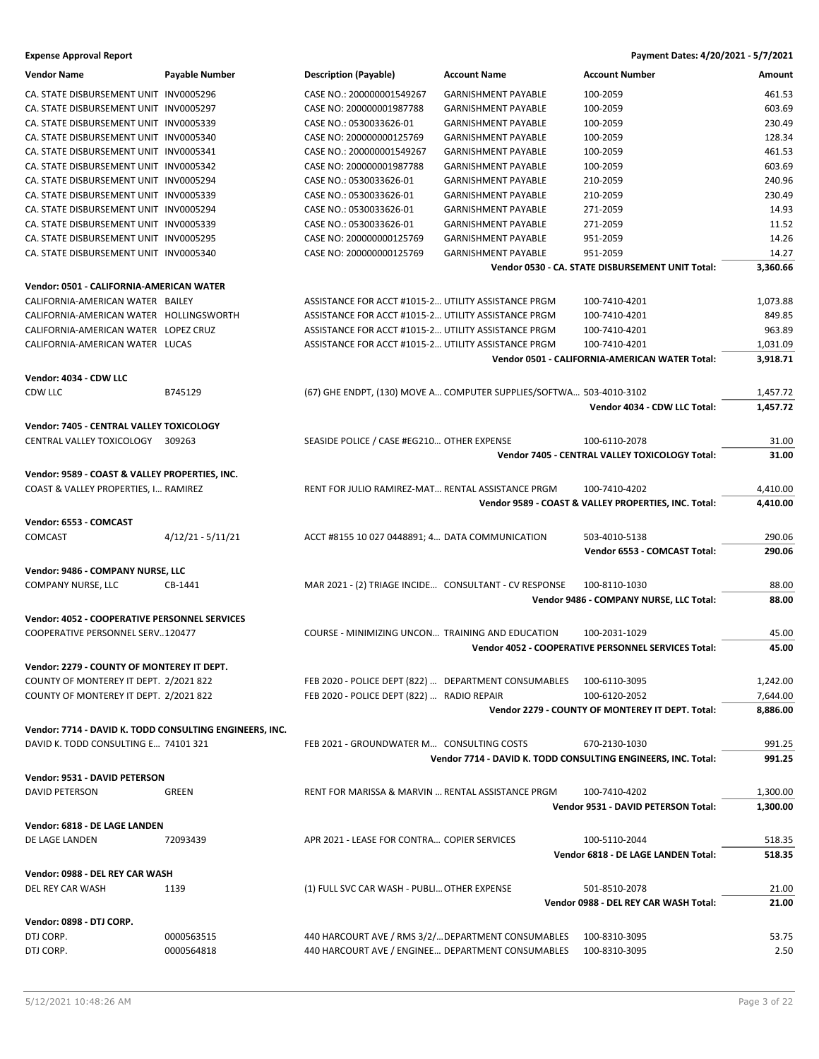**Expense Approval Report** — Payment Dates: 4/20/2021 - 5/7/2021

| Vendor Name | Payable Number | Description (Payable) | Account Name | Account Number | Amount |
|---|---|---|---|---|---|
| CA. STATE DISBURSEMENT UNIT | INV0005296 | CASE NO.: 200000001549267 | GARNISHMENT PAYABLE | 100-2059 | 461.53 |
| CA. STATE DISBURSEMENT UNIT | INV0005297 | CASE NO: 200000001987788 | GARNISHMENT PAYABLE | 100-2059 | 603.69 |
| CA. STATE DISBURSEMENT UNIT | INV0005339 | CASE NO.: 0530033626-01 | GARNISHMENT PAYABLE | 100-2059 | 230.49 |
| CA. STATE DISBURSEMENT UNIT | INV0005340 | CASE NO: 200000000125769 | GARNISHMENT PAYABLE | 100-2059 | 128.34 |
| CA. STATE DISBURSEMENT UNIT | INV0005341 | CASE NO.: 200000001549267 | GARNISHMENT PAYABLE | 100-2059 | 461.53 |
| CA. STATE DISBURSEMENT UNIT | INV0005342 | CASE NO: 200000001987788 | GARNISHMENT PAYABLE | 100-2059 | 603.69 |
| CA. STATE DISBURSEMENT UNIT | INV0005294 | CASE NO.: 0530033626-01 | GARNISHMENT PAYABLE | 210-2059 | 240.96 |
| CA. STATE DISBURSEMENT UNIT | INV0005339 | CASE NO.: 0530033626-01 | GARNISHMENT PAYABLE | 210-2059 | 230.49 |
| CA. STATE DISBURSEMENT UNIT | INV0005294 | CASE NO.: 0530033626-01 | GARNISHMENT PAYABLE | 271-2059 | 14.93 |
| CA. STATE DISBURSEMENT UNIT | INV0005339 | CASE NO.: 0530033626-01 | GARNISHMENT PAYABLE | 271-2059 | 11.52 |
| CA. STATE DISBURSEMENT UNIT | INV0005295 | CASE NO: 200000000125769 | GARNISHMENT PAYABLE | 951-2059 | 14.26 |
| CA. STATE DISBURSEMENT UNIT | INV0005340 | CASE NO: 200000000125769 | GARNISHMENT PAYABLE | 951-2059 | 14.27 |
| | | | | **Vendor 0530 - CA. STATE DISBURSEMENT UNIT Total:** | **3,360.66** |
| **Vendor: 0501 - CALIFORNIA-AMERICAN WATER** | | | | | |
| CALIFORNIA-AMERICAN WATER | BAILEY | ASSISTANCE FOR ACCT #1015-2... | UTILITY ASSISTANCE PRGM | 100-7410-4201 | 1,073.88 |
| CALIFORNIA-AMERICAN WATER | HOLLINGSWORTH | ASSISTANCE FOR ACCT #1015-2... | UTILITY ASSISTANCE PRGM | 100-7410-4201 | 849.85 |
| CALIFORNIA-AMERICAN WATER | LOPEZ CRUZ | ASSISTANCE FOR ACCT #1015-2... | UTILITY ASSISTANCE PRGM | 100-7410-4201 | 963.89 |
| CALIFORNIA-AMERICAN WATER | LUCAS | ASSISTANCE FOR ACCT #1015-2... | UTILITY ASSISTANCE PRGM | 100-7410-4201 | 1,031.09 |
| | | | | **Vendor 0501 - CALIFORNIA-AMERICAN WATER Total:** | **3,918.71** |
| **Vendor: 4034 - CDW LLC** | | | | | |
| CDW LLC | B745129 | (67) GHE ENDPT, (130) MOVE A... | COMPUTER SUPPLIES/SOFTWA... | 503-4010-3102 | 1,457.72 |
| | | | | **Vendor 4034 - CDW LLC Total:** | **1,457.72** |
| **Vendor: 7405 - CENTRAL VALLEY TOXICOLOGY** | | | | | |
| CENTRAL VALLEY TOXICOLOGY | 309263 | SEASIDE POLICE / CASE #EG210... | OTHER EXPENSE | 100-6110-2078 | 31.00 |
| | | | | **Vendor 7405 - CENTRAL VALLEY TOXICOLOGY Total:** | **31.00** |
| **Vendor: 9589 - COAST & VALLEY PROPERTIES, INC.** | | | | | |
| COAST & VALLEY PROPERTIES, I... | RAMIREZ | RENT FOR JULIO RAMIREZ-MAT... | RENTAL ASSISTANCE PRGM | 100-7410-4202 | 4,410.00 |
| | | | | **Vendor 9589 - COAST & VALLEY PROPERTIES, INC. Total:** | **4,410.00** |
| **Vendor: 6553 - COMCAST** | | | | | |
| COMCAST | 4/12/21 - 5/11/21 | ACCT #8155 10 027 0448891; 4... | DATA COMMUNICATION | 503-4010-5138 | 290.06 |
| | | | | **Vendor 6553 - COMCAST Total:** | **290.06** |
| **Vendor: 9486 - COMPANY NURSE, LLC** | | | | | |
| COMPANY NURSE, LLC | CB-1441 | MAR 2021 - (2) TRIAGE INCIDE... | CONSULTANT - CV RESPONSE | 100-8110-1030 | 88.00 |
| | | | | **Vendor 9486 - COMPANY NURSE, LLC Total:** | **88.00** |
| **Vendor: 4052 - COOPERATIVE PERSONNEL SERVICES** | | | | | |
| COOPERATIVE PERSONNEL SERV... | 120477 | COURSE - MINIMIZING UNCON... | TRAINING AND EDUCATION | 100-2031-1029 | 45.00 |
| | | | | **Vendor 4052 - COOPERATIVE PERSONNEL SERVICES Total:** | **45.00** |
| **Vendor: 2279 - COUNTY OF MONTEREY IT DEPT.** | | | | | |
| COUNTY OF MONTEREY IT DEPT. | 2/2021 822 | FEB 2020 - POLICE DEPT (822) ... | DEPARTMENT CONSUMABLES | 100-6110-3095 | 1,242.00 |
| COUNTY OF MONTEREY IT DEPT. | 2/2021 822 | FEB 2020 - POLICE DEPT (822) ... | RADIO REPAIR | 100-6120-2052 | 7,644.00 |
| | | | | **Vendor 2279 - COUNTY OF MONTEREY IT DEPT. Total:** | **8,886.00** |
| **Vendor: 7714 - DAVID K. TODD CONSULTING ENGINEERS, INC.** | | | | | |
| DAVID K. TODD CONSULTING E... | 74101 321 | FEB 2021 - GROUNDWATER M... | CONSULTING COSTS | 670-2130-1030 | 991.25 |
| | | | | **Vendor 7714 - DAVID K. TODD CONSULTING ENGINEERS, INC. Total:** | **991.25** |
| **Vendor: 9531 - DAVID PETERSON** | | | | | |
| DAVID PETERSON | GREEN | RENT FOR MARISSA & MARVIN ... | RENTAL ASSISTANCE PRGM | 100-7410-4202 | 1,300.00 |
| | | | | **Vendor 9531 - DAVID PETERSON Total:** | **1,300.00** |
| **Vendor: 6818 - DE LAGE LANDEN** | | | | | |
| DE LAGE LANDEN | 72093439 | APR 2021 - LEASE FOR CONTRA... | COPIER SERVICES | 100-5110-2044 | 518.35 |
| | | | | **Vendor 6818 - DE LAGE LANDEN Total:** | **518.35** |
| **Vendor: 0988 - DEL REY CAR WASH** | | | | | |
| DEL REY CAR WASH | 1139 | (1) FULL SVC CAR WASH - PUBLI... | OTHER EXPENSE | 501-8510-2078 | 21.00 |
| | | | | **Vendor 0988 - DEL REY CAR WASH Total:** | **21.00** |
| **Vendor: 0898 - DTJ CORP.** | | | | | |
| DTJ CORP. | 0000563515 | 440 HARCOURT AVE / RMS 3/2/... | DEPARTMENT CONSUMABLES | 100-8310-3095 | 53.75 |
| DTJ CORP. | 0000564818 | 440 HARCOURT AVE / ENGINEE... | DEPARTMENT CONSUMABLES | 100-8310-3095 | 2.50 |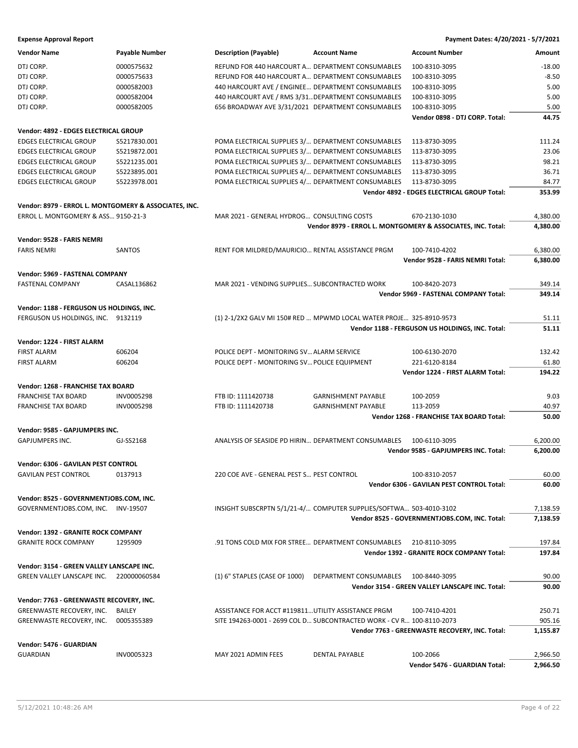**Expense Approval Report** — Payment Dates: 4/20/2021 - 5/7/2021

| Vendor Name | Payable Number | Description (Payable) | Account Name | Account Number | Amount |
|---|---|---|---|---|---|
| DTJ CORP. | 0000575632 | REFUND FOR 440 HARCOURT A... | DEPARTMENT CONSUMABLES | 100-8310-3095 | -18.00 |
| DTJ CORP. | 0000575633 | REFUND FOR 440 HARCOURT A... | DEPARTMENT CONSUMABLES | 100-8310-3095 | -8.50 |
| DTJ CORP. | 0000582003 | 440 HARCOURT AVE / ENGINEE... | DEPARTMENT CONSUMABLES | 100-8310-3095 | 5.00 |
| DTJ CORP. | 0000582004 | 440 HARCOURT AVE / RMS 3/31... | DEPARTMENT CONSUMABLES | 100-8310-3095 | 5.00 |
| DTJ CORP. | 0000582005 | 656 BROADWAY AVE 3/31/2021 | DEPARTMENT CONSUMABLES | 100-8310-3095 | 5.00 |
| | | | | **Vendor 0898 - DTJ CORP. Total:** | **44.75** |
| **Vendor: 4892 - EDGES ELECTRICAL GROUP** | | | | | |
| EDGES ELECTRICAL GROUP | S5217830.001 | POMA ELECTRICAL SUPPLIES 3/... | DEPARTMENT CONSUMABLES | 113-8730-3095 | 111.24 |
| EDGES ELECTRICAL GROUP | S5219872.001 | POMA ELECTRICAL SUPPLIES 3/... | DEPARTMENT CONSUMABLES | 113-8730-3095 | 23.06 |
| EDGES ELECTRICAL GROUP | S5221235.001 | POMA ELECTRICAL SUPPLIES 3/... | DEPARTMENT CONSUMABLES | 113-8730-3095 | 98.21 |
| EDGES ELECTRICAL GROUP | S5223895.001 | POMA ELECTRICAL SUPPLIES 4/... | DEPARTMENT CONSUMABLES | 113-8730-3095 | 36.71 |
| EDGES ELECTRICAL GROUP | S5223978.001 | POMA ELECTRICAL SUPPLIES 4/... | DEPARTMENT CONSUMABLES | 113-8730-3095 | 84.77 |
| | | | | **Vendor 4892 - EDGES ELECTRICAL GROUP Total:** | **353.99** |
| **Vendor: 8979 - ERROL L. MONTGOMERY & ASSOCIATES, INC.** | | | | | |
| ERROL L. MONTGOMERY & ASS... | 9150-21-3 | MAR 2021 - GENERAL HYDROG... | CONSULTING COSTS | 670-2130-1030 | 4,380.00 |
| | | | | **Vendor 8979 - ERROL L. MONTGOMERY & ASSOCIATES, INC. Total:** | **4,380.00** |
| **Vendor: 9528 - FARIS NEMRI** | | | | | |
| FARIS NEMRI | SANTOS | RENT FOR MILDRED/MAURICIO... | RENTAL ASSISTANCE PRGM | 100-7410-4202 | 6,380.00 |
| | | | | **Vendor 9528 - FARIS NEMRI Total:** | **6,380.00** |
| **Vendor: 5969 - FASTENAL COMPANY** | | | | | |
| FASTENAL COMPANY | CASAL136862 | MAR 2021 - VENDING SUPPLIES... | SUBCONTRACTED WORK | 100-8420-2073 | 349.14 |
| | | | | **Vendor 5969 - FASTENAL COMPANY Total:** | **349.14** |
| **Vendor: 1188 - FERGUSON US HOLDINGS, INC.** | | | | | |
| FERGUSON US HOLDINGS, INC. | 9132119 | (1) 2-1/2X2 GALV MI 150# RED ... | MPWMD LOCAL WATER PROJE... | 325-8910-9573 | 51.11 |
| | | | | **Vendor 1188 - FERGUSON US HOLDINGS, INC. Total:** | **51.11** |
| **Vendor: 1224 - FIRST ALARM** | | | | | |
| FIRST ALARM | 606204 | POLICE DEPT - MONITORING SV... | ALARM SERVICE | 100-6130-2070 | 132.42 |
| FIRST ALARM | 606204 | POLICE DEPT - MONITORING SV... | POLICE EQUIPMENT | 221-6120-8184 | 61.80 |
| | | | | **Vendor 1224 - FIRST ALARM Total:** | **194.22** |
| **Vendor: 1268 - FRANCHISE TAX BOARD** | | | | | |
| FRANCHISE TAX BOARD | INV0005298 | FTB ID: 1111420738 | GARNISHMENT PAYABLE | 100-2059 | 9.03 |
| FRANCHISE TAX BOARD | INV0005298 | FTB ID: 1111420738 | GARNISHMENT PAYABLE | 113-2059 | 40.97 |
| | | | | **Vendor 1268 - FRANCHISE TAX BOARD Total:** | **50.00** |
| **Vendor: 9585 - GAPJUMPERS INC.** | | | | | |
| GAPJUMPERS INC. | GJ-SS2168 | ANALYSIS OF SEASIDE PD HIRIN... | DEPARTMENT CONSUMABLES | 100-6110-3095 | 6,200.00 |
| | | | | **Vendor 9585 - GAPJUMPERS INC. Total:** | **6,200.00** |
| **Vendor: 6306 - GAVILAN PEST CONTROL** | | | | | |
| GAVILAN PEST CONTROL | 0137913 | 220 COE AVE - GENERAL PEST S... | PEST CONTROL | 100-8310-2057 | 60.00 |
| | | | | **Vendor 6306 - GAVILAN PEST CONTROL Total:** | **60.00** |
| **Vendor: 8525 - GOVERNMENTJOBS.COM, INC.** | | | | | |
| GOVERNMENTJOBS.COM, INC. | INV-19507 | INSIGHT SUBSCRPTN 5/1/21-4/... | COMPUTER SUPPLIES/SOFTWA... | 503-4010-3102 | 7,138.59 |
| | | | | **Vendor 8525 - GOVERNMENTJOBS.COM, INC. Total:** | **7,138.59** |
| **Vendor: 1392 - GRANITE ROCK COMPANY** | | | | | |
| GRANITE ROCK COMPANY | 1295909 | .91 TONS COLD MIX FOR STREE... | DEPARTMENT CONSUMABLES | 210-8110-3095 | 197.84 |
| | | | | **Vendor 1392 - GRANITE ROCK COMPANY Total:** | **197.84** |
| **Vendor: 3154 - GREEN VALLEY LANSCAPE INC.** | | | | | |
| GREEN VALLEY LANSCAPE INC. | 220000060584 | (1) 6" STAPLES (CASE OF 1000) | DEPARTMENT CONSUMABLES | 100-8440-3095 | 90.00 |
| | | | | **Vendor 3154 - GREEN VALLEY LANSCAPE INC. Total:** | **90.00** |
| **Vendor: 7763 - GREENWASTE RECOVERY, INC.** | | | | | |
| GREENWASTE RECOVERY, INC. | BAILEY | ASSISTANCE FOR ACCT #119811... | UTILITY ASSISTANCE PRGM | 100-7410-4201 | 250.71 |
| GREENWASTE RECOVERY, INC. | 0005355389 | SITE 194263-0001 - 2699 COL D... | SUBCONTRACTED WORK - CV R... | 100-8110-2073 | 905.16 |
| | | | | **Vendor 7763 - GREENWASTE RECOVERY, INC. Total:** | **1,155.87** |
| **Vendor: 5476 - GUARDIAN** | | | | | |
| GUARDIAN | INV0005323 | MAY 2021 ADMIN FEES | DENTAL PAYABLE | 100-2066 | 2,966.50 |
| | | | | **Vendor 5476 - GUARDIAN Total:** | **2,966.50** |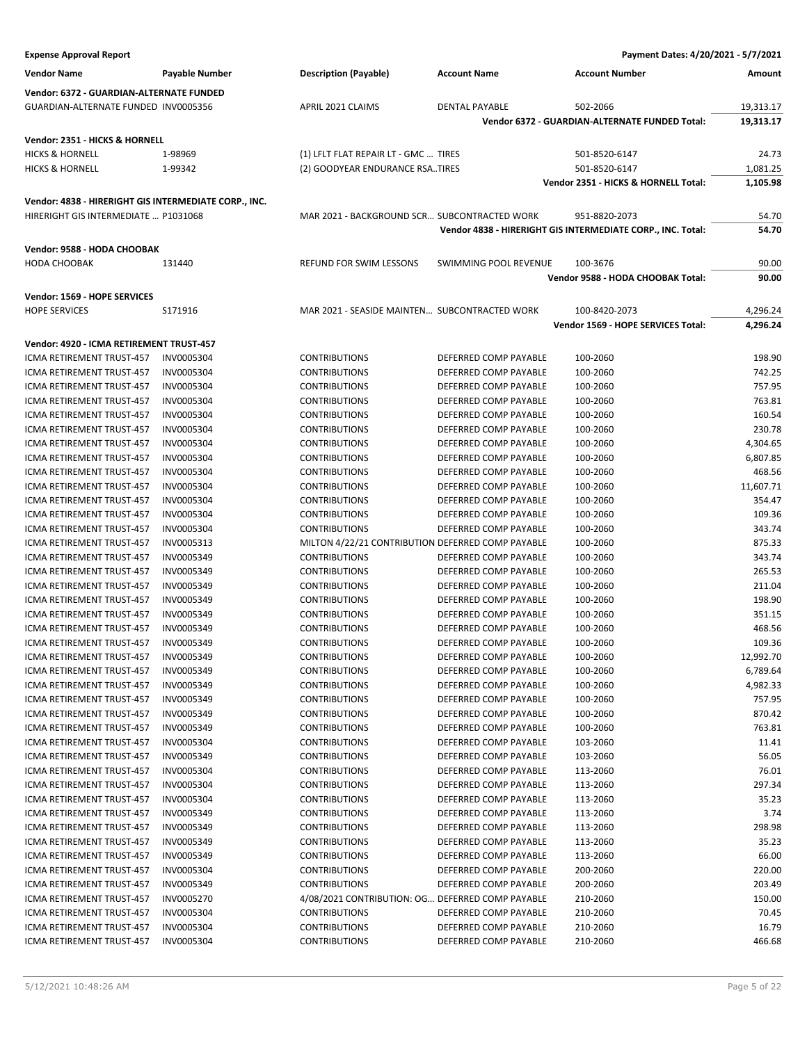**Expense Approval Report** — **Payment Dates: 4/20/2021 - 5/7/2021**

| Vendor Name | Payable Number | Description (Payable) | Account Name | Account Number | Amount |
|---|---|---|---|---|---|
| **Vendor: 6372 - GUARDIAN-ALTERNATE FUNDED** | | | | | |
| GUARDIAN-ALTERNATE FUNDED | INV0005356 | APRIL 2021 CLAIMS | DENTAL PAYABLE | 502-2066 | 19,313.17 |
| | | | | **Vendor 6372 - GUARDIAN-ALTERNATE FUNDED Total:** | **19,313.17** |
| **Vendor: 2351 - HICKS & HORNELL** | | | | | |
| HICKS & HORNELL | 1-98969 | (1) LFLT FLAT REPAIR LT - GMC ... | TIRES | 501-8520-6147 | 24.73 |
| HICKS & HORNELL | 1-99342 | (2) GOODYEAR ENDURANCE RSA... | TIRES | 501-8520-6147 | 1,081.25 |
| | | | | **Vendor 2351 - HICKS & HORNELL Total:** | **1,105.98** |
| **Vendor: 4838 - HIRERIGHT GIS INTERMEDIATE CORP., INC.** | | | | | |
| HIRERIGHT GIS INTERMEDIATE ... | P1031068 | MAR 2021 - BACKGROUND SCR... | SUBCONTRACTED WORK | 951-8820-2073 | 54.70 |
| | | | | **Vendor 4838 - HIRERIGHT GIS INTERMEDIATE CORP., INC. Total:** | **54.70** |
| **Vendor: 9588 - HODA CHOOBAK** | | | | | |
| HODA CHOOBAK | 131440 | REFUND FOR SWIM LESSONS | SWIMMING POOL REVENUE | 100-3676 | 90.00 |
| | | | | **Vendor 9588 - HODA CHOOBAK Total:** | **90.00** |
| **Vendor: 1569 - HOPE SERVICES** | | | | | |
| HOPE SERVICES | S171916 | MAR 2021 - SEASIDE MAINTEN... | SUBCONTRACTED WORK | 100-8420-2073 | 4,296.24 |
| | | | | **Vendor 1569 - HOPE SERVICES Total:** | **4,296.24** |
| **Vendor: 4920 - ICMA RETIREMENT TRUST-457** | | | | | |
| ICMA RETIREMENT TRUST-457 | INV0005304 | CONTRIBUTIONS | DEFERRED COMP PAYABLE | 100-2060 | 198.90 |
| ICMA RETIREMENT TRUST-457 | INV0005304 | CONTRIBUTIONS | DEFERRED COMP PAYABLE | 100-2060 | 742.25 |
| ICMA RETIREMENT TRUST-457 | INV0005304 | CONTRIBUTIONS | DEFERRED COMP PAYABLE | 100-2060 | 757.95 |
| ICMA RETIREMENT TRUST-457 | INV0005304 | CONTRIBUTIONS | DEFERRED COMP PAYABLE | 100-2060 | 763.81 |
| ICMA RETIREMENT TRUST-457 | INV0005304 | CONTRIBUTIONS | DEFERRED COMP PAYABLE | 100-2060 | 160.54 |
| ICMA RETIREMENT TRUST-457 | INV0005304 | CONTRIBUTIONS | DEFERRED COMP PAYABLE | 100-2060 | 230.78 |
| ICMA RETIREMENT TRUST-457 | INV0005304 | CONTRIBUTIONS | DEFERRED COMP PAYABLE | 100-2060 | 4,304.65 |
| ICMA RETIREMENT TRUST-457 | INV0005304 | CONTRIBUTIONS | DEFERRED COMP PAYABLE | 100-2060 | 6,807.85 |
| ICMA RETIREMENT TRUST-457 | INV0005304 | CONTRIBUTIONS | DEFERRED COMP PAYABLE | 100-2060 | 468.56 |
| ICMA RETIREMENT TRUST-457 | INV0005304 | CONTRIBUTIONS | DEFERRED COMP PAYABLE | 100-2060 | 11,607.71 |
| ICMA RETIREMENT TRUST-457 | INV0005304 | CONTRIBUTIONS | DEFERRED COMP PAYABLE | 100-2060 | 354.47 |
| ICMA RETIREMENT TRUST-457 | INV0005304 | CONTRIBUTIONS | DEFERRED COMP PAYABLE | 100-2060 | 109.36 |
| ICMA RETIREMENT TRUST-457 | INV0005304 | CONTRIBUTIONS | DEFERRED COMP PAYABLE | 100-2060 | 343.74 |
| ICMA RETIREMENT TRUST-457 | INV0005313 | MILTON 4/22/21 CONTRIBUTION | DEFERRED COMP PAYABLE | 100-2060 | 875.33 |
| ICMA RETIREMENT TRUST-457 | INV0005349 | CONTRIBUTIONS | DEFERRED COMP PAYABLE | 100-2060 | 343.74 |
| ICMA RETIREMENT TRUST-457 | INV0005349 | CONTRIBUTIONS | DEFERRED COMP PAYABLE | 100-2060 | 265.53 |
| ICMA RETIREMENT TRUST-457 | INV0005349 | CONTRIBUTIONS | DEFERRED COMP PAYABLE | 100-2060 | 211.04 |
| ICMA RETIREMENT TRUST-457 | INV0005349 | CONTRIBUTIONS | DEFERRED COMP PAYABLE | 100-2060 | 198.90 |
| ICMA RETIREMENT TRUST-457 | INV0005349 | CONTRIBUTIONS | DEFERRED COMP PAYABLE | 100-2060 | 351.15 |
| ICMA RETIREMENT TRUST-457 | INV0005349 | CONTRIBUTIONS | DEFERRED COMP PAYABLE | 100-2060 | 468.56 |
| ICMA RETIREMENT TRUST-457 | INV0005349 | CONTRIBUTIONS | DEFERRED COMP PAYABLE | 100-2060 | 109.36 |
| ICMA RETIREMENT TRUST-457 | INV0005349 | CONTRIBUTIONS | DEFERRED COMP PAYABLE | 100-2060 | 12,992.70 |
| ICMA RETIREMENT TRUST-457 | INV0005349 | CONTRIBUTIONS | DEFERRED COMP PAYABLE | 100-2060 | 6,789.64 |
| ICMA RETIREMENT TRUST-457 | INV0005349 | CONTRIBUTIONS | DEFERRED COMP PAYABLE | 100-2060 | 4,982.33 |
| ICMA RETIREMENT TRUST-457 | INV0005349 | CONTRIBUTIONS | DEFERRED COMP PAYABLE | 100-2060 | 757.95 |
| ICMA RETIREMENT TRUST-457 | INV0005349 | CONTRIBUTIONS | DEFERRED COMP PAYABLE | 100-2060 | 870.42 |
| ICMA RETIREMENT TRUST-457 | INV0005349 | CONTRIBUTIONS | DEFERRED COMP PAYABLE | 100-2060 | 763.81 |
| ICMA RETIREMENT TRUST-457 | INV0005304 | CONTRIBUTIONS | DEFERRED COMP PAYABLE | 103-2060 | 11.41 |
| ICMA RETIREMENT TRUST-457 | INV0005349 | CONTRIBUTIONS | DEFERRED COMP PAYABLE | 103-2060 | 56.05 |
| ICMA RETIREMENT TRUST-457 | INV0005304 | CONTRIBUTIONS | DEFERRED COMP PAYABLE | 113-2060 | 76.01 |
| ICMA RETIREMENT TRUST-457 | INV0005304 | CONTRIBUTIONS | DEFERRED COMP PAYABLE | 113-2060 | 297.34 |
| ICMA RETIREMENT TRUST-457 | INV0005304 | CONTRIBUTIONS | DEFERRED COMP PAYABLE | 113-2060 | 35.23 |
| ICMA RETIREMENT TRUST-457 | INV0005349 | CONTRIBUTIONS | DEFERRED COMP PAYABLE | 113-2060 | 3.74 |
| ICMA RETIREMENT TRUST-457 | INV0005349 | CONTRIBUTIONS | DEFERRED COMP PAYABLE | 113-2060 | 298.98 |
| ICMA RETIREMENT TRUST-457 | INV0005349 | CONTRIBUTIONS | DEFERRED COMP PAYABLE | 113-2060 | 35.23 |
| ICMA RETIREMENT TRUST-457 | INV0005349 | CONTRIBUTIONS | DEFERRED COMP PAYABLE | 113-2060 | 66.00 |
| ICMA RETIREMENT TRUST-457 | INV0005304 | CONTRIBUTIONS | DEFERRED COMP PAYABLE | 200-2060 | 220.00 |
| ICMA RETIREMENT TRUST-457 | INV0005349 | CONTRIBUTIONS | DEFERRED COMP PAYABLE | 200-2060 | 203.49 |
| ICMA RETIREMENT TRUST-457 | INV0005270 | 4/08/2021 CONTRIBUTION: OG... | DEFERRED COMP PAYABLE | 210-2060 | 150.00 |
| ICMA RETIREMENT TRUST-457 | INV0005304 | CONTRIBUTIONS | DEFERRED COMP PAYABLE | 210-2060 | 70.45 |
| ICMA RETIREMENT TRUST-457 | INV0005304 | CONTRIBUTIONS | DEFERRED COMP PAYABLE | 210-2060 | 16.79 |
| ICMA RETIREMENT TRUST-457 | INV0005304 | CONTRIBUTIONS | DEFERRED COMP PAYABLE | 210-2060 | 466.68 |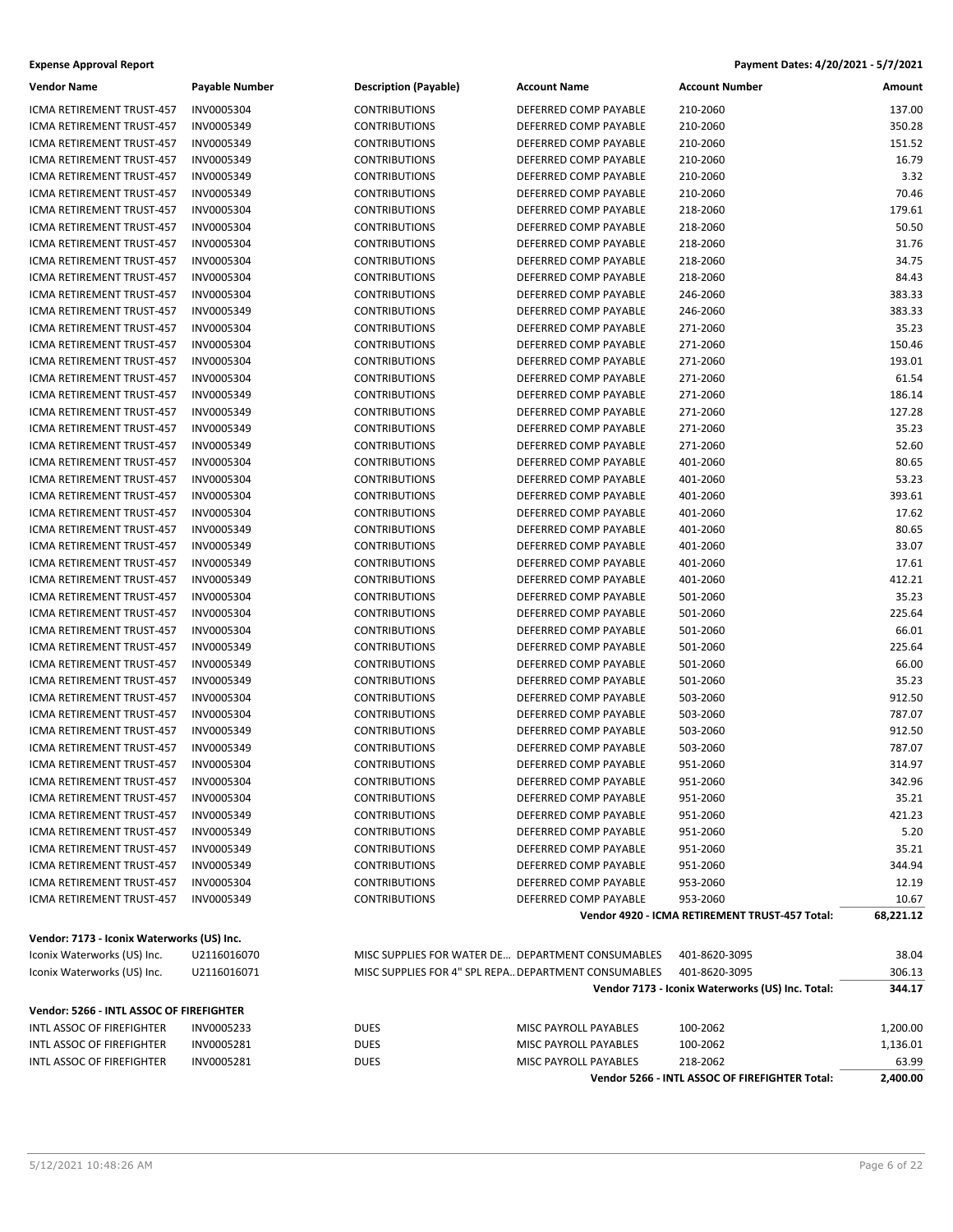**Expense Approval Report** | **Payment Dates: 4/20/2021 - 5/7/2021**

| Vendor Name | Payable Number | Description (Payable) | Account Name | Account Number | Amount |
|---|---|---|---|---|---|
| ICMA RETIREMENT TRUST-457 | INV0005304 | CONTRIBUTIONS | DEFERRED COMP PAYABLE | 210-2060 | 137.00 |
| ICMA RETIREMENT TRUST-457 | INV0005349 | CONTRIBUTIONS | DEFERRED COMP PAYABLE | 210-2060 | 350.28 |
| ICMA RETIREMENT TRUST-457 | INV0005349 | CONTRIBUTIONS | DEFERRED COMP PAYABLE | 210-2060 | 151.52 |
| ICMA RETIREMENT TRUST-457 | INV0005349 | CONTRIBUTIONS | DEFERRED COMP PAYABLE | 210-2060 | 16.79 |
| ICMA RETIREMENT TRUST-457 | INV0005349 | CONTRIBUTIONS | DEFERRED COMP PAYABLE | 210-2060 | 3.32 |
| ICMA RETIREMENT TRUST-457 | INV0005349 | CONTRIBUTIONS | DEFERRED COMP PAYABLE | 210-2060 | 70.46 |
| ICMA RETIREMENT TRUST-457 | INV0005304 | CONTRIBUTIONS | DEFERRED COMP PAYABLE | 218-2060 | 179.61 |
| ICMA RETIREMENT TRUST-457 | INV0005304 | CONTRIBUTIONS | DEFERRED COMP PAYABLE | 218-2060 | 50.50 |
| ICMA RETIREMENT TRUST-457 | INV0005304 | CONTRIBUTIONS | DEFERRED COMP PAYABLE | 218-2060 | 31.76 |
| ICMA RETIREMENT TRUST-457 | INV0005304 | CONTRIBUTIONS | DEFERRED COMP PAYABLE | 218-2060 | 34.75 |
| ICMA RETIREMENT TRUST-457 | INV0005304 | CONTRIBUTIONS | DEFERRED COMP PAYABLE | 218-2060 | 84.43 |
| ICMA RETIREMENT TRUST-457 | INV0005304 | CONTRIBUTIONS | DEFERRED COMP PAYABLE | 246-2060 | 383.33 |
| ICMA RETIREMENT TRUST-457 | INV0005349 | CONTRIBUTIONS | DEFERRED COMP PAYABLE | 246-2060 | 383.33 |
| ICMA RETIREMENT TRUST-457 | INV0005304 | CONTRIBUTIONS | DEFERRED COMP PAYABLE | 271-2060 | 35.23 |
| ICMA RETIREMENT TRUST-457 | INV0005304 | CONTRIBUTIONS | DEFERRED COMP PAYABLE | 271-2060 | 150.46 |
| ICMA RETIREMENT TRUST-457 | INV0005304 | CONTRIBUTIONS | DEFERRED COMP PAYABLE | 271-2060 | 193.01 |
| ICMA RETIREMENT TRUST-457 | INV0005304 | CONTRIBUTIONS | DEFERRED COMP PAYABLE | 271-2060 | 61.54 |
| ICMA RETIREMENT TRUST-457 | INV0005349 | CONTRIBUTIONS | DEFERRED COMP PAYABLE | 271-2060 | 186.14 |
| ICMA RETIREMENT TRUST-457 | INV0005349 | CONTRIBUTIONS | DEFERRED COMP PAYABLE | 271-2060 | 127.28 |
| ICMA RETIREMENT TRUST-457 | INV0005349 | CONTRIBUTIONS | DEFERRED COMP PAYABLE | 271-2060 | 35.23 |
| ICMA RETIREMENT TRUST-457 | INV0005349 | CONTRIBUTIONS | DEFERRED COMP PAYABLE | 271-2060 | 52.60 |
| ICMA RETIREMENT TRUST-457 | INV0005304 | CONTRIBUTIONS | DEFERRED COMP PAYABLE | 401-2060 | 80.65 |
| ICMA RETIREMENT TRUST-457 | INV0005304 | CONTRIBUTIONS | DEFERRED COMP PAYABLE | 401-2060 | 53.23 |
| ICMA RETIREMENT TRUST-457 | INV0005304 | CONTRIBUTIONS | DEFERRED COMP PAYABLE | 401-2060 | 393.61 |
| ICMA RETIREMENT TRUST-457 | INV0005304 | CONTRIBUTIONS | DEFERRED COMP PAYABLE | 401-2060 | 17.62 |
| ICMA RETIREMENT TRUST-457 | INV0005349 | CONTRIBUTIONS | DEFERRED COMP PAYABLE | 401-2060 | 80.65 |
| ICMA RETIREMENT TRUST-457 | INV0005349 | CONTRIBUTIONS | DEFERRED COMP PAYABLE | 401-2060 | 33.07 |
| ICMA RETIREMENT TRUST-457 | INV0005349 | CONTRIBUTIONS | DEFERRED COMP PAYABLE | 401-2060 | 17.61 |
| ICMA RETIREMENT TRUST-457 | INV0005349 | CONTRIBUTIONS | DEFERRED COMP PAYABLE | 401-2060 | 412.21 |
| ICMA RETIREMENT TRUST-457 | INV0005304 | CONTRIBUTIONS | DEFERRED COMP PAYABLE | 501-2060 | 35.23 |
| ICMA RETIREMENT TRUST-457 | INV0005304 | CONTRIBUTIONS | DEFERRED COMP PAYABLE | 501-2060 | 225.64 |
| ICMA RETIREMENT TRUST-457 | INV0005304 | CONTRIBUTIONS | DEFERRED COMP PAYABLE | 501-2060 | 66.01 |
| ICMA RETIREMENT TRUST-457 | INV0005349 | CONTRIBUTIONS | DEFERRED COMP PAYABLE | 501-2060 | 225.64 |
| ICMA RETIREMENT TRUST-457 | INV0005349 | CONTRIBUTIONS | DEFERRED COMP PAYABLE | 501-2060 | 66.00 |
| ICMA RETIREMENT TRUST-457 | INV0005349 | CONTRIBUTIONS | DEFERRED COMP PAYABLE | 501-2060 | 35.23 |
| ICMA RETIREMENT TRUST-457 | INV0005304 | CONTRIBUTIONS | DEFERRED COMP PAYABLE | 503-2060 | 912.50 |
| ICMA RETIREMENT TRUST-457 | INV0005304 | CONTRIBUTIONS | DEFERRED COMP PAYABLE | 503-2060 | 787.07 |
| ICMA RETIREMENT TRUST-457 | INV0005349 | CONTRIBUTIONS | DEFERRED COMP PAYABLE | 503-2060 | 912.50 |
| ICMA RETIREMENT TRUST-457 | INV0005349 | CONTRIBUTIONS | DEFERRED COMP PAYABLE | 503-2060 | 787.07 |
| ICMA RETIREMENT TRUST-457 | INV0005304 | CONTRIBUTIONS | DEFERRED COMP PAYABLE | 951-2060 | 314.97 |
| ICMA RETIREMENT TRUST-457 | INV0005304 | CONTRIBUTIONS | DEFERRED COMP PAYABLE | 951-2060 | 342.96 |
| ICMA RETIREMENT TRUST-457 | INV0005304 | CONTRIBUTIONS | DEFERRED COMP PAYABLE | 951-2060 | 35.21 |
| ICMA RETIREMENT TRUST-457 | INV0005349 | CONTRIBUTIONS | DEFERRED COMP PAYABLE | 951-2060 | 421.23 |
| ICMA RETIREMENT TRUST-457 | INV0005349 | CONTRIBUTIONS | DEFERRED COMP PAYABLE | 951-2060 | 5.20 |
| ICMA RETIREMENT TRUST-457 | INV0005349 | CONTRIBUTIONS | DEFERRED COMP PAYABLE | 951-2060 | 35.21 |
| ICMA RETIREMENT TRUST-457 | INV0005349 | CONTRIBUTIONS | DEFERRED COMP PAYABLE | 951-2060 | 344.94 |
| ICMA RETIREMENT TRUST-457 | INV0005304 | CONTRIBUTIONS | DEFERRED COMP PAYABLE | 953-2060 | 12.19 |
| ICMA RETIREMENT TRUST-457 | INV0005349 | CONTRIBUTIONS | DEFERRED COMP PAYABLE | 953-2060 | 10.67 |
| | | | | **Vendor 4920 - ICMA RETIREMENT TRUST-457 Total:** | **68,221.12** |

**Vendor: 7173 - Iconix Waterworks (US) Inc.**

| Vendor Name | Payable Number | Description (Payable) | Account Name | Account Number | Amount |
|---|---|---|---|---|---|
| Iconix Waterworks (US) Inc. | U2116016070 | MISC SUPPLIES FOR WATER DE... | DEPARTMENT CONSUMABLES | 401-8620-3095 | 38.04 |
| Iconix Waterworks (US) Inc. | U2116016071 | MISC SUPPLIES FOR 4" SPL REPA... | DEPARTMENT CONSUMABLES | 401-8620-3095 | 306.13 |
| | | | | **Vendor 7173 - Iconix Waterworks (US) Inc. Total:** | **344.17** |

**Vendor: 5266 - INTL ASSOC OF FIREFIGHTER**

| Vendor Name | Payable Number | Description (Payable) | Account Name | Account Number | Amount |
|---|---|---|---|---|---|
| INTL ASSOC OF FIREFIGHTER | INV0005233 | DUES | MISC PAYROLL PAYABLES | 100-2062 | 1,200.00 |
| INTL ASSOC OF FIREFIGHTER | INV0005281 | DUES | MISC PAYROLL PAYABLES | 100-2062 | 1,136.01 |
| INTL ASSOC OF FIREFIGHTER | INV0005281 | DUES | MISC PAYROLL PAYABLES | 218-2062 | 63.99 |
| | | | | **Vendor 5266 - INTL ASSOC OF FIREFIGHTER Total:** | **2,400.00** |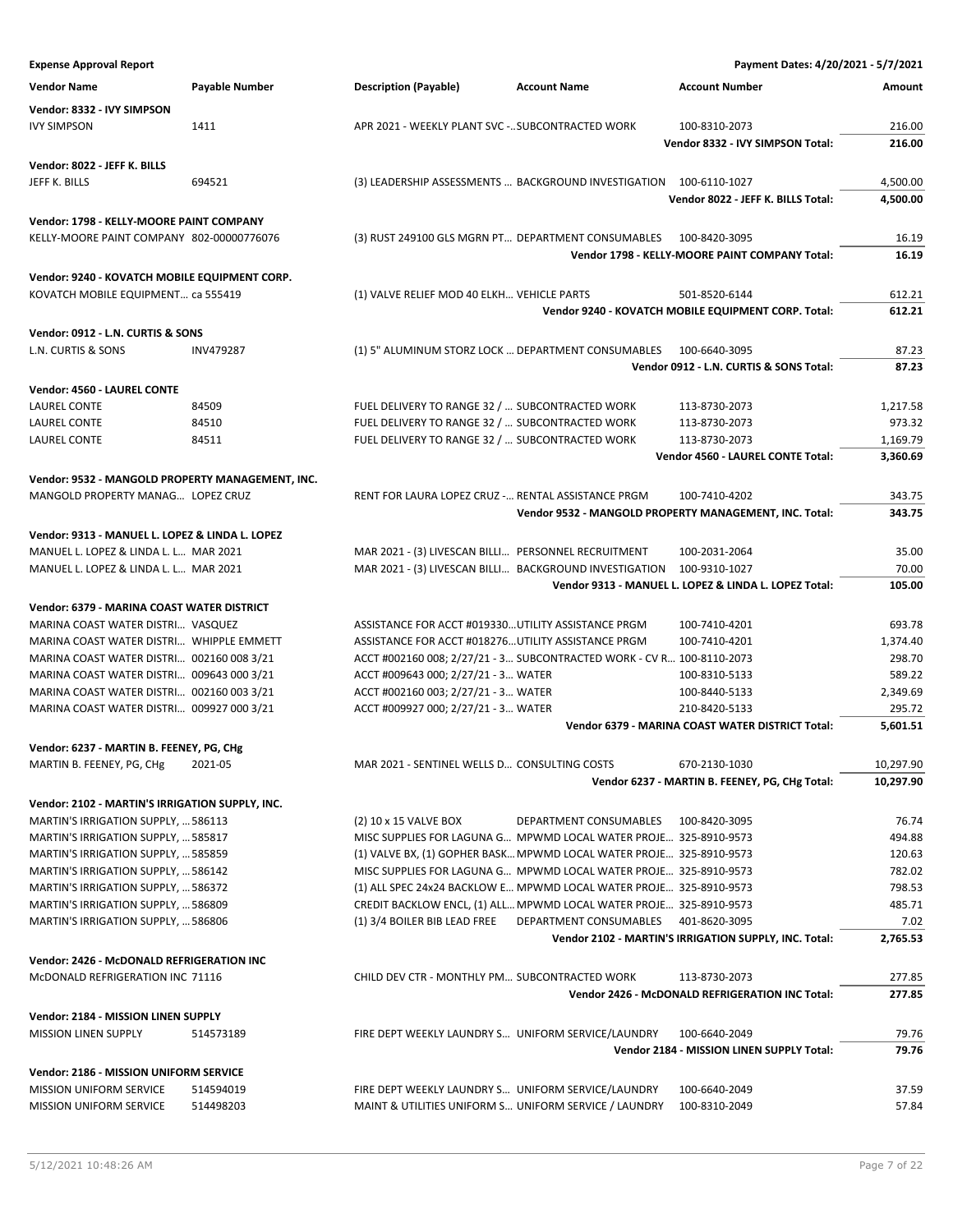**Expense Approval Report** | **Payment Dates: 4/20/2021 - 5/7/2021**

| Vendor Name | Payable Number | Description (Payable) | Account Name | Account Number | Amount |
|---|---|---|---|---|---|
| **Vendor: 8332 - IVY SIMPSON** | | | | | |
| IVY SIMPSON | 1411 | APR 2021 - WEEKLY PLANT SVC -… | SUBCONTRACTED WORK | 100-8310-2073 | 216.00 |
| | | | | **Vendor 8332 - IVY SIMPSON Total:** | **216.00** |
| **Vendor: 8022 - JEFF K. BILLS** | | | | | |
| JEFF K. BILLS | 694521 | (3) LEADERSHIP ASSESSMENTS … | BACKGROUND INVESTIGATION | 100-6110-1027 | 4,500.00 |
| | | | | **Vendor 8022 - JEFF K. BILLS Total:** | **4,500.00** |
| **Vendor: 1798 - KELLY-MOORE PAINT COMPANY** | | | | | |
| KELLY-MOORE PAINT COMPANY | 802-00000776076 | (3) RUST 249100 GLS MGRN PT… | DEPARTMENT CONSUMABLES | 100-8420-3095 | 16.19 |
| | | | | **Vendor 1798 - KELLY-MOORE PAINT COMPANY Total:** | **16.19** |
| **Vendor: 9240 - KOVATCH MOBILE EQUIPMENT CORP.** | | | | | |
| KOVATCH MOBILE EQUIPMENT… | ca 555419 | (1) VALVE RELIEF MOD 40 ELKH… | VEHICLE PARTS | 501-8520-6144 | 612.21 |
| | | | | **Vendor 9240 - KOVATCH MOBILE EQUIPMENT CORP. Total:** | **612.21** |
| **Vendor: 0912 - L.N. CURTIS & SONS** | | | | | |
| L.N. CURTIS & SONS | INV479287 | (1) 5" ALUMINUM STORZ LOCK … | DEPARTMENT CONSUMABLES | 100-6640-3095 | 87.23 |
| | | | | **Vendor 0912 - L.N. CURTIS & SONS Total:** | **87.23** |
| **Vendor: 4560 - LAUREL CONTE** | | | | | |
| LAUREL CONTE | 84509 | FUEL DELIVERY TO RANGE 32 / … | SUBCONTRACTED WORK | 113-8730-2073 | 1,217.58 |
| LAUREL CONTE | 84510 | FUEL DELIVERY TO RANGE 32 / … | SUBCONTRACTED WORK | 113-8730-2073 | 973.32 |
| LAUREL CONTE | 84511 | FUEL DELIVERY TO RANGE 32 / … | SUBCONTRACTED WORK | 113-8730-2073 | 1,169.79 |
| | | | | **Vendor 4560 - LAUREL CONTE Total:** | **3,360.69** |
| **Vendor: 9532 - MANGOLD PROPERTY MANAGEMENT, INC.** | | | | | |
| MANGOLD PROPERTY MANAG… | LOPEZ CRUZ | RENT FOR LAURA LOPEZ CRUZ -… | RENTAL ASSISTANCE PRGM | 100-7410-4202 | 343.75 |
| | | | | **Vendor 9532 - MANGOLD PROPERTY MANAGEMENT, INC. Total:** | **343.75** |
| **Vendor: 9313 - MANUEL L. LOPEZ & LINDA L. LOPEZ** | | | | | |
| MANUEL L. LOPEZ & LINDA L. L… | MAR 2021 | MAR 2021 - (3) LIVESCAN BILLI… | PERSONNEL RECRUITMENT | 100-2031-2064 | 35.00 |
| MANUEL L. LOPEZ & LINDA L. L… | MAR 2021 | MAR 2021 - (3) LIVESCAN BILLI… | BACKGROUND INVESTIGATION | 100-9310-1027 | 70.00 |
| | | | | **Vendor 9313 - MANUEL L. LOPEZ & LINDA L. LOPEZ Total:** | **105.00** |
| **Vendor: 6379 - MARINA COAST WATER DISTRICT** | | | | | |
| MARINA COAST WATER DISTRI… | VASQUEZ | ASSISTANCE FOR ACCT #019330… | UTILITY ASSISTANCE PRGM | 100-7410-4201 | 693.78 |
| MARINA COAST WATER DISTRI… | WHIPPLE EMMETT | ASSISTANCE FOR ACCT #018276… | UTILITY ASSISTANCE PRGM | 100-7410-4201 | 1,374.40 |
| MARINA COAST WATER DISTRI… | 002160 008 3/21 | ACCT #002160 008; 2/27/21 - 3… | SUBCONTRACTED WORK - CV R… | 100-8110-2073 | 298.70 |
| MARINA COAST WATER DISTRI… | 009643 000 3/21 | ACCT #009643 000; 2/27/21 - 3… | WATER | 100-8310-5133 | 589.22 |
| MARINA COAST WATER DISTRI… | 002160 003 3/21 | ACCT #002160 003; 2/27/21 - 3… | WATER | 100-8440-5133 | 2,349.69 |
| MARINA COAST WATER DISTRI… | 009927 000 3/21 | ACCT #009927 000; 2/27/21 - 3… | WATER | 210-8420-5133 | 295.72 |
| | | | | **Vendor 6379 - MARINA COAST WATER DISTRICT Total:** | **5,601.51** |
| **Vendor: 6237 - MARTIN B. FEENEY, PG, CHg** | | | | | |
| MARTIN B. FEENEY, PG, CHg | 2021-05 | MAR 2021 - SENTINEL WELLS D… | CONSULTING COSTS | 670-2130-1030 | 10,297.90 |
| | | | | **Vendor 6237 - MARTIN B. FEENEY, PG, CHg Total:** | **10,297.90** |
| **Vendor: 2102 - MARTIN'S IRRIGATION SUPPLY, INC.** | | | | | |
| MARTIN'S IRRIGATION SUPPLY, … | 586113 | (2) 10 x 15 VALVE BOX | DEPARTMENT CONSUMABLES | 100-8420-3095 | 76.74 |
| MARTIN'S IRRIGATION SUPPLY, … | 585817 | MISC SUPPLIES FOR LAGUNA G… | MPWMD LOCAL WATER PROJE… | 325-8910-9573 | 494.88 |
| MARTIN'S IRRIGATION SUPPLY, … | 585859 | (1) VALVE BX, (1) GOPHER BASK… | MPWMD LOCAL WATER PROJE… | 325-8910-9573 | 120.63 |
| MARTIN'S IRRIGATION SUPPLY, … | 586142 | MISC SUPPLIES FOR LAGUNA G… | MPWMD LOCAL WATER PROJE… | 325-8910-9573 | 782.02 |
| MARTIN'S IRRIGATION SUPPLY, … | 586372 | (1) ALL SPEC 24x24 BACKLOW E… | MPWMD LOCAL WATER PROJE… | 325-8910-9573 | 798.53 |
| MARTIN'S IRRIGATION SUPPLY, … | 586809 | CREDIT BACKLOW ENCL, (1) ALL… | MPWMD LOCAL WATER PROJE… | 325-8910-9573 | 485.71 |
| MARTIN'S IRRIGATION SUPPLY, … | 586806 | (1) 3/4 BOILER BIB LEAD FREE | DEPARTMENT CONSUMABLES | 401-8620-3095 | 7.02 |
| | | | | **Vendor 2102 - MARTIN'S IRRIGATION SUPPLY, INC. Total:** | **2,765.53** |
| **Vendor: 2426 - McDONALD REFRIGERATION INC** | | | | | |
| McDONALD REFRIGERATION INC | 71116 | CHILD DEV CTR - MONTHLY PM… | SUBCONTRACTED WORK | 113-8730-2073 | 277.85 |
| | | | | **Vendor 2426 - McDONALD REFRIGERATION INC Total:** | **277.85** |
| **Vendor: 2184 - MISSION LINEN SUPPLY** | | | | | |
| MISSION LINEN SUPPLY | 514573189 | FIRE DEPT WEEKLY LAUNDRY S… | UNIFORM SERVICE/LAUNDRY | 100-6640-2049 | 79.76 |
| | | | | **Vendor 2184 - MISSION LINEN SUPPLY Total:** | **79.76** |
| **Vendor: 2186 - MISSION UNIFORM SERVICE** | | | | | |
| MISSION UNIFORM SERVICE | 514594019 | FIRE DEPT WEEKLY LAUNDRY S… | UNIFORM SERVICE/LAUNDRY | 100-6640-2049 | 37.59 |
| MISSION UNIFORM SERVICE | 514498203 | MAINT & UTILITIES UNIFORM S… | UNIFORM SERVICE / LAUNDRY | 100-8310-2049 | 57.84 |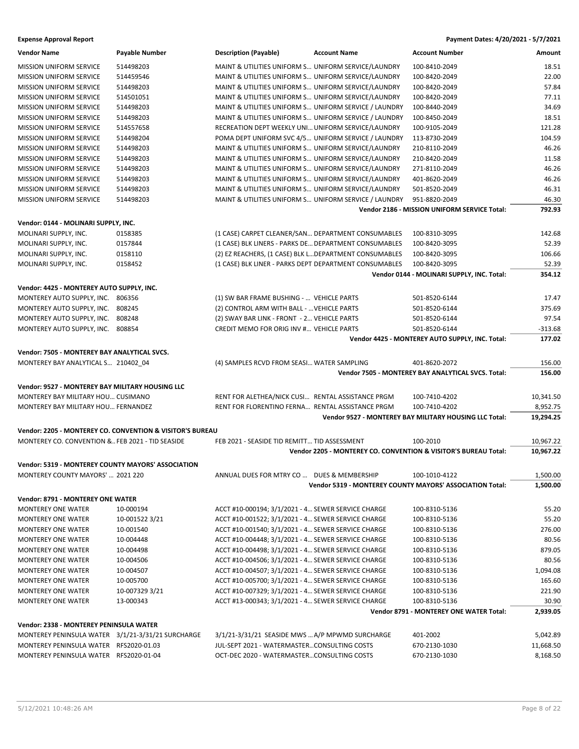**Expense Approval Report** — Payment Dates: 4/20/2021 - 5/7/2021

| Vendor Name | Payable Number | Description (Payable) | Account Name | Account Number | Amount |
|---|---|---|---|---|---|
| MISSION UNIFORM SERVICE | 514498203 | MAINT & UTILITIES UNIFORM S... | UNIFORM SERVICE/LAUNDRY | 100-8410-2049 | 18.51 |
| MISSION UNIFORM SERVICE | 514459546 | MAINT & UTILITIES UNIFORM S... | UNIFORM SERVICE/LAUNDRY | 100-8420-2049 | 22.00 |
| MISSION UNIFORM SERVICE | 514498203 | MAINT & UTILITIES UNIFORM S... | UNIFORM SERVICE/LAUNDRY | 100-8420-2049 | 57.84 |
| MISSION UNIFORM SERVICE | 514501051 | MAINT & UTILITIES UNIFORM S... | UNIFORM SERVICE/LAUNDRY | 100-8420-2049 | 77.11 |
| MISSION UNIFORM SERVICE | 514498203 | MAINT & UTILITIES UNIFORM S... | UNIFORM SERVICE / LAUNDRY | 100-8440-2049 | 34.69 |
| MISSION UNIFORM SERVICE | 514498203 | MAINT & UTILITIES UNIFORM S... | UNIFORM SERVICE / LAUNDRY | 100-8450-2049 | 18.51 |
| MISSION UNIFORM SERVICE | 514557658 | RECREATION DEPT WEEKLY UNI... | UNIFORM SERVICE/LAUNDRY | 100-9105-2049 | 121.28 |
| MISSION UNIFORM SERVICE | 514498204 | POMA DEPT UNIFORM SVC 4/5... | UNIFORM SERVICE / LAUNDRY | 113-8730-2049 | 104.59 |
| MISSION UNIFORM SERVICE | 514498203 | MAINT & UTILITIES UNIFORM S... | UNIFORM SERVICE/LAUNDRY | 210-8110-2049 | 46.26 |
| MISSION UNIFORM SERVICE | 514498203 | MAINT & UTILITIES UNIFORM S... | UNIFORM SERVICE/LAUNDRY | 210-8420-2049 | 11.58 |
| MISSION UNIFORM SERVICE | 514498203 | MAINT & UTILITIES UNIFORM S... | UNIFORM SERVICE/LAUNDRY | 271-8110-2049 | 46.26 |
| MISSION UNIFORM SERVICE | 514498203 | MAINT & UTILITIES UNIFORM S... | UNIFORM SERVICE/LAUNDRY | 401-8620-2049 | 46.26 |
| MISSION UNIFORM SERVICE | 514498203 | MAINT & UTILITIES UNIFORM S... | UNIFORM SERVICE/LAUNDRY | 501-8520-2049 | 46.31 |
| MISSION UNIFORM SERVICE | 514498203 | MAINT & UTILITIES UNIFORM S... | UNIFORM SERVICE / LAUNDRY | 951-8820-2049 | 46.30 |
| | | | | **Vendor 2186 - MISSION UNIFORM SERVICE Total:** | **792.93** |
| **Vendor: 0144 - MOLINARI SUPPLY, INC.** | | | | | |
| MOLINARI SUPPLY, INC. | 0158385 | (1 CASE) CARPET CLEANER/SAN... | DEPARTMENT CONSUMABLES | 100-8310-3095 | 142.68 |
| MOLINARI SUPPLY, INC. | 0157844 | (1 CASE) BLK LINERS - PARKS DE... | DEPARTMENT CONSUMABLES | 100-8420-3095 | 52.39 |
| MOLINARI SUPPLY, INC. | 0158110 | (2) EZ REACHERS, (1 CASE) BLK L... | DEPARTMENT CONSUMABLES | 100-8420-3095 | 106.66 |
| MOLINARI SUPPLY, INC. | 0158452 | (1 CASE) BLK LINER - PARKS DEPT | DEPARTMENT CONSUMABLES | 100-8420-3095 | 52.39 |
| | | | | **Vendor 0144 - MOLINARI SUPPLY, INC. Total:** | **354.12** |
| **Vendor: 4425 - MONTEREY AUTO SUPPLY, INC.** | | | | | |
| MONTEREY AUTO SUPPLY, INC. | 806356 | (1) SW BAR FRAME BUSHING - ... | VEHICLE PARTS | 501-8520-6144 | 17.47 |
| MONTEREY AUTO SUPPLY, INC. | 808245 | (2) CONTROL ARM WITH BALL - ... | VEHICLE PARTS | 501-8520-6144 | 375.69 |
| MONTEREY AUTO SUPPLY, INC. | 808248 | (2) SWAY BAR LINK - FRONT - 2... | VEHICLE PARTS | 501-8520-6144 | 97.54 |
| MONTEREY AUTO SUPPLY, INC. | 808854 | CREDIT MEMO FOR ORIG INV #... | VEHICLE PARTS | 501-8520-6144 | -313.68 |
| | | | | **Vendor 4425 - MONTEREY AUTO SUPPLY, INC. Total:** | **177.02** |
| **Vendor: 7505 - MONTEREY BAY ANALYTICAL SVCS.** | | | | | |
| MONTEREY BAY ANALYTICAL S... | 210402_04 | (4) SAMPLES RCVD FROM SEASI... | WATER SAMPLING | 401-8620-2072 | 156.00 |
| | | | | **Vendor 7505 - MONTEREY BAY ANALYTICAL SVCS. Total:** | **156.00** |
| **Vendor: 9527 - MONTEREY BAY MILITARY HOUSING LLC** | | | | | |
| MONTEREY BAY MILITARY HOU... | CUSIMANO | RENT FOR ALETHEA/NICK CUSI... | RENTAL ASSISTANCE PRGM | 100-7410-4202 | 10,341.50 |
| MONTEREY BAY MILITARY HOU... | FERNANDEZ | RENT FOR FLORENTINO FERNA... | RENTAL ASSISTANCE PRGM | 100-7410-4202 | 8,952.75 |
| | | | | **Vendor 9527 - MONTEREY BAY MILITARY HOUSING LLC Total:** | **19,294.25** |
| **Vendor: 2205 - MONTEREY CO. CONVENTION & VISITOR'S BUREAU** | | | | | |
| MONTEREY CO. CONVENTION &... | FEB 2021 - TID SEASIDE | FEB 2021 - SEASIDE TID REMITT... | TID ASSESSMENT | 100-2010 | 10,967.22 |
| | | | | **Vendor 2205 - MONTEREY CO. CONVENTION & VISITOR'S BUREAU Total:** | **10,967.22** |
| **Vendor: 5319 - MONTEREY COUNTY MAYORS' ASSOCIATION** | | | | | |
| MONTEREY COUNTY MAYORS' ... | 2021 220 | ANNUAL DUES FOR MTRY CO ... | DUES & MEMBERSHIP | 100-1010-4122 | 1,500.00 |
| | | | | **Vendor 5319 - MONTEREY COUNTY MAYORS' ASSOCIATION Total:** | **1,500.00** |
| **Vendor: 8791 - MONTEREY ONE WATER** | | | | | |
| MONTEREY ONE WATER | 10-000194 | ACCT #10-000194; 3/1/2021 - 4... | SEWER SERVICE CHARGE | 100-8310-5136 | 55.20 |
| MONTEREY ONE WATER | 10-001522 3/21 | ACCT #10-001522; 3/1/2021 - 4... | SEWER SERVICE CHARGE | 100-8310-5136 | 55.20 |
| MONTEREY ONE WATER | 10-001540 | ACCT #10-001540; 3/1/2021 - 4... | SEWER SERVICE CHARGE | 100-8310-5136 | 276.00 |
| MONTEREY ONE WATER | 10-004448 | ACCT #10-004448; 3/1/2021 - 4... | SEWER SERVICE CHARGE | 100-8310-5136 | 80.56 |
| MONTEREY ONE WATER | 10-004498 | ACCT #10-004498; 3/1/2021 - 4... | SEWER SERVICE CHARGE | 100-8310-5136 | 879.05 |
| MONTEREY ONE WATER | 10-004506 | ACCT #10-004506; 3/1/2021 - 4... | SEWER SERVICE CHARGE | 100-8310-5136 | 80.56 |
| MONTEREY ONE WATER | 10-004507 | ACCT #10-004507; 3/1/2021 - 4... | SEWER SERVICE CHARGE | 100-8310-5136 | 1,094.08 |
| MONTEREY ONE WATER | 10-005700 | ACCT #10-005700; 3/1/2021 - 4... | SEWER SERVICE CHARGE | 100-8310-5136 | 165.60 |
| MONTEREY ONE WATER | 10-007329 3/21 | ACCT #10-007329; 3/1/2021 - 4... | SEWER SERVICE CHARGE | 100-8310-5136 | 221.90 |
| MONTEREY ONE WATER | 13-000343 | ACCT #13-000343; 3/1/2021 - 4... | SEWER SERVICE CHARGE | 100-8310-5136 | 30.90 |
| | | | | **Vendor 8791 - MONTEREY ONE WATER Total:** | **2,939.05** |
| **Vendor: 2338 - MONTEREY PENINSULA WATER** | | | | | |
| MONTEREY PENINSULA WATER | 3/1/21-3/31/21 SURCHARGE | 3/1/21-3/31/21 SEASIDE MWS ... | A/P MPWMD SURCHARGE | 401-2002 | 5,042.89 |
| MONTEREY PENINSULA WATER | RFS2020-01.03 | JUL-SEPT 2021 - WATERMASTER... | CONSULTING COSTS | 670-2130-1030 | 11,668.50 |
| MONTEREY PENINSULA WATER | RFS2020-01-04 | OCT-DEC 2020 - WATERMASTER... | CONSULTING COSTS | 670-2130-1030 | 8,168.50 |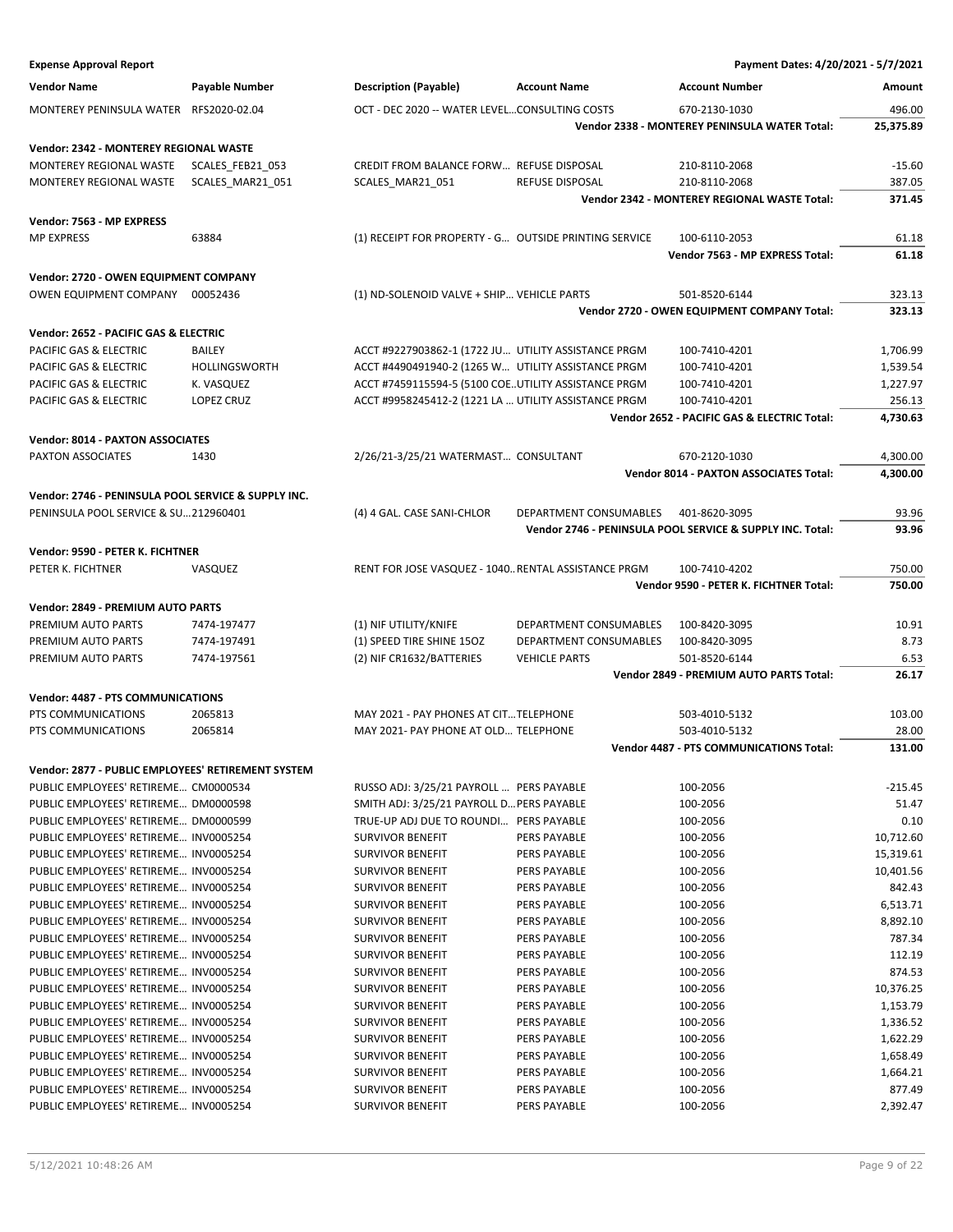**Expense Approval Report** Payment Dates: 4/20/2021 - 5/7/2021

| Vendor Name | Payable Number | Description (Payable) | Account Name | Account Number | Amount |
|---|---|---|---|---|---|
| MONTEREY PENINSULA WATER | RFS2020-02.04 | OCT - DEC 2020 -- WATER LEVEL... | CONSULTING COSTS | 670-2130-1030 | 496.00 |
| | | | | **Vendor 2338 - MONTEREY PENINSULA WATER Total:** | **25,375.89** |
| **Vendor: 2342 - MONTEREY REGIONAL WASTE** | | | | | |
| MONTEREY REGIONAL WASTE | SCALES_FEB21_053 | CREDIT FROM BALANCE FORW... | REFUSE DISPOSAL | 210-8110-2068 | -15.60 |
| MONTEREY REGIONAL WASTE | SCALES_MAR21_051 | SCALES_MAR21_051 | REFUSE DISPOSAL | 210-8110-2068 | 387.05 |
| | | | | **Vendor 2342 - MONTEREY REGIONAL WASTE Total:** | **371.45** |
| **Vendor: 7563 - MP EXPRESS** | | | | | |
| MP EXPRESS | 63884 | (1) RECEIPT FOR PROPERTY - G... | OUTSIDE PRINTING SERVICE | 100-6110-2053 | 61.18 |
| | | | | **Vendor 7563 - MP EXPRESS Total:** | **61.18** |
| **Vendor: 2720 - OWEN EQUIPMENT COMPANY** | | | | | |
| OWEN EQUIPMENT COMPANY | 00052436 | (1) ND-SOLENOID VALVE + SHIP... | VEHICLE PARTS | 501-8520-6144 | 323.13 |
| | | | | **Vendor 2720 - OWEN EQUIPMENT COMPANY Total:** | **323.13** |
| **Vendor: 2652 - PACIFIC GAS & ELECTRIC** | | | | | |
| PACIFIC GAS & ELECTRIC | BAILEY | ACCT #9227903862-1 (1722 JU... | UTILITY ASSISTANCE PRGM | 100-7410-4201 | 1,706.99 |
| PACIFIC GAS & ELECTRIC | HOLLINGSWORTH | ACCT #4490491940-2 (1265 W... | UTILITY ASSISTANCE PRGM | 100-7410-4201 | 1,539.54 |
| PACIFIC GAS & ELECTRIC | K. VASQUEZ | ACCT #7459115594-5 (5100 COE... | UTILITY ASSISTANCE PRGM | 100-7410-4201 | 1,227.97 |
| PACIFIC GAS & ELECTRIC | LOPEZ CRUZ | ACCT #9958245412-2 (1221 LA ... | UTILITY ASSISTANCE PRGM | 100-7410-4201 | 256.13 |
| | | | | **Vendor 2652 - PACIFIC GAS & ELECTRIC Total:** | **4,730.63** |
| **Vendor: 8014 - PAXTON ASSOCIATES** | | | | | |
| PAXTON ASSOCIATES | 1430 | 2/26/21-3/25/21 WATERMAST... | CONSULTANT | 670-2120-1030 | 4,300.00 |
| | | | | **Vendor 8014 - PAXTON ASSOCIATES Total:** | **4,300.00** |
| **Vendor: 2746 - PENINSULA POOL SERVICE & SUPPLY INC.** | | | | | |
| PENINSULA POOL SERVICE & SU... | 212960401 | (4) 4 GAL. CASE SANI-CHLOR | DEPARTMENT CONSUMABLES | 401-8620-3095 | 93.96 |
| | | | | **Vendor 2746 - PENINSULA POOL SERVICE & SUPPLY INC. Total:** | **93.96** |
| **Vendor: 9590 - PETER K. FICHTNER** | | | | | |
| PETER K. FICHTNER | VASQUEZ | RENT FOR JOSE VASQUEZ - 1040... | RENTAL ASSISTANCE PRGM | 100-7410-4202 | 750.00 |
| | | | | **Vendor 9590 - PETER K. FICHTNER Total:** | **750.00** |
| **Vendor: 2849 - PREMIUM AUTO PARTS** | | | | | |
| PREMIUM AUTO PARTS | 7474-197477 | (1) NIF UTILITY/KNIFE | DEPARTMENT CONSUMABLES | 100-8420-3095 | 10.91 |
| PREMIUM AUTO PARTS | 7474-197491 | (1) SPEED TIRE SHINE 15OZ | DEPARTMENT CONSUMABLES | 100-8420-3095 | 8.73 |
| PREMIUM AUTO PARTS | 7474-197561 | (2) NIF CR1632/BATTERIES | VEHICLE PARTS | 501-8520-6144 | 6.53 |
| | | | | **Vendor 2849 - PREMIUM AUTO PARTS Total:** | **26.17** |
| **Vendor: 4487 - PTS COMMUNICATIONS** | | | | | |
| PTS COMMUNICATIONS | 2065813 | MAY 2021 - PAY PHONES AT CIT... | TELEPHONE | 503-4010-5132 | 103.00 |
| PTS COMMUNICATIONS | 2065814 | MAY 2021- PAY PHONE AT OLD... | TELEPHONE | 503-4010-5132 | 28.00 |
| | | | | **Vendor 4487 - PTS COMMUNICATIONS Total:** | **131.00** |
| **Vendor: 2877 - PUBLIC EMPLOYEES' RETIREMENT SYSTEM** | | | | | |
| PUBLIC EMPLOYEES' RETIREME... | CM0000534 | RUSSO ADJ: 3/25/21 PAYROLL ... | PERS PAYABLE | 100-2056 | -215.45 |
| PUBLIC EMPLOYEES' RETIREME... | DM0000598 | SMITH ADJ: 3/25/21 PAYROLL D... | PERS PAYABLE | 100-2056 | 51.47 |
| PUBLIC EMPLOYEES' RETIREME... | DM0000599 | TRUE-UP ADJ DUE TO ROUNDI... | PERS PAYABLE | 100-2056 | 0.10 |
| PUBLIC EMPLOYEES' RETIREME... | INV0005254 | SURVIVOR BENEFIT | PERS PAYABLE | 100-2056 | 10,712.60 |
| PUBLIC EMPLOYEES' RETIREME... | INV0005254 | SURVIVOR BENEFIT | PERS PAYABLE | 100-2056 | 15,319.61 |
| PUBLIC EMPLOYEES' RETIREME... | INV0005254 | SURVIVOR BENEFIT | PERS PAYABLE | 100-2056 | 10,401.56 |
| PUBLIC EMPLOYEES' RETIREME... | INV0005254 | SURVIVOR BENEFIT | PERS PAYABLE | 100-2056 | 842.43 |
| PUBLIC EMPLOYEES' RETIREME... | INV0005254 | SURVIVOR BENEFIT | PERS PAYABLE | 100-2056 | 6,513.71 |
| PUBLIC EMPLOYEES' RETIREME... | INV0005254 | SURVIVOR BENEFIT | PERS PAYABLE | 100-2056 | 8,892.10 |
| PUBLIC EMPLOYEES' RETIREME... | INV0005254 | SURVIVOR BENEFIT | PERS PAYABLE | 100-2056 | 787.34 |
| PUBLIC EMPLOYEES' RETIREME... | INV0005254 | SURVIVOR BENEFIT | PERS PAYABLE | 100-2056 | 112.19 |
| PUBLIC EMPLOYEES' RETIREME... | INV0005254 | SURVIVOR BENEFIT | PERS PAYABLE | 100-2056 | 874.53 |
| PUBLIC EMPLOYEES' RETIREME... | INV0005254 | SURVIVOR BENEFIT | PERS PAYABLE | 100-2056 | 10,376.25 |
| PUBLIC EMPLOYEES' RETIREME... | INV0005254 | SURVIVOR BENEFIT | PERS PAYABLE | 100-2056 | 1,153.79 |
| PUBLIC EMPLOYEES' RETIREME... | INV0005254 | SURVIVOR BENEFIT | PERS PAYABLE | 100-2056 | 1,336.52 |
| PUBLIC EMPLOYEES' RETIREME... | INV0005254 | SURVIVOR BENEFIT | PERS PAYABLE | 100-2056 | 1,622.29 |
| PUBLIC EMPLOYEES' RETIREME... | INV0005254 | SURVIVOR BENEFIT | PERS PAYABLE | 100-2056 | 1,658.49 |
| PUBLIC EMPLOYEES' RETIREME... | INV0005254 | SURVIVOR BENEFIT | PERS PAYABLE | 100-2056 | 1,664.21 |
| PUBLIC EMPLOYEES' RETIREME... | INV0005254 | SURVIVOR BENEFIT | PERS PAYABLE | 100-2056 | 877.49 |
| PUBLIC EMPLOYEES' RETIREME... | INV0005254 | SURVIVOR BENEFIT | PERS PAYABLE | 100-2056 | 2,392.47 |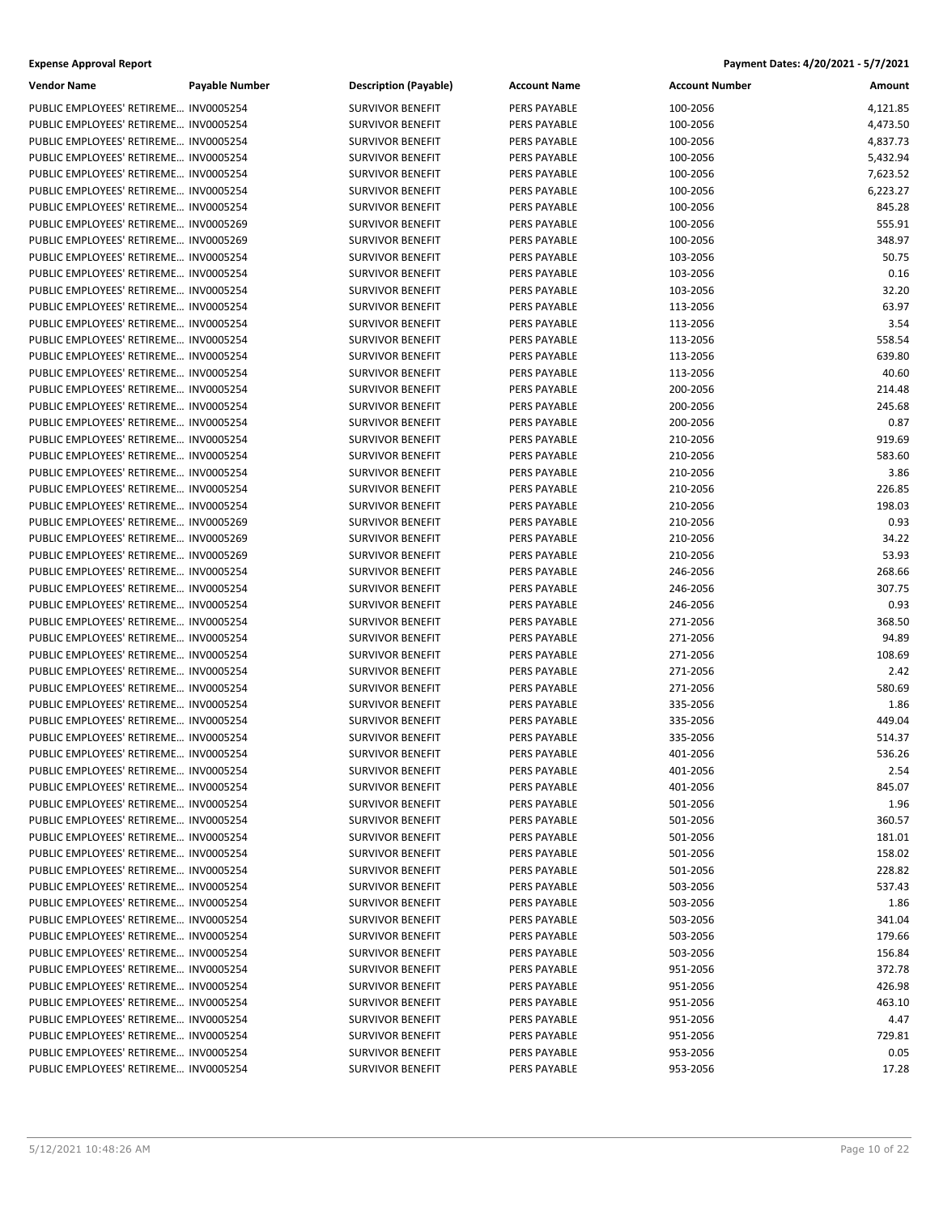| Vendor Name | Payable Number | Description (Payable) | Account Name | Account Number | Amount |
|---|---|---|---|---|---|
| PUBLIC EMPLOYEES' RETIREME... | INV0005254 | SURVIVOR BENEFIT | PERS PAYABLE | 100-2056 | 4,121.85 |
| PUBLIC EMPLOYEES' RETIREME... | INV0005254 | SURVIVOR BENEFIT | PERS PAYABLE | 100-2056 | 4,473.50 |
| PUBLIC EMPLOYEES' RETIREME... | INV0005254 | SURVIVOR BENEFIT | PERS PAYABLE | 100-2056 | 4,837.73 |
| PUBLIC EMPLOYEES' RETIREME... | INV0005254 | SURVIVOR BENEFIT | PERS PAYABLE | 100-2056 | 5,432.94 |
| PUBLIC EMPLOYEES' RETIREME... | INV0005254 | SURVIVOR BENEFIT | PERS PAYABLE | 100-2056 | 7,623.52 |
| PUBLIC EMPLOYEES' RETIREME... | INV0005254 | SURVIVOR BENEFIT | PERS PAYABLE | 100-2056 | 6,223.27 |
| PUBLIC EMPLOYEES' RETIREME... | INV0005254 | SURVIVOR BENEFIT | PERS PAYABLE | 100-2056 | 845.28 |
| PUBLIC EMPLOYEES' RETIREME... | INV0005269 | SURVIVOR BENEFIT | PERS PAYABLE | 100-2056 | 555.91 |
| PUBLIC EMPLOYEES' RETIREME... | INV0005269 | SURVIVOR BENEFIT | PERS PAYABLE | 100-2056 | 348.97 |
| PUBLIC EMPLOYEES' RETIREME... | INV0005254 | SURVIVOR BENEFIT | PERS PAYABLE | 103-2056 | 50.75 |
| PUBLIC EMPLOYEES' RETIREME... | INV0005254 | SURVIVOR BENEFIT | PERS PAYABLE | 103-2056 | 0.16 |
| PUBLIC EMPLOYEES' RETIREME... | INV0005254 | SURVIVOR BENEFIT | PERS PAYABLE | 103-2056 | 32.20 |
| PUBLIC EMPLOYEES' RETIREME... | INV0005254 | SURVIVOR BENEFIT | PERS PAYABLE | 113-2056 | 63.97 |
| PUBLIC EMPLOYEES' RETIREME... | INV0005254 | SURVIVOR BENEFIT | PERS PAYABLE | 113-2056 | 3.54 |
| PUBLIC EMPLOYEES' RETIREME... | INV0005254 | SURVIVOR BENEFIT | PERS PAYABLE | 113-2056 | 558.54 |
| PUBLIC EMPLOYEES' RETIREME... | INV0005254 | SURVIVOR BENEFIT | PERS PAYABLE | 113-2056 | 639.80 |
| PUBLIC EMPLOYEES' RETIREME... | INV0005254 | SURVIVOR BENEFIT | PERS PAYABLE | 113-2056 | 40.60 |
| PUBLIC EMPLOYEES' RETIREME... | INV0005254 | SURVIVOR BENEFIT | PERS PAYABLE | 200-2056 | 214.48 |
| PUBLIC EMPLOYEES' RETIREME... | INV0005254 | SURVIVOR BENEFIT | PERS PAYABLE | 200-2056 | 245.68 |
| PUBLIC EMPLOYEES' RETIREME... | INV0005254 | SURVIVOR BENEFIT | PERS PAYABLE | 200-2056 | 0.87 |
| PUBLIC EMPLOYEES' RETIREME... | INV0005254 | SURVIVOR BENEFIT | PERS PAYABLE | 210-2056 | 919.69 |
| PUBLIC EMPLOYEES' RETIREME... | INV0005254 | SURVIVOR BENEFIT | PERS PAYABLE | 210-2056 | 583.60 |
| PUBLIC EMPLOYEES' RETIREME... | INV0005254 | SURVIVOR BENEFIT | PERS PAYABLE | 210-2056 | 3.86 |
| PUBLIC EMPLOYEES' RETIREME... | INV0005254 | SURVIVOR BENEFIT | PERS PAYABLE | 210-2056 | 226.85 |
| PUBLIC EMPLOYEES' RETIREME... | INV0005254 | SURVIVOR BENEFIT | PERS PAYABLE | 210-2056 | 198.03 |
| PUBLIC EMPLOYEES' RETIREME... | INV0005269 | SURVIVOR BENEFIT | PERS PAYABLE | 210-2056 | 0.93 |
| PUBLIC EMPLOYEES' RETIREME... | INV0005269 | SURVIVOR BENEFIT | PERS PAYABLE | 210-2056 | 34.22 |
| PUBLIC EMPLOYEES' RETIREME... | INV0005269 | SURVIVOR BENEFIT | PERS PAYABLE | 210-2056 | 53.93 |
| PUBLIC EMPLOYEES' RETIREME... | INV0005254 | SURVIVOR BENEFIT | PERS PAYABLE | 246-2056 | 268.66 |
| PUBLIC EMPLOYEES' RETIREME... | INV0005254 | SURVIVOR BENEFIT | PERS PAYABLE | 246-2056 | 307.75 |
| PUBLIC EMPLOYEES' RETIREME... | INV0005254 | SURVIVOR BENEFIT | PERS PAYABLE | 246-2056 | 0.93 |
| PUBLIC EMPLOYEES' RETIREME... | INV0005254 | SURVIVOR BENEFIT | PERS PAYABLE | 271-2056 | 368.50 |
| PUBLIC EMPLOYEES' RETIREME... | INV0005254 | SURVIVOR BENEFIT | PERS PAYABLE | 271-2056 | 94.89 |
| PUBLIC EMPLOYEES' RETIREME... | INV0005254 | SURVIVOR BENEFIT | PERS PAYABLE | 271-2056 | 108.69 |
| PUBLIC EMPLOYEES' RETIREME... | INV0005254 | SURVIVOR BENEFIT | PERS PAYABLE | 271-2056 | 2.42 |
| PUBLIC EMPLOYEES' RETIREME... | INV0005254 | SURVIVOR BENEFIT | PERS PAYABLE | 271-2056 | 580.69 |
| PUBLIC EMPLOYEES' RETIREME... | INV0005254 | SURVIVOR BENEFIT | PERS PAYABLE | 335-2056 | 1.86 |
| PUBLIC EMPLOYEES' RETIREME... | INV0005254 | SURVIVOR BENEFIT | PERS PAYABLE | 335-2056 | 449.04 |
| PUBLIC EMPLOYEES' RETIREME... | INV0005254 | SURVIVOR BENEFIT | PERS PAYABLE | 335-2056 | 514.37 |
| PUBLIC EMPLOYEES' RETIREME... | INV0005254 | SURVIVOR BENEFIT | PERS PAYABLE | 401-2056 | 536.26 |
| PUBLIC EMPLOYEES' RETIREME... | INV0005254 | SURVIVOR BENEFIT | PERS PAYABLE | 401-2056 | 2.54 |
| PUBLIC EMPLOYEES' RETIREME... | INV0005254 | SURVIVOR BENEFIT | PERS PAYABLE | 401-2056 | 845.07 |
| PUBLIC EMPLOYEES' RETIREME... | INV0005254 | SURVIVOR BENEFIT | PERS PAYABLE | 501-2056 | 1.96 |
| PUBLIC EMPLOYEES' RETIREME... | INV0005254 | SURVIVOR BENEFIT | PERS PAYABLE | 501-2056 | 360.57 |
| PUBLIC EMPLOYEES' RETIREME... | INV0005254 | SURVIVOR BENEFIT | PERS PAYABLE | 501-2056 | 181.01 |
| PUBLIC EMPLOYEES' RETIREME... | INV0005254 | SURVIVOR BENEFIT | PERS PAYABLE | 501-2056 | 158.02 |
| PUBLIC EMPLOYEES' RETIREME... | INV0005254 | SURVIVOR BENEFIT | PERS PAYABLE | 501-2056 | 228.82 |
| PUBLIC EMPLOYEES' RETIREME... | INV0005254 | SURVIVOR BENEFIT | PERS PAYABLE | 503-2056 | 537.43 |
| PUBLIC EMPLOYEES' RETIREME... | INV0005254 | SURVIVOR BENEFIT | PERS PAYABLE | 503-2056 | 1.86 |
| PUBLIC EMPLOYEES' RETIREME... | INV0005254 | SURVIVOR BENEFIT | PERS PAYABLE | 503-2056 | 341.04 |
| PUBLIC EMPLOYEES' RETIREME... | INV0005254 | SURVIVOR BENEFIT | PERS PAYABLE | 503-2056 | 179.66 |
| PUBLIC EMPLOYEES' RETIREME... | INV0005254 | SURVIVOR BENEFIT | PERS PAYABLE | 503-2056 | 156.84 |
| PUBLIC EMPLOYEES' RETIREME... | INV0005254 | SURVIVOR BENEFIT | PERS PAYABLE | 951-2056 | 372.78 |
| PUBLIC EMPLOYEES' RETIREME... | INV0005254 | SURVIVOR BENEFIT | PERS PAYABLE | 951-2056 | 426.98 |
| PUBLIC EMPLOYEES' RETIREME... | INV0005254 | SURVIVOR BENEFIT | PERS PAYABLE | 951-2056 | 463.10 |
| PUBLIC EMPLOYEES' RETIREME... | INV0005254 | SURVIVOR BENEFIT | PERS PAYABLE | 951-2056 | 4.47 |
| PUBLIC EMPLOYEES' RETIREME... | INV0005254 | SURVIVOR BENEFIT | PERS PAYABLE | 951-2056 | 729.81 |
| PUBLIC EMPLOYEES' RETIREME... | INV0005254 | SURVIVOR BENEFIT | PERS PAYABLE | 953-2056 | 0.05 |
| PUBLIC EMPLOYEES' RETIREME... | INV0005254 | SURVIVOR BENEFIT | PERS PAYABLE | 953-2056 | 17.28 |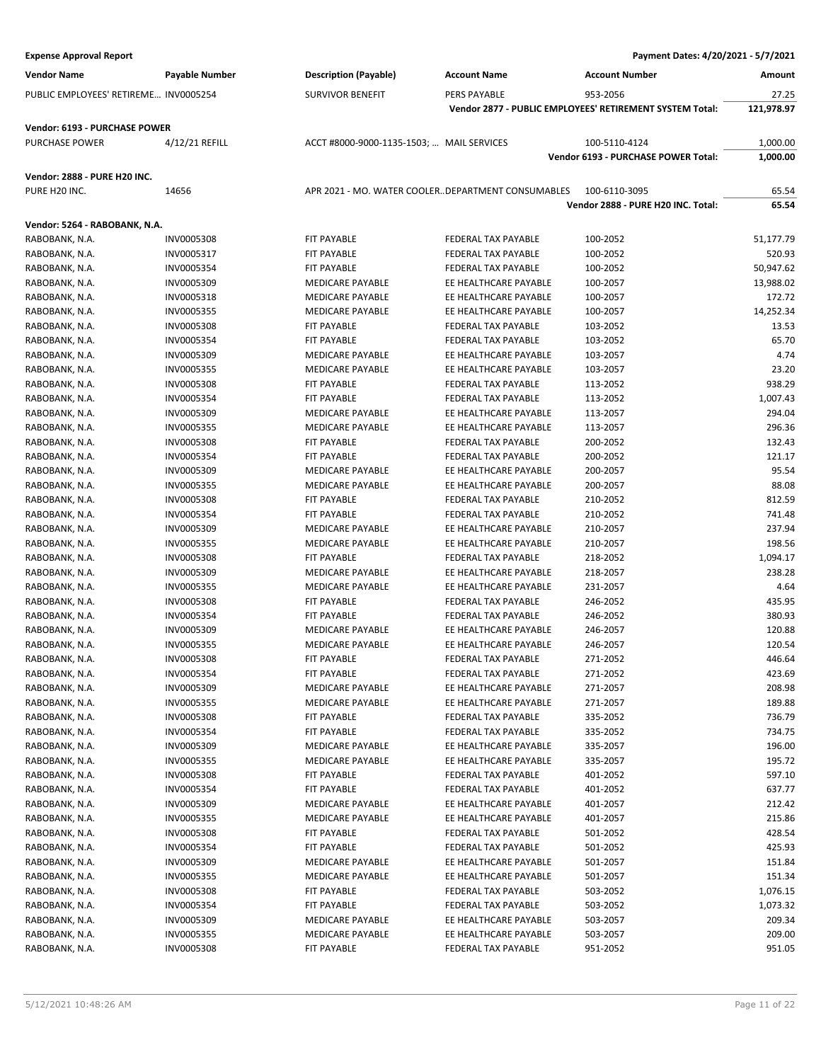**Expense Approval Report** — Payment Dates: 4/20/2021 - 5/7/2021

| Vendor Name | Payable Number | Description (Payable) | Account Name | Account Number | Amount |
|---|---|---|---|---|---|
| PUBLIC EMPLOYEES' RETIREME... | INV0005254 | SURVIVOR BENEFIT | PERS PAYABLE | 953-2056 | 27.25 |
| | | | | **Vendor 2877 - PUBLIC EMPLOYEES' RETIREMENT SYSTEM Total:** | **121,978.97** |
| **Vendor: 6193 - PURCHASE POWER** | | | | | |
| PURCHASE POWER | 4/12/21 REFILL | ACCT #8000-9000-1135-1503; ... | MAIL SERVICES | 100-5110-4124 | 1,000.00 |
| | | | | **Vendor 6193 - PURCHASE POWER Total:** | **1,000.00** |
| **Vendor: 2888 - PURE H20 INC.** | | | | | |
| PURE H20 INC. | 14656 | APR 2021 - MO. WATER COOLER... | DEPARTMENT CONSUMABLES | 100-6110-3095 | 65.54 |
| | | | | **Vendor 2888 - PURE H20 INC. Total:** | **65.54** |
| **Vendor: 5264 - RABOBANK, N.A.** | | | | | |
| RABOBANK, N.A. | INV0005308 | FIT PAYABLE | FEDERAL TAX PAYABLE | 100-2052 | 51,177.79 |
| RABOBANK, N.A. | INV0005317 | FIT PAYABLE | FEDERAL TAX PAYABLE | 100-2052 | 520.93 |
| RABOBANK, N.A. | INV0005354 | FIT PAYABLE | FEDERAL TAX PAYABLE | 100-2052 | 50,947.62 |
| RABOBANK, N.A. | INV0005309 | MEDICARE PAYABLE | EE HEALTHCARE PAYABLE | 100-2057 | 13,988.02 |
| RABOBANK, N.A. | INV0005318 | MEDICARE PAYABLE | EE HEALTHCARE PAYABLE | 100-2057 | 172.72 |
| RABOBANK, N.A. | INV0005355 | MEDICARE PAYABLE | EE HEALTHCARE PAYABLE | 100-2057 | 14,252.34 |
| RABOBANK, N.A. | INV0005308 | FIT PAYABLE | FEDERAL TAX PAYABLE | 103-2052 | 13.53 |
| RABOBANK, N.A. | INV0005354 | FIT PAYABLE | FEDERAL TAX PAYABLE | 103-2052 | 65.70 |
| RABOBANK, N.A. | INV0005309 | MEDICARE PAYABLE | EE HEALTHCARE PAYABLE | 103-2057 | 4.74 |
| RABOBANK, N.A. | INV0005355 | MEDICARE PAYABLE | EE HEALTHCARE PAYABLE | 103-2057 | 23.20 |
| RABOBANK, N.A. | INV0005308 | FIT PAYABLE | FEDERAL TAX PAYABLE | 113-2052 | 938.29 |
| RABOBANK, N.A. | INV0005354 | FIT PAYABLE | FEDERAL TAX PAYABLE | 113-2052 | 1,007.43 |
| RABOBANK, N.A. | INV0005309 | MEDICARE PAYABLE | EE HEALTHCARE PAYABLE | 113-2057 | 294.04 |
| RABOBANK, N.A. | INV0005355 | MEDICARE PAYABLE | EE HEALTHCARE PAYABLE | 113-2057 | 296.36 |
| RABOBANK, N.A. | INV0005308 | FIT PAYABLE | FEDERAL TAX PAYABLE | 200-2052 | 132.43 |
| RABOBANK, N.A. | INV0005354 | FIT PAYABLE | FEDERAL TAX PAYABLE | 200-2052 | 121.17 |
| RABOBANK, N.A. | INV0005309 | MEDICARE PAYABLE | EE HEALTHCARE PAYABLE | 200-2057 | 95.54 |
| RABOBANK, N.A. | INV0005355 | MEDICARE PAYABLE | EE HEALTHCARE PAYABLE | 200-2057 | 88.08 |
| RABOBANK, N.A. | INV0005308 | FIT PAYABLE | FEDERAL TAX PAYABLE | 210-2052 | 812.59 |
| RABOBANK, N.A. | INV0005354 | FIT PAYABLE | FEDERAL TAX PAYABLE | 210-2052 | 741.48 |
| RABOBANK, N.A. | INV0005309 | MEDICARE PAYABLE | EE HEALTHCARE PAYABLE | 210-2057 | 237.94 |
| RABOBANK, N.A. | INV0005355 | MEDICARE PAYABLE | EE HEALTHCARE PAYABLE | 210-2057 | 198.56 |
| RABOBANK, N.A. | INV0005308 | FIT PAYABLE | FEDERAL TAX PAYABLE | 218-2052 | 1,094.17 |
| RABOBANK, N.A. | INV0005309 | MEDICARE PAYABLE | EE HEALTHCARE PAYABLE | 218-2057 | 238.28 |
| RABOBANK, N.A. | INV0005355 | MEDICARE PAYABLE | EE HEALTHCARE PAYABLE | 231-2057 | 4.64 |
| RABOBANK, N.A. | INV0005308 | FIT PAYABLE | FEDERAL TAX PAYABLE | 246-2052 | 435.95 |
| RABOBANK, N.A. | INV0005354 | FIT PAYABLE | FEDERAL TAX PAYABLE | 246-2052 | 380.93 |
| RABOBANK, N.A. | INV0005309 | MEDICARE PAYABLE | EE HEALTHCARE PAYABLE | 246-2057 | 120.88 |
| RABOBANK, N.A. | INV0005355 | MEDICARE PAYABLE | EE HEALTHCARE PAYABLE | 246-2057 | 120.54 |
| RABOBANK, N.A. | INV0005308 | FIT PAYABLE | FEDERAL TAX PAYABLE | 271-2052 | 446.64 |
| RABOBANK, N.A. | INV0005354 | FIT PAYABLE | FEDERAL TAX PAYABLE | 271-2052 | 423.69 |
| RABOBANK, N.A. | INV0005309 | MEDICARE PAYABLE | EE HEALTHCARE PAYABLE | 271-2057 | 208.98 |
| RABOBANK, N.A. | INV0005355 | MEDICARE PAYABLE | EE HEALTHCARE PAYABLE | 271-2057 | 189.88 |
| RABOBANK, N.A. | INV0005308 | FIT PAYABLE | FEDERAL TAX PAYABLE | 335-2052 | 736.79 |
| RABOBANK, N.A. | INV0005354 | FIT PAYABLE | FEDERAL TAX PAYABLE | 335-2052 | 734.75 |
| RABOBANK, N.A. | INV0005309 | MEDICARE PAYABLE | EE HEALTHCARE PAYABLE | 335-2057 | 196.00 |
| RABOBANK, N.A. | INV0005355 | MEDICARE PAYABLE | EE HEALTHCARE PAYABLE | 335-2057 | 195.72 |
| RABOBANK, N.A. | INV0005308 | FIT PAYABLE | FEDERAL TAX PAYABLE | 401-2052 | 597.10 |
| RABOBANK, N.A. | INV0005354 | FIT PAYABLE | FEDERAL TAX PAYABLE | 401-2052 | 637.77 |
| RABOBANK, N.A. | INV0005309 | MEDICARE PAYABLE | EE HEALTHCARE PAYABLE | 401-2057 | 212.42 |
| RABOBANK, N.A. | INV0005355 | MEDICARE PAYABLE | EE HEALTHCARE PAYABLE | 401-2057 | 215.86 |
| RABOBANK, N.A. | INV0005308 | FIT PAYABLE | FEDERAL TAX PAYABLE | 501-2052 | 428.54 |
| RABOBANK, N.A. | INV0005354 | FIT PAYABLE | FEDERAL TAX PAYABLE | 501-2052 | 425.93 |
| RABOBANK, N.A. | INV0005309 | MEDICARE PAYABLE | EE HEALTHCARE PAYABLE | 501-2057 | 151.84 |
| RABOBANK, N.A. | INV0005355 | MEDICARE PAYABLE | EE HEALTHCARE PAYABLE | 501-2057 | 151.34 |
| RABOBANK, N.A. | INV0005308 | FIT PAYABLE | FEDERAL TAX PAYABLE | 503-2052 | 1,076.15 |
| RABOBANK, N.A. | INV0005354 | FIT PAYABLE | FEDERAL TAX PAYABLE | 503-2052 | 1,073.32 |
| RABOBANK, N.A. | INV0005309 | MEDICARE PAYABLE | EE HEALTHCARE PAYABLE | 503-2057 | 209.34 |
| RABOBANK, N.A. | INV0005355 | MEDICARE PAYABLE | EE HEALTHCARE PAYABLE | 503-2057 | 209.00 |
| RABOBANK, N.A. | INV0005308 | FIT PAYABLE | FEDERAL TAX PAYABLE | 951-2052 | 951.05 |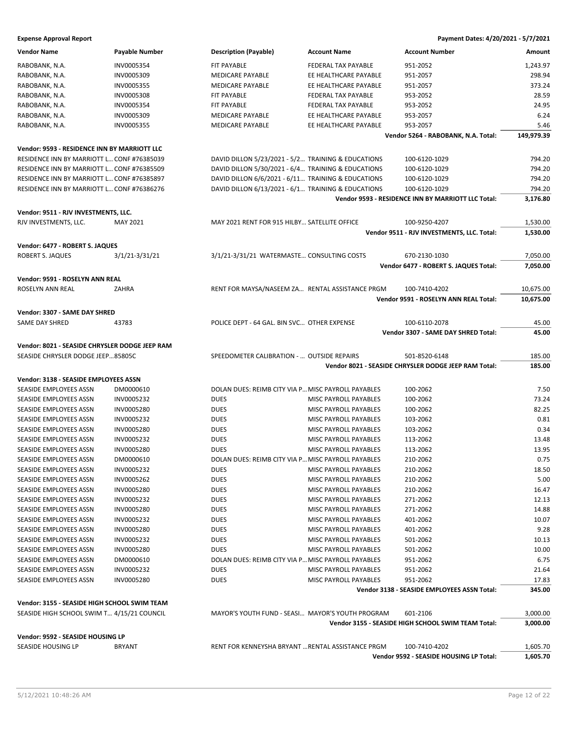**Expense Approval Report** &nbsp;&nbsp;&nbsp;&nbsp; **Payment Dates: 4/20/2021 - 5/7/2021**

| Vendor Name | Payable Number | Description (Payable) | Account Name | Account Number | Amount |
|---|---|---|---|---|---|
| RABOBANK, N.A. | INV0005354 | FIT PAYABLE | FEDERAL TAX PAYABLE | 951-2052 | 1,243.97 |
| RABOBANK, N.A. | INV0005309 | MEDICARE PAYABLE | EE HEALTHCARE PAYABLE | 951-2057 | 298.94 |
| RABOBANK, N.A. | INV0005355 | MEDICARE PAYABLE | EE HEALTHCARE PAYABLE | 951-2057 | 373.24 |
| RABOBANK, N.A. | INV0005308 | FIT PAYABLE | FEDERAL TAX PAYABLE | 953-2052 | 28.59 |
| RABOBANK, N.A. | INV0005354 | FIT PAYABLE | FEDERAL TAX PAYABLE | 953-2052 | 24.95 |
| RABOBANK, N.A. | INV0005309 | MEDICARE PAYABLE | EE HEALTHCARE PAYABLE | 953-2057 | 6.24 |
| RABOBANK, N.A. | INV0005355 | MEDICARE PAYABLE | EE HEALTHCARE PAYABLE | 953-2057 | 5.46 |
| | | | | **Vendor 5264 - RABOBANK, N.A. Total:** | **149,979.39** |
| **Vendor: 9593 - RESIDENCE INN BY MARRIOTT LLC** | | | | | |
| RESIDENCE INN BY MARRIOTT L… | CONF #76385039 | DAVID DILLON 5/23/2021 - 5/2… | TRAINING & EDUCATIONS | 100-6120-1029 | 794.20 |
| RESIDENCE INN BY MARRIOTT L… | CONF #76385509 | DAVID DILLON 5/30/2021 - 6/4… | TRAINING & EDUCATIONS | 100-6120-1029 | 794.20 |
| RESIDENCE INN BY MARRIOTT L… | CONF #76385897 | DAVID DILLON 6/6/2021 - 6/11… | TRAINING & EDUCATIONS | 100-6120-1029 | 794.20 |
| RESIDENCE INN BY MARRIOTT L… | CONF #76386276 | DAVID DILLON 6/13/2021 - 6/1… | TRAINING & EDUCATIONS | 100-6120-1029 | 794.20 |
| | | | | **Vendor 9593 - RESIDENCE INN BY MARRIOTT LLC Total:** | **3,176.80** |
| **Vendor: 9511 - RJV INVESTMENTS, LLC.** | | | | | |
| RJV INVESTMENTS, LLC. | MAY 2021 | MAY 2021 RENT FOR 915 HILBY… | SATELLITE OFFICE | 100-9250-4207 | 1,530.00 |
| | | | | **Vendor 9511 - RJV INVESTMENTS, LLC. Total:** | **1,530.00** |
| **Vendor: 6477 - ROBERT S. JAQUES** | | | | | |
| ROBERT S. JAQUES | 3/1/21-3/31/21 | 3/1/21-3/31/21 WATERMASTE… | CONSULTING COSTS | 670-2130-1030 | 7,050.00 |
| | | | | **Vendor 6477 - ROBERT S. JAQUES Total:** | **7,050.00** |
| **Vendor: 9591 - ROSELYN ANN REAL** | | | | | |
| ROSELYN ANN REAL | ZAHRA | RENT FOR MAYSA/NASEEM ZA… | RENTAL ASSISTANCE PRGM | 100-7410-4202 | 10,675.00 |
| | | | | **Vendor 9591 - ROSELYN ANN REAL Total:** | **10,675.00** |
| **Vendor: 3307 - SAME DAY SHRED** | | | | | |
| SAME DAY SHRED | 43783 | POLICE DEPT - 64 GAL. BIN SVC… | OTHER EXPENSE | 100-6110-2078 | 45.00 |
| | | | | **Vendor 3307 - SAME DAY SHRED Total:** | **45.00** |
| **Vendor: 8021 - SEASIDE CHRYSLER DODGE JEEP RAM** | | | | | |
| SEASIDE CHRYSLER DODGE JEEP… | 85805C | SPEEDOMETER CALIBRATION - … | OUTSIDE REPAIRS | 501-8520-6148 | 185.00 |
| | | | | **Vendor 8021 - SEASIDE CHRYSLER DODGE JEEP RAM Total:** | **185.00** |
| **Vendor: 3138 - SEASIDE EMPLOYEES ASSN** | | | | | |
| SEASIDE EMPLOYEES ASSN | DM0000610 | DOLAN DUES: REIMB CITY VIA P… | MISC PAYROLL PAYABLES | 100-2062 | 7.50 |
| SEASIDE EMPLOYEES ASSN | INV0005232 | DUES | MISC PAYROLL PAYABLES | 100-2062 | 73.24 |
| SEASIDE EMPLOYEES ASSN | INV0005280 | DUES | MISC PAYROLL PAYABLES | 100-2062 | 82.25 |
| SEASIDE EMPLOYEES ASSN | INV0005232 | DUES | MISC PAYROLL PAYABLES | 103-2062 | 0.81 |
| SEASIDE EMPLOYEES ASSN | INV0005280 | DUES | MISC PAYROLL PAYABLES | 103-2062 | 0.34 |
| SEASIDE EMPLOYEES ASSN | INV0005232 | DUES | MISC PAYROLL PAYABLES | 113-2062 | 13.48 |
| SEASIDE EMPLOYEES ASSN | INV0005280 | DUES | MISC PAYROLL PAYABLES | 113-2062 | 13.95 |
| SEASIDE EMPLOYEES ASSN | DM0000610 | DOLAN DUES: REIMB CITY VIA P… | MISC PAYROLL PAYABLES | 210-2062 | 0.75 |
| SEASIDE EMPLOYEES ASSN | INV0005232 | DUES | MISC PAYROLL PAYABLES | 210-2062 | 18.50 |
| SEASIDE EMPLOYEES ASSN | INV0005262 | DUES | MISC PAYROLL PAYABLES | 210-2062 | 5.00 |
| SEASIDE EMPLOYEES ASSN | INV0005280 | DUES | MISC PAYROLL PAYABLES | 210-2062 | 16.47 |
| SEASIDE EMPLOYEES ASSN | INV0005232 | DUES | MISC PAYROLL PAYABLES | 271-2062 | 12.13 |
| SEASIDE EMPLOYEES ASSN | INV0005280 | DUES | MISC PAYROLL PAYABLES | 271-2062 | 14.88 |
| SEASIDE EMPLOYEES ASSN | INV0005232 | DUES | MISC PAYROLL PAYABLES | 401-2062 | 10.07 |
| SEASIDE EMPLOYEES ASSN | INV0005280 | DUES | MISC PAYROLL PAYABLES | 401-2062 | 9.28 |
| SEASIDE EMPLOYEES ASSN | INV0005232 | DUES | MISC PAYROLL PAYABLES | 501-2062 | 10.13 |
| SEASIDE EMPLOYEES ASSN | INV0005280 | DUES | MISC PAYROLL PAYABLES | 501-2062 | 10.00 |
| SEASIDE EMPLOYEES ASSN | DM0000610 | DOLAN DUES: REIMB CITY VIA P… | MISC PAYROLL PAYABLES | 951-2062 | 6.75 |
| SEASIDE EMPLOYEES ASSN | INV0005232 | DUES | MISC PAYROLL PAYABLES | 951-2062 | 21.64 |
| SEASIDE EMPLOYEES ASSN | INV0005280 | DUES | MISC PAYROLL PAYABLES | 951-2062 | 17.83 |
| | | | | **Vendor 3138 - SEASIDE EMPLOYEES ASSN Total:** | **345.00** |
| **Vendor: 3155 - SEASIDE HIGH SCHOOL SWIM TEAM** | | | | | |
| SEASIDE HIGH SCHOOL SWIM T… | 4/15/21 COUNCIL | MAYOR'S YOUTH FUND - SEASI… | MAYOR'S YOUTH PROGRAM | 601-2106 | 3,000.00 |
| | | | | **Vendor 3155 - SEASIDE HIGH SCHOOL SWIM TEAM Total:** | **3,000.00** |
| **Vendor: 9592 - SEASIDE HOUSING LP** | | | | | |
| SEASIDE HOUSING LP | BRYANT | RENT FOR KENNEYSHA BRYANT … | RENTAL ASSISTANCE PRGM | 100-7410-4202 | 1,605.70 |
| | | | | **Vendor 9592 - SEASIDE HOUSING LP Total:** | **1,605.70** |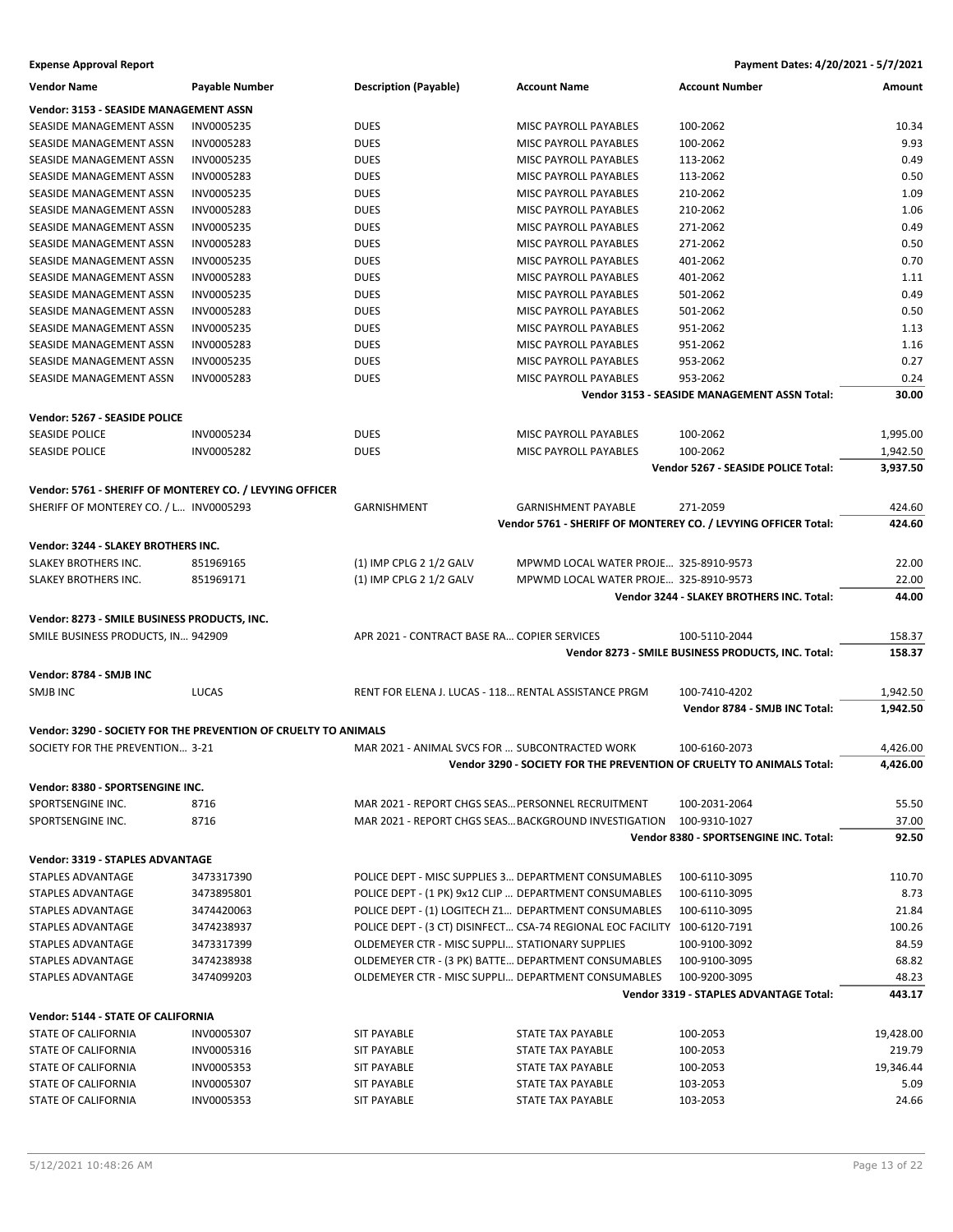| Vendor Name | Payable Number | Description (Payable) | Account Name | Account Number | Amount |
|---|---|---|---|---|---|
| **Vendor: 3153 - SEASIDE MANAGEMENT ASSN** | | | | | |
| SEASIDE MANAGEMENT ASSN | INV0005235 | DUES | MISC PAYROLL PAYABLES | 100-2062 | 10.34 |
| SEASIDE MANAGEMENT ASSN | INV0005283 | DUES | MISC PAYROLL PAYABLES | 100-2062 | 9.93 |
| SEASIDE MANAGEMENT ASSN | INV0005235 | DUES | MISC PAYROLL PAYABLES | 113-2062 | 0.49 |
| SEASIDE MANAGEMENT ASSN | INV0005283 | DUES | MISC PAYROLL PAYABLES | 113-2062 | 0.50 |
| SEASIDE MANAGEMENT ASSN | INV0005235 | DUES | MISC PAYROLL PAYABLES | 210-2062 | 1.09 |
| SEASIDE MANAGEMENT ASSN | INV0005283 | DUES | MISC PAYROLL PAYABLES | 210-2062 | 1.06 |
| SEASIDE MANAGEMENT ASSN | INV0005235 | DUES | MISC PAYROLL PAYABLES | 271-2062 | 0.49 |
| SEASIDE MANAGEMENT ASSN | INV0005283 | DUES | MISC PAYROLL PAYABLES | 271-2062 | 0.50 |
| SEASIDE MANAGEMENT ASSN | INV0005235 | DUES | MISC PAYROLL PAYABLES | 401-2062 | 0.70 |
| SEASIDE MANAGEMENT ASSN | INV0005283 | DUES | MISC PAYROLL PAYABLES | 401-2062 | 1.11 |
| SEASIDE MANAGEMENT ASSN | INV0005235 | DUES | MISC PAYROLL PAYABLES | 501-2062 | 0.49 |
| SEASIDE MANAGEMENT ASSN | INV0005283 | DUES | MISC PAYROLL PAYABLES | 501-2062 | 0.50 |
| SEASIDE MANAGEMENT ASSN | INV0005235 | DUES | MISC PAYROLL PAYABLES | 951-2062 | 1.13 |
| SEASIDE MANAGEMENT ASSN | INV0005283 | DUES | MISC PAYROLL PAYABLES | 951-2062 | 1.16 |
| SEASIDE MANAGEMENT ASSN | INV0005235 | DUES | MISC PAYROLL PAYABLES | 953-2062 | 0.27 |
| SEASIDE MANAGEMENT ASSN | INV0005283 | DUES | MISC PAYROLL PAYABLES | 953-2062 | 0.24 |
| | | | | **Vendor 3153 - SEASIDE MANAGEMENT ASSN Total:** | **30.00** |
| **Vendor: 5267 - SEASIDE POLICE** | | | | | |
| SEASIDE POLICE | INV0005234 | DUES | MISC PAYROLL PAYABLES | 100-2062 | 1,995.00 |
| SEASIDE POLICE | INV0005282 | DUES | MISC PAYROLL PAYABLES | 100-2062 | 1,942.50 |
| | | | | **Vendor 5267 - SEASIDE POLICE Total:** | **3,937.50** |
| **Vendor: 5761 - SHERIFF OF MONTEREY CO. / LEVYING OFFICER** | | | | | |
| SHERIFF OF MONTEREY CO. / L... | INV0005293 | GARNISHMENT | GARNISHMENT PAYABLE | 271-2059 | 424.60 |
| | | | | **Vendor 5761 - SHERIFF OF MONTEREY CO. / LEVYING OFFICER Total:** | **424.60** |
| **Vendor: 3244 - SLAKEY BROTHERS INC.** | | | | | |
| SLAKEY BROTHERS INC. | 851969165 | (1) IMP CPLG 2 1/2 GALV | MPWMD LOCAL WATER PROJE... | 325-8910-9573 | 22.00 |
| SLAKEY BROTHERS INC. | 851969171 | (1) IMP CPLG 2 1/2 GALV | MPWMD LOCAL WATER PROJE... | 325-8910-9573 | 22.00 |
| | | | | **Vendor 3244 - SLAKEY BROTHERS INC. Total:** | **44.00** |
| **Vendor: 8273 - SMILE BUSINESS PRODUCTS, INC.** | | | | | |
| SMILE BUSINESS PRODUCTS, IN... | 942909 | APR 2021 - CONTRACT BASE RA... | COPIER SERVICES | 100-5110-2044 | 158.37 |
| | | | | **Vendor 8273 - SMILE BUSINESS PRODUCTS, INC. Total:** | **158.37** |
| **Vendor: 8784 - SMJB INC** | | | | | |
| SMJB INC | LUCAS | RENT FOR ELENA J. LUCAS - 118... | RENTAL ASSISTANCE PRGM | 100-7410-4202 | 1,942.50 |
| | | | | **Vendor 8784 - SMJB INC Total:** | **1,942.50** |
| **Vendor: 3290 - SOCIETY FOR THE PREVENTION OF CRUELTY TO ANIMALS** | | | | | |
| SOCIETY FOR THE PREVENTION... | 3-21 | MAR 2021 - ANIMAL SVCS FOR ... | SUBCONTRACTED WORK | 100-6160-2073 | 4,426.00 |
| | | | | **Vendor 3290 - SOCIETY FOR THE PREVENTION OF CRUELTY TO ANIMALS Total:** | **4,426.00** |
| **Vendor: 8380 - SPORTSENGINE INC.** | | | | | |
| SPORTSENGINE INC. | 8716 | MAR 2021 - REPORT CHGS SEAS... | PERSONNEL RECRUITMENT | 100-2031-2064 | 55.50 |
| SPORTSENGINE INC. | 8716 | MAR 2021 - REPORT CHGS SEAS... | BACKGROUND INVESTIGATION | 100-9310-1027 | 37.00 |
| | | | | **Vendor 8380 - SPORTSENGINE INC. Total:** | **92.50** |
| **Vendor: 3319 - STAPLES ADVANTAGE** | | | | | |
| STAPLES ADVANTAGE | 3473317390 | POLICE DEPT - MISC SUPPLIES 3... | DEPARTMENT CONSUMABLES | 100-6110-3095 | 110.70 |
| STAPLES ADVANTAGE | 3473895801 | POLICE DEPT - (1 PK) 9x12 CLIP ... | DEPARTMENT CONSUMABLES | 100-6110-3095 | 8.73 |
| STAPLES ADVANTAGE | 3474420063 | POLICE DEPT - (1) LOGITECH Z1... | DEPARTMENT CONSUMABLES | 100-6110-3095 | 21.84 |
| STAPLES ADVANTAGE | 3474238937 | POLICE DEPT - (3 CT) DISINFECT... | CSA-74 REGIONAL EOC FACILITY | 100-6120-7191 | 100.26 |
| STAPLES ADVANTAGE | 3473317399 | OLDEMEYER CTR - MISC SUPPLI... | STATIONARY SUPPLIES | 100-9100-3092 | 84.59 |
| STAPLES ADVANTAGE | 3474238938 | OLDEMEYER CTR - (3 PK) BATTE... | DEPARTMENT CONSUMABLES | 100-9100-3095 | 68.82 |
| STAPLES ADVANTAGE | 3474099203 | OLDEMEYER CTR - MISC SUPPLI... | DEPARTMENT CONSUMABLES | 100-9200-3095 | 48.23 |
| | | | | **Vendor 3319 - STAPLES ADVANTAGE Total:** | **443.17** |
| **Vendor: 5144 - STATE OF CALIFORNIA** | | | | | |
| STATE OF CALIFORNIA | INV0005307 | SIT PAYABLE | STATE TAX PAYABLE | 100-2053 | 19,428.00 |
| STATE OF CALIFORNIA | INV0005316 | SIT PAYABLE | STATE TAX PAYABLE | 100-2053 | 219.79 |
| STATE OF CALIFORNIA | INV0005353 | SIT PAYABLE | STATE TAX PAYABLE | 100-2053 | 19,346.44 |
| STATE OF CALIFORNIA | INV0005307 | SIT PAYABLE | STATE TAX PAYABLE | 103-2053 | 5.09 |
| STATE OF CALIFORNIA | INV0005353 | SIT PAYABLE | STATE TAX PAYABLE | 103-2053 | 24.66 |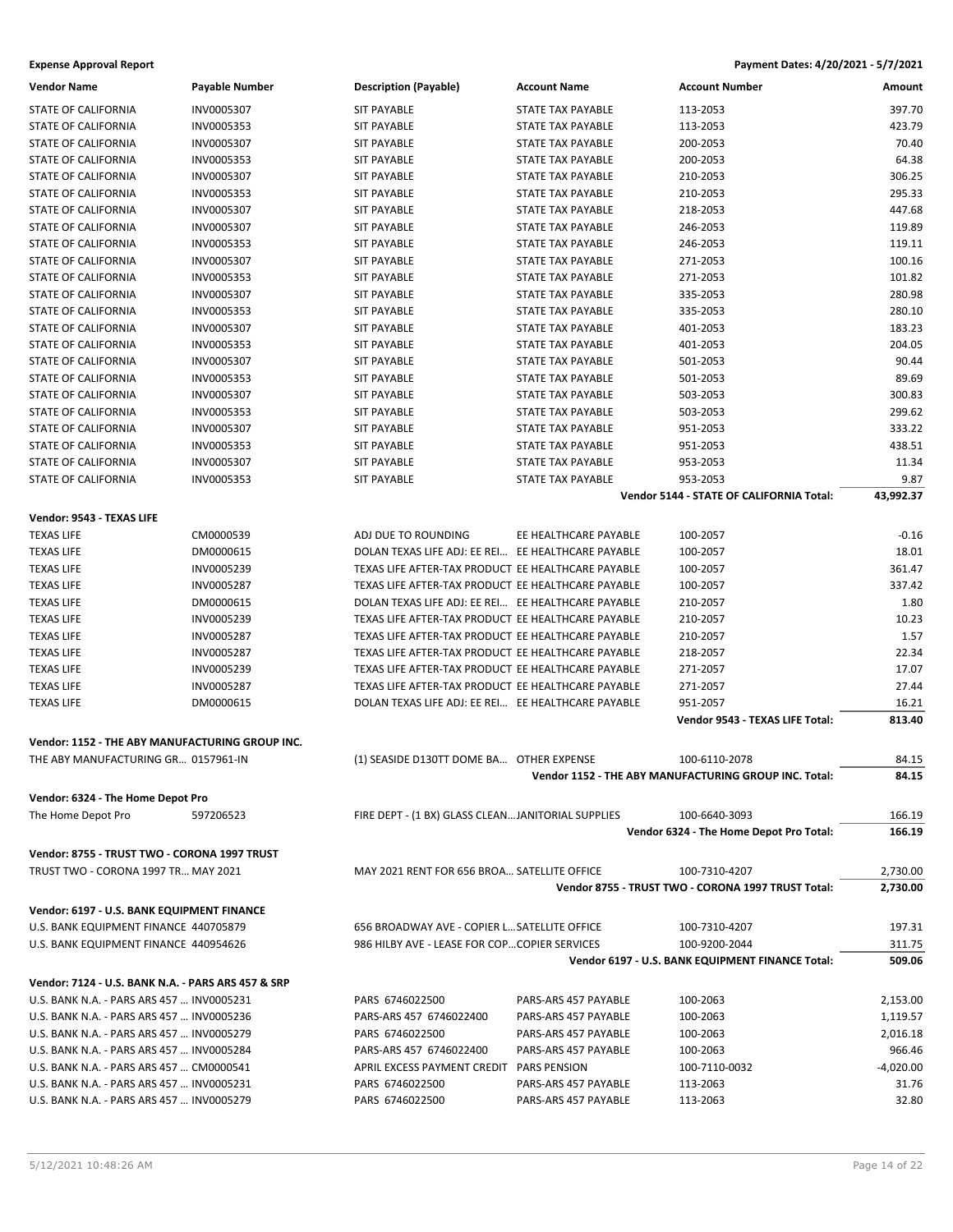**Expense Approval Report** — Payment Dates: 4/20/2021 - 5/7/2021

| Vendor Name | Payable Number | Description (Payable) | Account Name | Account Number | Amount |
|---|---|---|---|---|---|
| STATE OF CALIFORNIA | INV0005307 | SIT PAYABLE | STATE TAX PAYABLE | 113-2053 | 397.70 |
| STATE OF CALIFORNIA | INV0005353 | SIT PAYABLE | STATE TAX PAYABLE | 113-2053 | 423.79 |
| STATE OF CALIFORNIA | INV0005307 | SIT PAYABLE | STATE TAX PAYABLE | 200-2053 | 70.40 |
| STATE OF CALIFORNIA | INV0005353 | SIT PAYABLE | STATE TAX PAYABLE | 200-2053 | 64.38 |
| STATE OF CALIFORNIA | INV0005307 | SIT PAYABLE | STATE TAX PAYABLE | 210-2053 | 306.25 |
| STATE OF CALIFORNIA | INV0005353 | SIT PAYABLE | STATE TAX PAYABLE | 210-2053 | 295.33 |
| STATE OF CALIFORNIA | INV0005307 | SIT PAYABLE | STATE TAX PAYABLE | 218-2053 | 447.68 |
| STATE OF CALIFORNIA | INV0005307 | SIT PAYABLE | STATE TAX PAYABLE | 246-2053 | 119.89 |
| STATE OF CALIFORNIA | INV0005353 | SIT PAYABLE | STATE TAX PAYABLE | 246-2053 | 119.11 |
| STATE OF CALIFORNIA | INV0005307 | SIT PAYABLE | STATE TAX PAYABLE | 271-2053 | 100.16 |
| STATE OF CALIFORNIA | INV0005353 | SIT PAYABLE | STATE TAX PAYABLE | 271-2053 | 101.82 |
| STATE OF CALIFORNIA | INV0005307 | SIT PAYABLE | STATE TAX PAYABLE | 335-2053 | 280.98 |
| STATE OF CALIFORNIA | INV0005353 | SIT PAYABLE | STATE TAX PAYABLE | 335-2053 | 280.10 |
| STATE OF CALIFORNIA | INV0005307 | SIT PAYABLE | STATE TAX PAYABLE | 401-2053 | 183.23 |
| STATE OF CALIFORNIA | INV0005353 | SIT PAYABLE | STATE TAX PAYABLE | 401-2053 | 204.05 |
| STATE OF CALIFORNIA | INV0005307 | SIT PAYABLE | STATE TAX PAYABLE | 501-2053 | 90.44 |
| STATE OF CALIFORNIA | INV0005353 | SIT PAYABLE | STATE TAX PAYABLE | 501-2053 | 89.69 |
| STATE OF CALIFORNIA | INV0005307 | SIT PAYABLE | STATE TAX PAYABLE | 503-2053 | 300.83 |
| STATE OF CALIFORNIA | INV0005353 | SIT PAYABLE | STATE TAX PAYABLE | 503-2053 | 299.62 |
| STATE OF CALIFORNIA | INV0005307 | SIT PAYABLE | STATE TAX PAYABLE | 951-2053 | 333.22 |
| STATE OF CALIFORNIA | INV0005353 | SIT PAYABLE | STATE TAX PAYABLE | 951-2053 | 438.51 |
| STATE OF CALIFORNIA | INV0005307 | SIT PAYABLE | STATE TAX PAYABLE | 953-2053 | 11.34 |
| STATE OF CALIFORNIA | INV0005353 | SIT PAYABLE | STATE TAX PAYABLE | 953-2053 | 9.87 |
| | | | | **Vendor 5144 - STATE OF CALIFORNIA Total:** | **43,992.37** |
| **Vendor: 9543 - TEXAS LIFE** | | | | | |
| TEXAS LIFE | CM0000539 | ADJ DUE TO ROUNDING | EE HEALTHCARE PAYABLE | 100-2057 | -0.16 |
| TEXAS LIFE | DM0000615 | DOLAN TEXAS LIFE ADJ: EE REI… | EE HEALTHCARE PAYABLE | 100-2057 | 18.01 |
| TEXAS LIFE | INV0005239 | TEXAS LIFE AFTER-TAX PRODUCT | EE HEALTHCARE PAYABLE | 100-2057 | 361.47 |
| TEXAS LIFE | INV0005287 | TEXAS LIFE AFTER-TAX PRODUCT | EE HEALTHCARE PAYABLE | 100-2057 | 337.42 |
| TEXAS LIFE | DM0000615 | DOLAN TEXAS LIFE ADJ: EE REI… | EE HEALTHCARE PAYABLE | 210-2057 | 1.80 |
| TEXAS LIFE | INV0005239 | TEXAS LIFE AFTER-TAX PRODUCT | EE HEALTHCARE PAYABLE | 210-2057 | 10.23 |
| TEXAS LIFE | INV0005287 | TEXAS LIFE AFTER-TAX PRODUCT | EE HEALTHCARE PAYABLE | 210-2057 | 1.57 |
| TEXAS LIFE | INV0005287 | TEXAS LIFE AFTER-TAX PRODUCT | EE HEALTHCARE PAYABLE | 218-2057 | 22.34 |
| TEXAS LIFE | INV0005239 | TEXAS LIFE AFTER-TAX PRODUCT | EE HEALTHCARE PAYABLE | 271-2057 | 17.07 |
| TEXAS LIFE | INV0005287 | TEXAS LIFE AFTER-TAX PRODUCT | EE HEALTHCARE PAYABLE | 271-2057 | 27.44 |
| TEXAS LIFE | DM0000615 | DOLAN TEXAS LIFE ADJ: EE REI… | EE HEALTHCARE PAYABLE | 951-2057 | 16.21 |
| | | | | **Vendor 9543 - TEXAS LIFE Total:** | **813.40** |
| **Vendor: 1152 - THE ABY MANUFACTURING GROUP INC.** | | | | | |
| THE ABY MANUFACTURING GR… | 0157961-IN | (1) SEASIDE D130TT DOME BA… | OTHER EXPENSE | 100-6110-2078 | 84.15 |
| | | | | **Vendor 1152 - THE ABY MANUFACTURING GROUP INC. Total:** | **84.15** |
| **Vendor: 6324 - The Home Depot Pro** | | | | | |
| The Home Depot Pro | 597206523 | FIRE DEPT - (1 BX) GLASS CLEAN… | JANITORIAL SUPPLIES | 100-6640-3093 | 166.19 |
| | | | | **Vendor 6324 - The Home Depot Pro Total:** | **166.19** |
| **Vendor: 8755 - TRUST TWO - CORONA 1997 TRUST** | | | | | |
| TRUST TWO - CORONA 1997 TR… | MAY 2021 | MAY 2021 RENT FOR 656 BROA… | SATELLITE OFFICE | 100-7310-4207 | 2,730.00 |
| | | | | **Vendor 8755 - TRUST TWO - CORONA 1997 TRUST Total:** | **2,730.00** |
| **Vendor: 6197 - U.S. BANK EQUIPMENT FINANCE** | | | | | |
| U.S. BANK EQUIPMENT FINANCE | 440705879 | 656 BROADWAY AVE - COPIER L… | SATELLITE OFFICE | 100-7310-4207 | 197.31 |
| U.S. BANK EQUIPMENT FINANCE | 440954626 | 986 HILBY AVE - LEASE FOR COP… | COPIER SERVICES | 100-9200-2044 | 311.75 |
| | | | | **Vendor 6197 - U.S. BANK EQUIPMENT FINANCE Total:** | **509.06** |
| **Vendor: 7124 - U.S. BANK N.A. - PARS ARS 457 & SRP** | | | | | |
| U.S. BANK N.A. - PARS ARS 457 … | INV0005231 | PARS 6746022500 | PARS-ARS 457 PAYABLE | 100-2063 | 2,153.00 |
| U.S. BANK N.A. - PARS ARS 457 … | INV0005236 | PARS-ARS 457 6746022400 | PARS-ARS 457 PAYABLE | 100-2063 | 1,119.57 |
| U.S. BANK N.A. - PARS ARS 457 … | INV0005279 | PARS 6746022500 | PARS-ARS 457 PAYABLE | 100-2063 | 2,016.18 |
| U.S. BANK N.A. - PARS ARS 457 … | INV0005284 | PARS-ARS 457 6746022400 | PARS-ARS 457 PAYABLE | 100-2063 | 966.46 |
| U.S. BANK N.A. - PARS ARS 457 … | CM0000541 | APRIL EXCESS PAYMENT CREDIT | PARS PENSION | 100-7110-0032 | -4,020.00 |
| U.S. BANK N.A. - PARS ARS 457 … | INV0005231 | PARS 6746022500 | PARS-ARS 457 PAYABLE | 113-2063 | 31.76 |
| U.S. BANK N.A. - PARS ARS 457 … | INV0005279 | PARS 6746022500 | PARS-ARS 457 PAYABLE | 113-2063 | 32.80 |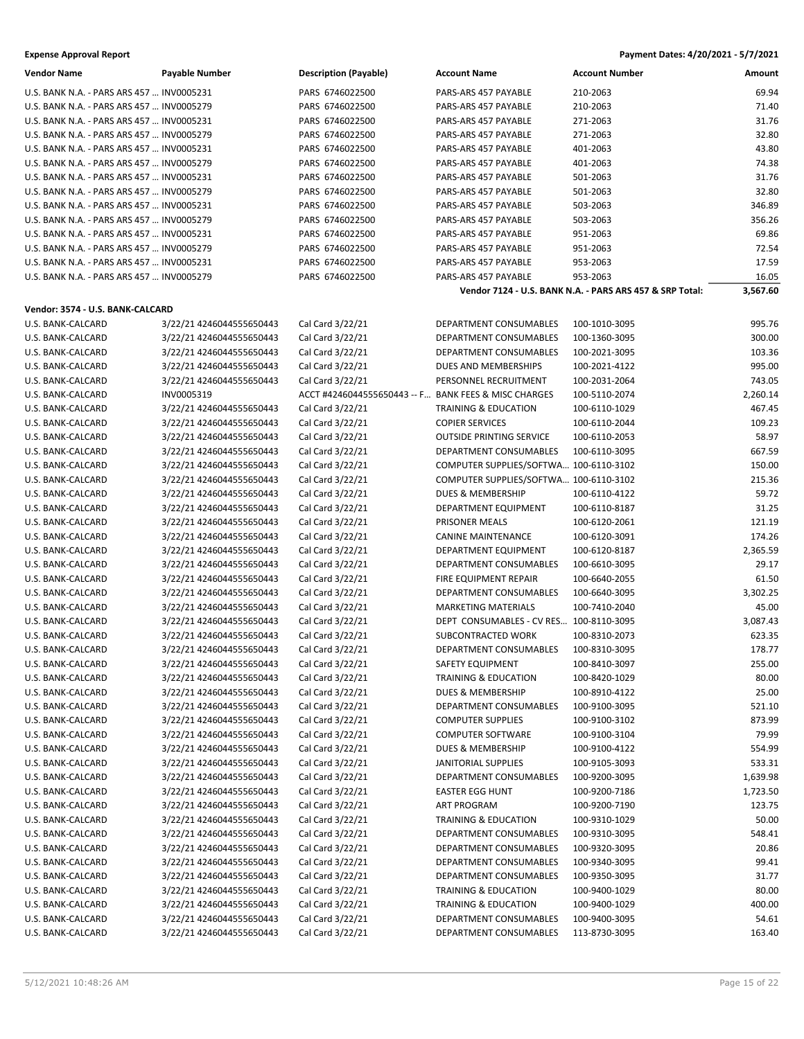**Expense Approval Report** | **Payment Dates: 4/20/2021 - 5/7/2021**

| Vendor Name | Payable Number | Description (Payable) | Account Name | Account Number | Amount |
|---|---|---|---|---|---|
| U.S. BANK N.A. - PARS ARS 457 ... | INV0005231 | PARS 6746022500 | PARS-ARS 457 PAYABLE | 210-2063 | 69.94 |
| U.S. BANK N.A. - PARS ARS 457 ... | INV0005279 | PARS 6746022500 | PARS-ARS 457 PAYABLE | 210-2063 | 71.40 |
| U.S. BANK N.A. - PARS ARS 457 ... | INV0005231 | PARS 6746022500 | PARS-ARS 457 PAYABLE | 271-2063 | 31.76 |
| U.S. BANK N.A. - PARS ARS 457 ... | INV0005279 | PARS 6746022500 | PARS-ARS 457 PAYABLE | 271-2063 | 32.80 |
| U.S. BANK N.A. - PARS ARS 457 ... | INV0005231 | PARS 6746022500 | PARS-ARS 457 PAYABLE | 401-2063 | 43.80 |
| U.S. BANK N.A. - PARS ARS 457 ... | INV0005279 | PARS 6746022500 | PARS-ARS 457 PAYABLE | 401-2063 | 74.38 |
| U.S. BANK N.A. - PARS ARS 457 ... | INV0005231 | PARS 6746022500 | PARS-ARS 457 PAYABLE | 501-2063 | 31.76 |
| U.S. BANK N.A. - PARS ARS 457 ... | INV0005279 | PARS 6746022500 | PARS-ARS 457 PAYABLE | 501-2063 | 32.80 |
| U.S. BANK N.A. - PARS ARS 457 ... | INV0005231 | PARS 6746022500 | PARS-ARS 457 PAYABLE | 503-2063 | 346.89 |
| U.S. BANK N.A. - PARS ARS 457 ... | INV0005279 | PARS 6746022500 | PARS-ARS 457 PAYABLE | 503-2063 | 356.26 |
| U.S. BANK N.A. - PARS ARS 457 ... | INV0005231 | PARS 6746022500 | PARS-ARS 457 PAYABLE | 951-2063 | 69.86 |
| U.S. BANK N.A. - PARS ARS 457 ... | INV0005279 | PARS 6746022500 | PARS-ARS 457 PAYABLE | 951-2063 | 72.54 |
| U.S. BANK N.A. - PARS ARS 457 ... | INV0005231 | PARS 6746022500 | PARS-ARS 457 PAYABLE | 953-2063 | 17.59 |
| U.S. BANK N.A. - PARS ARS 457 ... | INV0005279 | PARS 6746022500 | PARS-ARS 457 PAYABLE | 953-2063 | 16.05 |
| | | | **Vendor 7124 - U.S. BANK N.A. - PARS ARS 457 & SRP Total:** | | **3,567.60** |

**Vendor: 3574 - U.S. BANK-CALCARD**

| Vendor Name | Payable Number | Description (Payable) | Account Name | Account Number | Amount |
|---|---|---|---|---|---|
| U.S. BANK-CALCARD | 3/22/21 4246044555650443 | Cal Card 3/22/21 | DEPARTMENT CONSUMABLES | 100-1010-3095 | 995.76 |
| U.S. BANK-CALCARD | 3/22/21 4246044555650443 | Cal Card 3/22/21 | DEPARTMENT CONSUMABLES | 100-1360-3095 | 300.00 |
| U.S. BANK-CALCARD | 3/22/21 4246044555650443 | Cal Card 3/22/21 | DEPARTMENT CONSUMABLES | 100-2021-3095 | 103.36 |
| U.S. BANK-CALCARD | 3/22/21 4246044555650443 | Cal Card 3/22/21 | DUES AND MEMBERSHIPS | 100-2021-4122 | 995.00 |
| U.S. BANK-CALCARD | 3/22/21 4246044555650443 | Cal Card 3/22/21 | PERSONNEL RECRUITMENT | 100-2031-2064 | 743.05 |
| U.S. BANK-CALCARD | INV0005319 | ACCT #4246044555650443 -- F... | BANK FEES & MISC CHARGES | 100-5110-2074 | 2,260.14 |
| U.S. BANK-CALCARD | 3/22/21 4246044555650443 | Cal Card 3/22/21 | TRAINING & EDUCATION | 100-6110-1029 | 467.45 |
| U.S. BANK-CALCARD | 3/22/21 4246044555650443 | Cal Card 3/22/21 | COPIER SERVICES | 100-6110-2044 | 109.23 |
| U.S. BANK-CALCARD | 3/22/21 4246044555650443 | Cal Card 3/22/21 | OUTSIDE PRINTING SERVICE | 100-6110-2053 | 58.97 |
| U.S. BANK-CALCARD | 3/22/21 4246044555650443 | Cal Card 3/22/21 | DEPARTMENT CONSUMABLES | 100-6110-3095 | 667.59 |
| U.S. BANK-CALCARD | 3/22/21 4246044555650443 | Cal Card 3/22/21 | COMPUTER SUPPLIES/SOFTWA... | 100-6110-3102 | 150.00 |
| U.S. BANK-CALCARD | 3/22/21 4246044555650443 | Cal Card 3/22/21 | COMPUTER SUPPLIES/SOFTWA... | 100-6110-3102 | 215.36 |
| U.S. BANK-CALCARD | 3/22/21 4246044555650443 | Cal Card 3/22/21 | DUES & MEMBERSHIP | 100-6110-4122 | 59.72 |
| U.S. BANK-CALCARD | 3/22/21 4246044555650443 | Cal Card 3/22/21 | DEPARTMENT EQUIPMENT | 100-6110-8187 | 31.25 |
| U.S. BANK-CALCARD | 3/22/21 4246044555650443 | Cal Card 3/22/21 | PRISONER MEALS | 100-6120-2061 | 121.19 |
| U.S. BANK-CALCARD | 3/22/21 4246044555650443 | Cal Card 3/22/21 | CANINE MAINTENANCE | 100-6120-3091 | 174.26 |
| U.S. BANK-CALCARD | 3/22/21 4246044555650443 | Cal Card 3/22/21 | DEPARTMENT EQUIPMENT | 100-6120-8187 | 2,365.59 |
| U.S. BANK-CALCARD | 3/22/21 4246044555650443 | Cal Card 3/22/21 | DEPARTMENT CONSUMABLES | 100-6610-3095 | 29.17 |
| U.S. BANK-CALCARD | 3/22/21 4246044555650443 | Cal Card 3/22/21 | FIRE EQUIPMENT REPAIR | 100-6640-2055 | 61.50 |
| U.S. BANK-CALCARD | 3/22/21 4246044555650443 | Cal Card 3/22/21 | DEPARTMENT CONSUMABLES | 100-6640-3095 | 3,302.25 |
| U.S. BANK-CALCARD | 3/22/21 4246044555650443 | Cal Card 3/22/21 | MARKETING MATERIALS | 100-7410-2040 | 45.00 |
| U.S. BANK-CALCARD | 3/22/21 4246044555650443 | Cal Card 3/22/21 | DEPT CONSUMABLES - CV RES... | 100-8110-3095 | 3,087.43 |
| U.S. BANK-CALCARD | 3/22/21 4246044555650443 | Cal Card 3/22/21 | SUBCONTRACTED WORK | 100-8310-2073 | 623.35 |
| U.S. BANK-CALCARD | 3/22/21 4246044555650443 | Cal Card 3/22/21 | DEPARTMENT CONSUMABLES | 100-8310-3095 | 178.77 |
| U.S. BANK-CALCARD | 3/22/21 4246044555650443 | Cal Card 3/22/21 | SAFETY EQUIPMENT | 100-8410-3097 | 255.00 |
| U.S. BANK-CALCARD | 3/22/21 4246044555650443 | Cal Card 3/22/21 | TRAINING & EDUCATION | 100-8420-1029 | 80.00 |
| U.S. BANK-CALCARD | 3/22/21 4246044555650443 | Cal Card 3/22/21 | DUES & MEMBERSHIP | 100-8910-4122 | 25.00 |
| U.S. BANK-CALCARD | 3/22/21 4246044555650443 | Cal Card 3/22/21 | DEPARTMENT CONSUMABLES | 100-9100-3095 | 521.10 |
| U.S. BANK-CALCARD | 3/22/21 4246044555650443 | Cal Card 3/22/21 | COMPUTER SUPPLIES | 100-9100-3102 | 873.99 |
| U.S. BANK-CALCARD | 3/22/21 4246044555650443 | Cal Card 3/22/21 | COMPUTER SOFTWARE | 100-9100-3104 | 79.99 |
| U.S. BANK-CALCARD | 3/22/21 4246044555650443 | Cal Card 3/22/21 | DUES & MEMBERSHIP | 100-9100-4122 | 554.99 |
| U.S. BANK-CALCARD | 3/22/21 4246044555650443 | Cal Card 3/22/21 | JANITORIAL SUPPLIES | 100-9105-3093 | 533.31 |
| U.S. BANK-CALCARD | 3/22/21 4246044555650443 | Cal Card 3/22/21 | DEPARTMENT CONSUMABLES | 100-9200-3095 | 1,639.98 |
| U.S. BANK-CALCARD | 3/22/21 4246044555650443 | Cal Card 3/22/21 | EASTER EGG HUNT | 100-9200-7186 | 1,723.50 |
| U.S. BANK-CALCARD | 3/22/21 4246044555650443 | Cal Card 3/22/21 | ART PROGRAM | 100-9200-7190 | 123.75 |
| U.S. BANK-CALCARD | 3/22/21 4246044555650443 | Cal Card 3/22/21 | TRAINING & EDUCATION | 100-9310-1029 | 50.00 |
| U.S. BANK-CALCARD | 3/22/21 4246044555650443 | Cal Card 3/22/21 | DEPARTMENT CONSUMABLES | 100-9310-3095 | 548.41 |
| U.S. BANK-CALCARD | 3/22/21 4246044555650443 | Cal Card 3/22/21 | DEPARTMENT CONSUMABLES | 100-9320-3095 | 20.86 |
| U.S. BANK-CALCARD | 3/22/21 4246044555650443 | Cal Card 3/22/21 | DEPARTMENT CONSUMABLES | 100-9340-3095 | 99.41 |
| U.S. BANK-CALCARD | 3/22/21 4246044555650443 | Cal Card 3/22/21 | DEPARTMENT CONSUMABLES | 100-9350-3095 | 31.77 |
| U.S. BANK-CALCARD | 3/22/21 4246044555650443 | Cal Card 3/22/21 | TRAINING & EDUCATION | 100-9400-1029 | 80.00 |
| U.S. BANK-CALCARD | 3/22/21 4246044555650443 | Cal Card 3/22/21 | TRAINING & EDUCATION | 100-9400-1029 | 400.00 |
| U.S. BANK-CALCARD | 3/22/21 4246044555650443 | Cal Card 3/22/21 | DEPARTMENT CONSUMABLES | 100-9400-3095 | 54.61 |
| U.S. BANK-CALCARD | 3/22/21 4246044555650443 | Cal Card 3/22/21 | DEPARTMENT CONSUMABLES | 113-8730-3095 | 163.40 |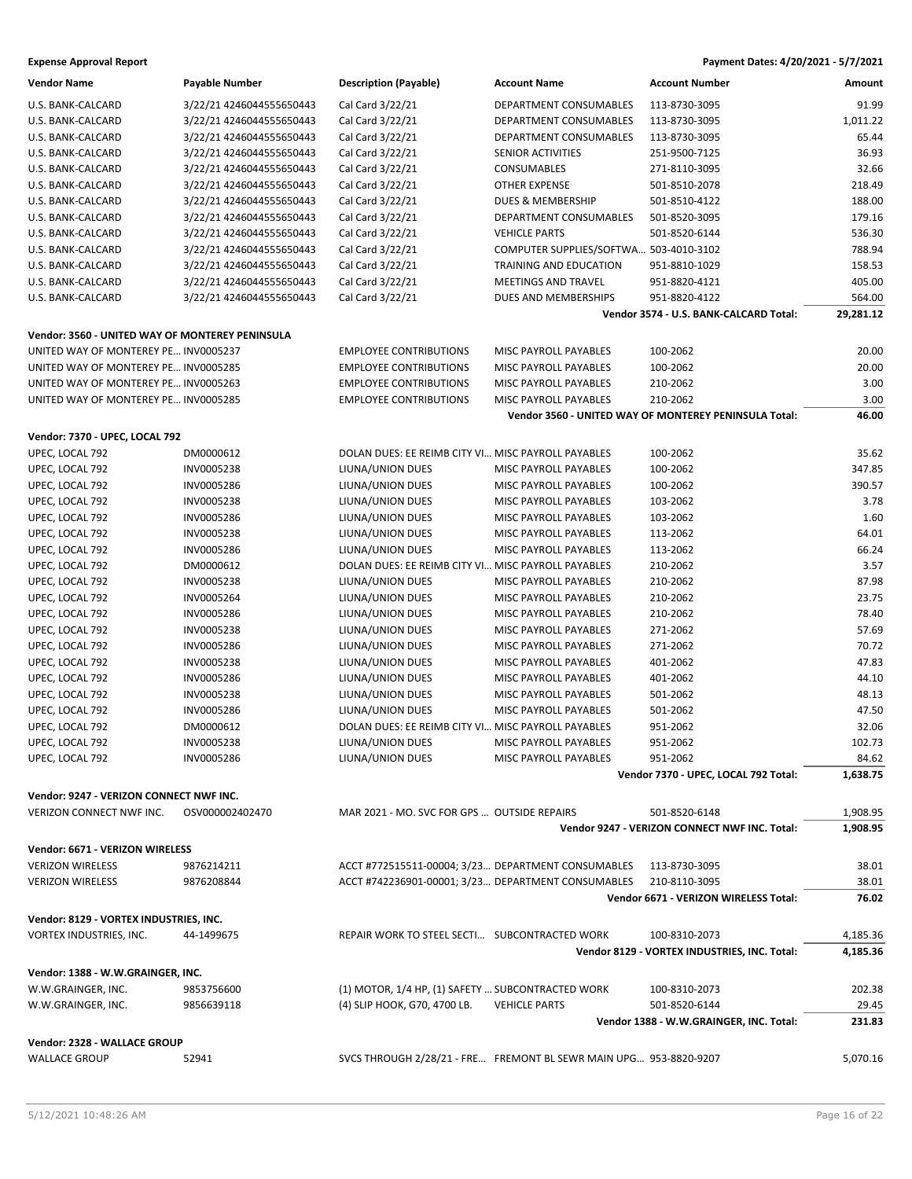**Expense Approval Report** — Payment Dates: 4/20/2021 - 5/7/2021

| Vendor Name | Payable Number | Description (Payable) | Account Name | Account Number | Amount |
|---|---|---|---|---|---|
| U.S. BANK-CALCARD | 3/22/21 4246044555650443 | Cal Card 3/22/21 | DEPARTMENT CONSUMABLES | 113-8730-3095 | 91.99 |
| U.S. BANK-CALCARD | 3/22/21 4246044555650443 | Cal Card 3/22/21 | DEPARTMENT CONSUMABLES | 113-8730-3095 | 1,011.22 |
| U.S. BANK-CALCARD | 3/22/21 4246044555650443 | Cal Card 3/22/21 | DEPARTMENT CONSUMABLES | 113-8730-3095 | 65.44 |
| U.S. BANK-CALCARD | 3/22/21 4246044555650443 | Cal Card 3/22/21 | SENIOR ACTIVITIES | 251-9500-7125 | 36.93 |
| U.S. BANK-CALCARD | 3/22/21 4246044555650443 | Cal Card 3/22/21 | CONSUMABLES | 271-8110-3095 | 32.66 |
| U.S. BANK-CALCARD | 3/22/21 4246044555650443 | Cal Card 3/22/21 | OTHER EXPENSE | 501-8510-2078 | 218.49 |
| U.S. BANK-CALCARD | 3/22/21 4246044555650443 | Cal Card 3/22/21 | DUES & MEMBERSHIP | 501-8510-4122 | 188.00 |
| U.S. BANK-CALCARD | 3/22/21 4246044555650443 | Cal Card 3/22/21 | DEPARTMENT CONSUMABLES | 501-8520-3095 | 179.16 |
| U.S. BANK-CALCARD | 3/22/21 4246044555650443 | Cal Card 3/22/21 | VEHICLE PARTS | 501-8520-6144 | 536.30 |
| U.S. BANK-CALCARD | 3/22/21 4246044555650443 | Cal Card 3/22/21 | COMPUTER SUPPLIES/SOFTWA... | 503-4010-3102 | 788.94 |
| U.S. BANK-CALCARD | 3/22/21 4246044555650443 | Cal Card 3/22/21 | TRAINING AND EDUCATION | 951-8810-1029 | 158.53 |
| U.S. BANK-CALCARD | 3/22/21 4246044555650443 | Cal Card 3/22/21 | MEETINGS AND TRAVEL | 951-8820-4121 | 405.00 |
| U.S. BANK-CALCARD | 3/22/21 4246044555650443 | Cal Card 3/22/21 | DUES AND MEMBERSHIPS | 951-8820-4122 | 564.00 |
| | | | | **Vendor 3574 - U.S. BANK-CALCARD Total:** | **29,281.12** |
| **Vendor: 3560 - UNITED WAY OF MONTEREY PENINSULA** | | | | | |
| UNITED WAY OF MONTEREY PE... | INV0005237 | EMPLOYEE CONTRIBUTIONS | MISC PAYROLL PAYABLES | 100-2062 | 20.00 |
| UNITED WAY OF MONTEREY PE... | INV0005285 | EMPLOYEE CONTRIBUTIONS | MISC PAYROLL PAYABLES | 100-2062 | 20.00 |
| UNITED WAY OF MONTEREY PE... | INV0005263 | EMPLOYEE CONTRIBUTIONS | MISC PAYROLL PAYABLES | 210-2062 | 3.00 |
| UNITED WAY OF MONTEREY PE... | INV0005285 | EMPLOYEE CONTRIBUTIONS | MISC PAYROLL PAYABLES | 210-2062 | 3.00 |
| | | | | **Vendor 3560 - UNITED WAY OF MONTEREY PENINSULA Total:** | **46.00** |
| **Vendor: 7370 - UPEC, LOCAL 792** | | | | | |
| UPEC, LOCAL 792 | DM0000612 | DOLAN DUES: EE REIMB CITY VI... | MISC PAYROLL PAYABLES | 100-2062 | 35.62 |
| UPEC, LOCAL 792 | INV0005238 | LIUNA/UNION DUES | MISC PAYROLL PAYABLES | 100-2062 | 347.85 |
| UPEC, LOCAL 792 | INV0005286 | LIUNA/UNION DUES | MISC PAYROLL PAYABLES | 100-2062 | 390.57 |
| UPEC, LOCAL 792 | INV0005238 | LIUNA/UNION DUES | MISC PAYROLL PAYABLES | 103-2062 | 3.78 |
| UPEC, LOCAL 792 | INV0005286 | LIUNA/UNION DUES | MISC PAYROLL PAYABLES | 103-2062 | 1.60 |
| UPEC, LOCAL 792 | INV0005238 | LIUNA/UNION DUES | MISC PAYROLL PAYABLES | 113-2062 | 64.01 |
| UPEC, LOCAL 792 | INV0005286 | LIUNA/UNION DUES | MISC PAYROLL PAYABLES | 113-2062 | 66.24 |
| UPEC, LOCAL 792 | DM0000612 | DOLAN DUES: EE REIMB CITY VI... | MISC PAYROLL PAYABLES | 210-2062 | 3.57 |
| UPEC, LOCAL 792 | INV0005238 | LIUNA/UNION DUES | MISC PAYROLL PAYABLES | 210-2062 | 87.98 |
| UPEC, LOCAL 792 | INV0005264 | LIUNA/UNION DUES | MISC PAYROLL PAYABLES | 210-2062 | 23.75 |
| UPEC, LOCAL 792 | INV0005286 | LIUNA/UNION DUES | MISC PAYROLL PAYABLES | 210-2062 | 78.40 |
| UPEC, LOCAL 792 | INV0005238 | LIUNA/UNION DUES | MISC PAYROLL PAYABLES | 271-2062 | 57.69 |
| UPEC, LOCAL 792 | INV0005286 | LIUNA/UNION DUES | MISC PAYROLL PAYABLES | 271-2062 | 70.72 |
| UPEC, LOCAL 792 | INV0005238 | LIUNA/UNION DUES | MISC PAYROLL PAYABLES | 401-2062 | 47.83 |
| UPEC, LOCAL 792 | INV0005286 | LIUNA/UNION DUES | MISC PAYROLL PAYABLES | 401-2062 | 44.10 |
| UPEC, LOCAL 792 | INV0005238 | LIUNA/UNION DUES | MISC PAYROLL PAYABLES | 501-2062 | 48.13 |
| UPEC, LOCAL 792 | INV0005286 | LIUNA/UNION DUES | MISC PAYROLL PAYABLES | 501-2062 | 47.50 |
| UPEC, LOCAL 792 | DM0000612 | DOLAN DUES: EE REIMB CITY VI... | MISC PAYROLL PAYABLES | 951-2062 | 32.06 |
| UPEC, LOCAL 792 | INV0005238 | LIUNA/UNION DUES | MISC PAYROLL PAYABLES | 951-2062 | 102.73 |
| UPEC, LOCAL 792 | INV0005286 | LIUNA/UNION DUES | MISC PAYROLL PAYABLES | 951-2062 | 84.62 |
| | | | | **Vendor 7370 - UPEC, LOCAL 792 Total:** | **1,638.75** |
| **Vendor: 9247 - VERIZON CONNECT NWF INC.** | | | | | |
| VERIZON CONNECT NWF INC. | OSV000002402470 | MAR 2021 - MO. SVC FOR GPS ... | OUTSIDE REPAIRS | 501-8520-6148 | 1,908.95 |
| | | | | **Vendor 9247 - VERIZON CONNECT NWF INC. Total:** | **1,908.95** |
| **Vendor: 6671 - VERIZON WIRELESS** | | | | | |
| VERIZON WIRELESS | 9876214211 | ACCT #772515511-00004; 3/23... | DEPARTMENT CONSUMABLES | 113-8730-3095 | 38.01 |
| VERIZON WIRELESS | 9876208844 | ACCT #742236901-00001; 3/23... | DEPARTMENT CONSUMABLES | 210-8110-3095 | 38.01 |
| | | | | **Vendor 6671 - VERIZON WIRELESS Total:** | **76.02** |
| **Vendor: 8129 - VORTEX INDUSTRIES, INC.** | | | | | |
| VORTEX INDUSTRIES, INC. | 44-1499675 | REPAIR WORK TO STEEL SECTI... | SUBCONTRACTED WORK | 100-8310-2073 | 4,185.36 |
| | | | | **Vendor 8129 - VORTEX INDUSTRIES, INC. Total:** | **4,185.36** |
| **Vendor: 1388 - W.W.GRAINGER, INC.** | | | | | |
| W.W.GRAINGER, INC. | 9853756600 | (1) MOTOR, 1/4 HP, (1) SAFETY ... | SUBCONTRACTED WORK | 100-8310-2073 | 202.38 |
| W.W.GRAINGER, INC. | 9856639118 | (4) SLIP HOOK, G70, 4700 LB. | VEHICLE PARTS | 501-8520-6144 | 29.45 |
| | | | | **Vendor 1388 - W.W.GRAINGER, INC. Total:** | **231.83** |
| **Vendor: 2328 - WALLACE GROUP** | | | | | |
| WALLACE GROUP | 52941 | SVCS THROUGH 2/28/21 - FRE... | FREMONT BL SEWR MAIN UPG... | 953-8820-9207 | 5,070.16 |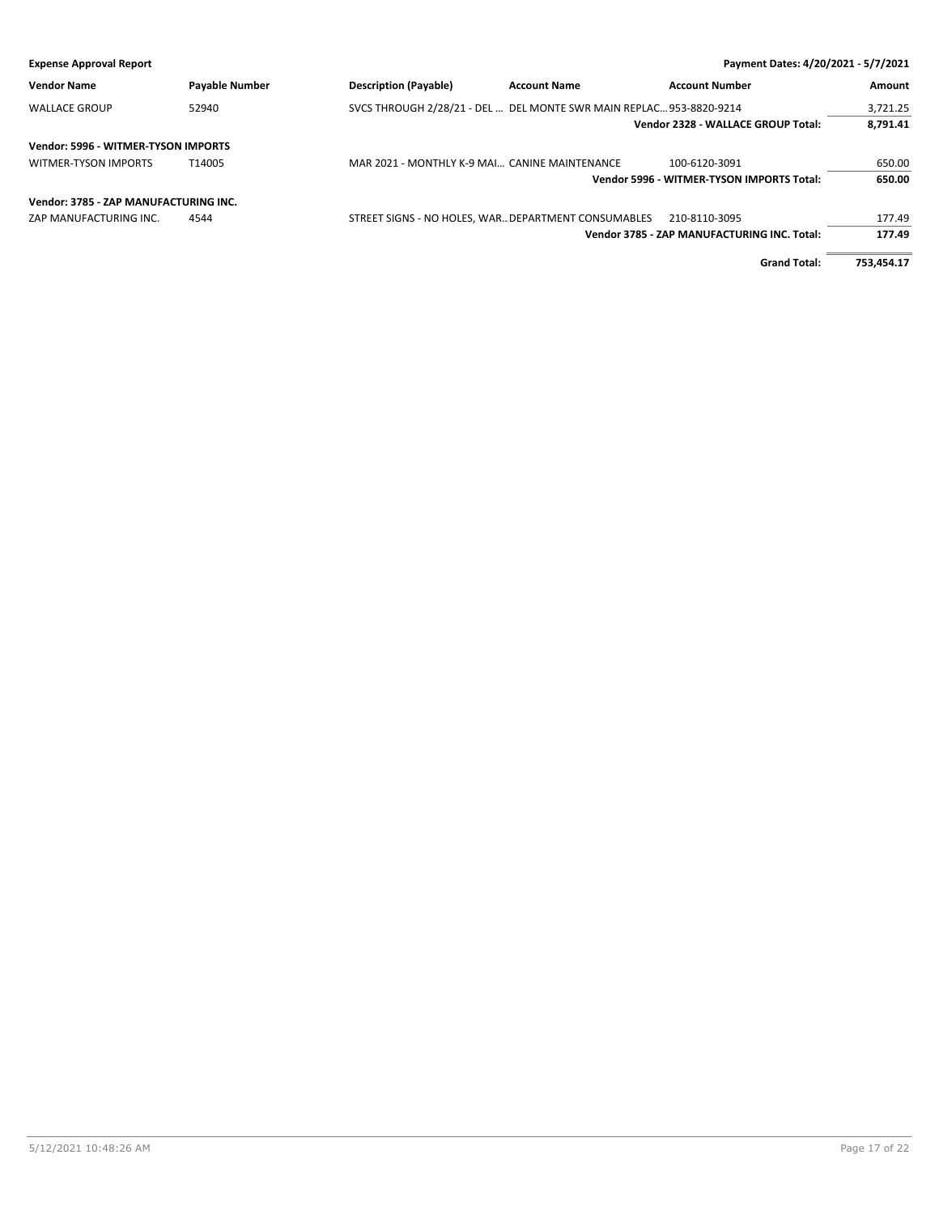| Vendor Name | Payable Number | Description (Payable) | Account Name | Account Number | Amount |
|---|---|---|---|---|---|
| WALLACE GROUP | 52940 | SVCS THROUGH 2/28/21 - DEL ... | DEL MONTE SWR MAIN REPLAC... | 953-8820-9214 | 3,721.25 |
| | | | | **Vendor 2328 - WALLACE GROUP Total:** | **8,791.41** |
| **Vendor: 5996 - WITMER-TYSON IMPORTS** | | | | | |
| WITMER-TYSON IMPORTS | T14005 | MAR 2021 - MONTHLY K-9 MAI... | CANINE MAINTENANCE | 100-6120-3091 | 650.00 |
| | | | | **Vendor 5996 - WITMER-TYSON IMPORTS Total:** | **650.00** |
| **Vendor: 3785 - ZAP MANUFACTURING INC.** | | | | | |
| ZAP MANUFACTURING INC. | 4544 | STREET SIGNS - NO HOLES, WAR... | DEPARTMENT CONSUMABLES | 210-8110-3095 | 177.49 |
| | | | | **Vendor 3785 - ZAP MANUFACTURING INC. Total:** | **177.49** |
| | | | | **Grand Total:** | **753,454.17** |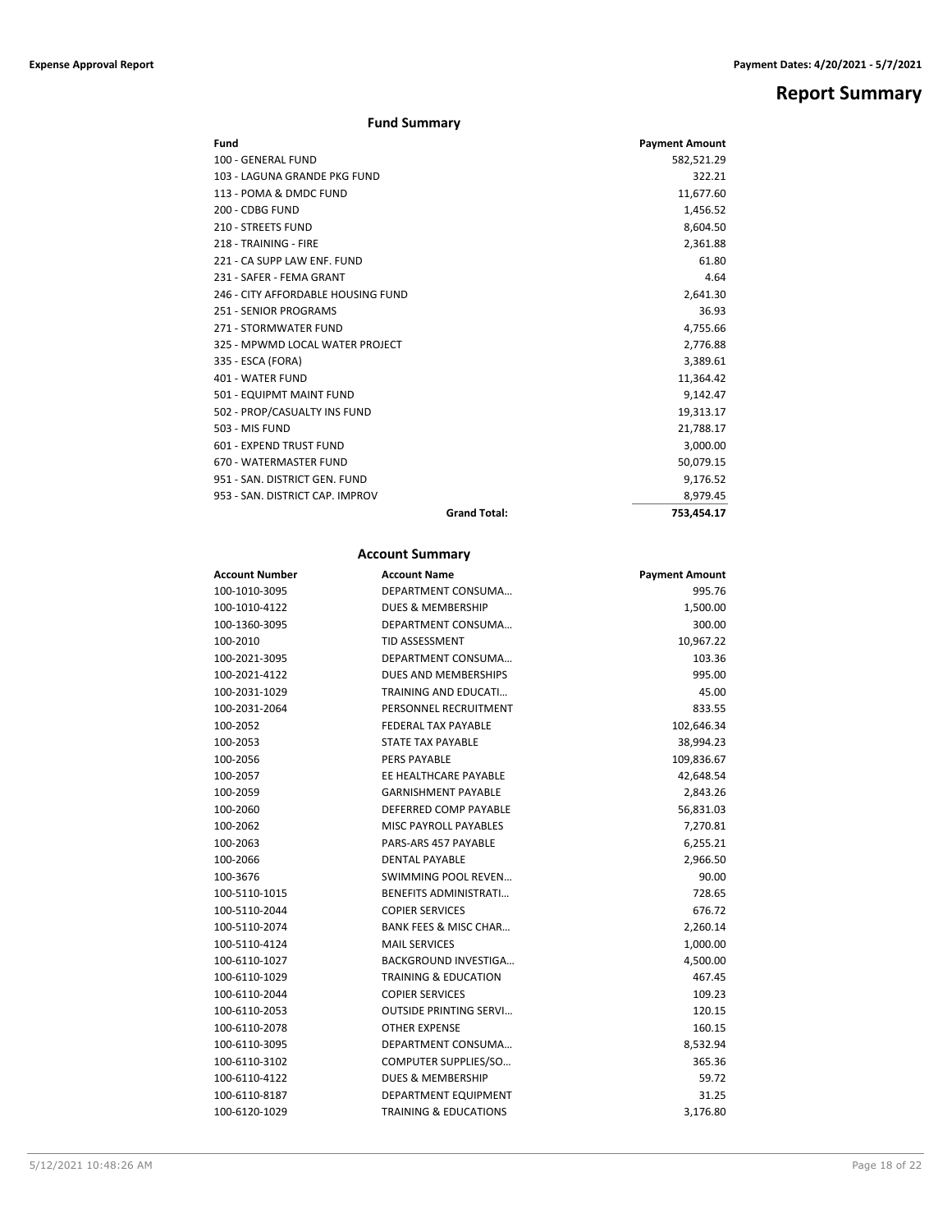# Report Summary

## Fund Summary

| Fund | Payment Amount |
|---|---|
| 100 - GENERAL FUND | 582,521.29 |
| 103 - LAGUNA GRANDE PKG FUND | 322.21 |
| 113 - POMA & DMDC FUND | 11,677.60 |
| 200 - CDBG FUND | 1,456.52 |
| 210 - STREETS FUND | 8,604.50 |
| 218 - TRAINING - FIRE | 2,361.88 |
| 221 - CA SUPP LAW ENF. FUND | 61.80 |
| 231 - SAFER - FEMA GRANT | 4.64 |
| 246 - CITY AFFORDABLE HOUSING FUND | 2,641.30 |
| 251 - SENIOR PROGRAMS | 36.93 |
| 271 - STORMWATER FUND | 4,755.66 |
| 325 - MPWMD LOCAL WATER PROJECT | 2,776.88 |
| 335 - ESCA (FORA) | 3,389.61 |
| 401 - WATER FUND | 11,364.42 |
| 501 - EQUIPMT MAINT FUND | 9,142.47 |
| 502 - PROP/CASUALTY INS FUND | 19,313.17 |
| 503 - MIS FUND | 21,788.17 |
| 601 - EXPEND TRUST FUND | 3,000.00 |
| 670 - WATERMASTER FUND | 50,079.15 |
| 951 - SAN. DISTRICT GEN. FUND | 9,176.52 |
| 953 - SAN. DISTRICT CAP. IMPROV | 8,979.45 |
| **Grand Total:** | **753,454.17** |

## Account Summary

| Account Number | Account Name | Payment Amount |
|---|---|---|
| 100-1010-3095 | DEPARTMENT CONSUMA… | 995.76 |
| 100-1010-4122 | DUES & MEMBERSHIP | 1,500.00 |
| 100-1360-3095 | DEPARTMENT CONSUMA… | 300.00 |
| 100-2010 | TID ASSESSMENT | 10,967.22 |
| 100-2021-3095 | DEPARTMENT CONSUMA… | 103.36 |
| 100-2021-4122 | DUES AND MEMBERSHIPS | 995.00 |
| 100-2031-1029 | TRAINING AND EDUCATI… | 45.00 |
| 100-2031-2064 | PERSONNEL RECRUITMENT | 833.55 |
| 100-2052 | FEDERAL TAX PAYABLE | 102,646.34 |
| 100-2053 | STATE TAX PAYABLE | 38,994.23 |
| 100-2056 | PERS PAYABLE | 109,836.67 |
| 100-2057 | EE HEALTHCARE PAYABLE | 42,648.54 |
| 100-2059 | GARNISHMENT PAYABLE | 2,843.26 |
| 100-2060 | DEFERRED COMP PAYABLE | 56,831.03 |
| 100-2062 | MISC PAYROLL PAYABLES | 7,270.81 |
| 100-2063 | PARS-ARS 457 PAYABLE | 6,255.21 |
| 100-2066 | DENTAL PAYABLE | 2,966.50 |
| 100-3676 | SWIMMING POOL REVEN… | 90.00 |
| 100-5110-1015 | BENEFITS ADMINISTRATI… | 728.65 |
| 100-5110-2044 | COPIER SERVICES | 676.72 |
| 100-5110-2074 | BANK FEES & MISC CHAR… | 2,260.14 |
| 100-5110-4124 | MAIL SERVICES | 1,000.00 |
| 100-6110-1027 | BACKGROUND INVESTIGA… | 4,500.00 |
| 100-6110-1029 | TRAINING & EDUCATION | 467.45 |
| 100-6110-2044 | COPIER SERVICES | 109.23 |
| 100-6110-2053 | OUTSIDE PRINTING SERVI… | 120.15 |
| 100-6110-2078 | OTHER EXPENSE | 160.15 |
| 100-6110-3095 | DEPARTMENT CONSUMA… | 8,532.94 |
| 100-6110-3102 | COMPUTER SUPPLIES/SO… | 365.36 |
| 100-6110-4122 | DUES & MEMBERSHIP | 59.72 |
| 100-6110-8187 | DEPARTMENT EQUIPMENT | 31.25 |
| 100-6120-1029 | TRAINING & EDUCATIONS | 3,176.80 |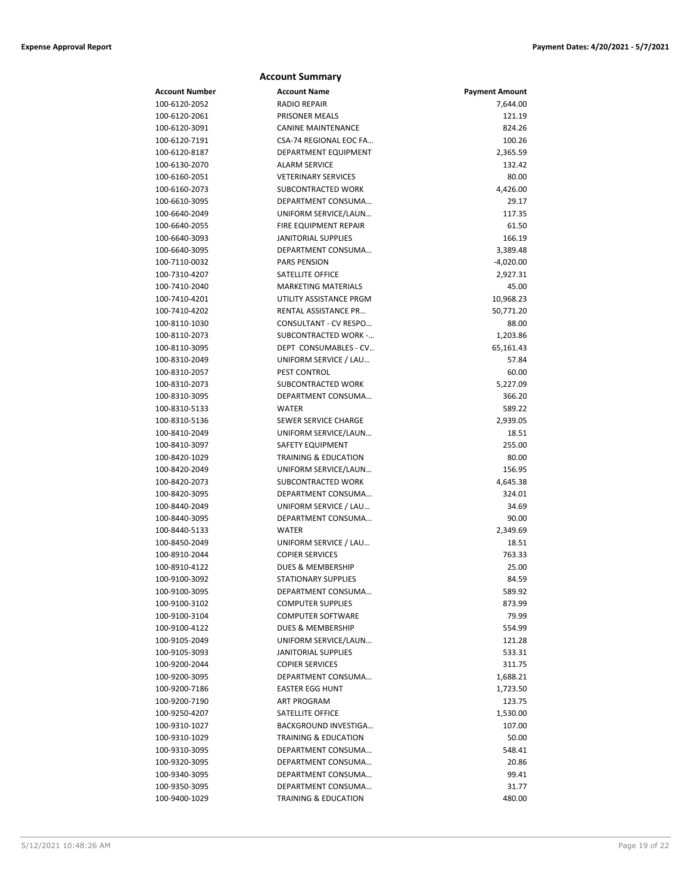## Account Summary

| Account Number | Account Name | Payment Amount |
|---|---|---|
| 100-6120-2052 | RADIO REPAIR | 7,644.00 |
| 100-6120-2061 | PRISONER MEALS | 121.19 |
| 100-6120-3091 | CANINE MAINTENANCE | 824.26 |
| 100-6120-7191 | CSA-74 REGIONAL EOC FA… | 100.26 |
| 100-6120-8187 | DEPARTMENT EQUIPMENT | 2,365.59 |
| 100-6130-2070 | ALARM SERVICE | 132.42 |
| 100-6160-2051 | VETERINARY SERVICES | 80.00 |
| 100-6160-2073 | SUBCONTRACTED WORK | 4,426.00 |
| 100-6610-3095 | DEPARTMENT CONSUMA… | 29.17 |
| 100-6640-2049 | UNIFORM SERVICE/LAUN… | 117.35 |
| 100-6640-2055 | FIRE EQUIPMENT REPAIR | 61.50 |
| 100-6640-3093 | JANITORIAL SUPPLIES | 166.19 |
| 100-6640-3095 | DEPARTMENT CONSUMA… | 3,389.48 |
| 100-7110-0032 | PARS PENSION | -4,020.00 |
| 100-7310-4207 | SATELLITE OFFICE | 2,927.31 |
| 100-7410-2040 | MARKETING MATERIALS | 45.00 |
| 100-7410-4201 | UTILITY ASSISTANCE PRGM | 10,968.23 |
| 100-7410-4202 | RENTAL ASSISTANCE PR… | 50,771.20 |
| 100-8110-1030 | CONSULTANT - CV RESPO… | 88.00 |
| 100-8110-2073 | SUBCONTRACTED WORK -… | 1,203.86 |
| 100-8110-3095 | DEPT CONSUMABLES - CV… | 65,161.43 |
| 100-8310-2049 | UNIFORM SERVICE / LAU… | 57.84 |
| 100-8310-2057 | PEST CONTROL | 60.00 |
| 100-8310-2073 | SUBCONTRACTED WORK | 5,227.09 |
| 100-8310-3095 | DEPARTMENT CONSUMA… | 366.20 |
| 100-8310-5133 | WATER | 589.22 |
| 100-8310-5136 | SEWER SERVICE CHARGE | 2,939.05 |
| 100-8410-2049 | UNIFORM SERVICE/LAUN… | 18.51 |
| 100-8410-3097 | SAFETY EQUIPMENT | 255.00 |
| 100-8420-1029 | TRAINING & EDUCATION | 80.00 |
| 100-8420-2049 | UNIFORM SERVICE/LAUN… | 156.95 |
| 100-8420-2073 | SUBCONTRACTED WORK | 4,645.38 |
| 100-8420-3095 | DEPARTMENT CONSUMA… | 324.01 |
| 100-8440-2049 | UNIFORM SERVICE / LAU… | 34.69 |
| 100-8440-3095 | DEPARTMENT CONSUMA… | 90.00 |
| 100-8440-5133 | WATER | 2,349.69 |
| 100-8450-2049 | UNIFORM SERVICE / LAU… | 18.51 |
| 100-8910-2044 | COPIER SERVICES | 763.33 |
| 100-8910-4122 | DUES & MEMBERSHIP | 25.00 |
| 100-9100-3092 | STATIONARY SUPPLIES | 84.59 |
| 100-9100-3095 | DEPARTMENT CONSUMA… | 589.92 |
| 100-9100-3102 | COMPUTER SUPPLIES | 873.99 |
| 100-9100-3104 | COMPUTER SOFTWARE | 79.99 |
| 100-9100-4122 | DUES & MEMBERSHIP | 554.99 |
| 100-9105-2049 | UNIFORM SERVICE/LAUN… | 121.28 |
| 100-9105-3093 | JANITORIAL SUPPLIES | 533.31 |
| 100-9200-2044 | COPIER SERVICES | 311.75 |
| 100-9200-3095 | DEPARTMENT CONSUMA… | 1,688.21 |
| 100-9200-7186 | EASTER EGG HUNT | 1,723.50 |
| 100-9200-7190 | ART PROGRAM | 123.75 |
| 100-9250-4207 | SATELLITE OFFICE | 1,530.00 |
| 100-9310-1027 | BACKGROUND INVESTIGA… | 107.00 |
| 100-9310-1029 | TRAINING & EDUCATION | 50.00 |
| 100-9310-3095 | DEPARTMENT CONSUMA… | 548.41 |
| 100-9320-3095 | DEPARTMENT CONSUMA… | 20.86 |
| 100-9340-3095 | DEPARTMENT CONSUMA… | 99.41 |
| 100-9350-3095 | DEPARTMENT CONSUMA… | 31.77 |
| 100-9400-1029 | TRAINING & EDUCATION | 480.00 |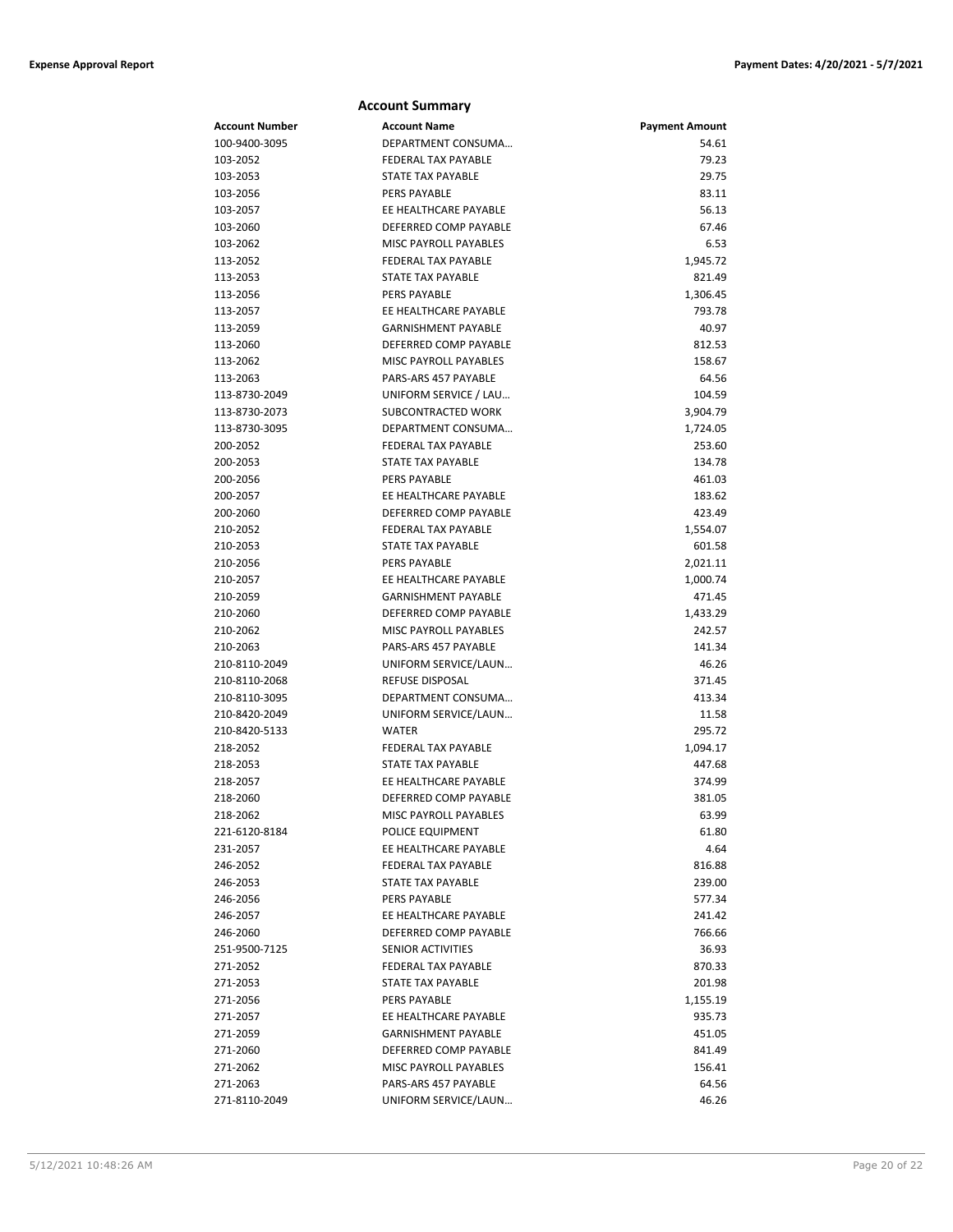## Account Summary

| Account Number | Account Name | Payment Amount |
|---|---|---|
| 100-9400-3095 | DEPARTMENT CONSUMA… | 54.61 |
| 103-2052 | FEDERAL TAX PAYABLE | 79.23 |
| 103-2053 | STATE TAX PAYABLE | 29.75 |
| 103-2056 | PERS PAYABLE | 83.11 |
| 103-2057 | EE HEALTHCARE PAYABLE | 56.13 |
| 103-2060 | DEFERRED COMP PAYABLE | 67.46 |
| 103-2062 | MISC PAYROLL PAYABLES | 6.53 |
| 113-2052 | FEDERAL TAX PAYABLE | 1,945.72 |
| 113-2053 | STATE TAX PAYABLE | 821.49 |
| 113-2056 | PERS PAYABLE | 1,306.45 |
| 113-2057 | EE HEALTHCARE PAYABLE | 793.78 |
| 113-2059 | GARNISHMENT PAYABLE | 40.97 |
| 113-2060 | DEFERRED COMP PAYABLE | 812.53 |
| 113-2062 | MISC PAYROLL PAYABLES | 158.67 |
| 113-2063 | PARS-ARS 457 PAYABLE | 64.56 |
| 113-8730-2049 | UNIFORM SERVICE / LAU… | 104.59 |
| 113-8730-2073 | SUBCONTRACTED WORK | 3,904.79 |
| 113-8730-3095 | DEPARTMENT CONSUMA… | 1,724.05 |
| 200-2052 | FEDERAL TAX PAYABLE | 253.60 |
| 200-2053 | STATE TAX PAYABLE | 134.78 |
| 200-2056 | PERS PAYABLE | 461.03 |
| 200-2057 | EE HEALTHCARE PAYABLE | 183.62 |
| 200-2060 | DEFERRED COMP PAYABLE | 423.49 |
| 210-2052 | FEDERAL TAX PAYABLE | 1,554.07 |
| 210-2053 | STATE TAX PAYABLE | 601.58 |
| 210-2056 | PERS PAYABLE | 2,021.11 |
| 210-2057 | EE HEALTHCARE PAYABLE | 1,000.74 |
| 210-2059 | GARNISHMENT PAYABLE | 471.45 |
| 210-2060 | DEFERRED COMP PAYABLE | 1,433.29 |
| 210-2062 | MISC PAYROLL PAYABLES | 242.57 |
| 210-2063 | PARS-ARS 457 PAYABLE | 141.34 |
| 210-8110-2049 | UNIFORM SERVICE/LAUN… | 46.26 |
| 210-8110-2068 | REFUSE DISPOSAL | 371.45 |
| 210-8110-3095 | DEPARTMENT CONSUMA… | 413.34 |
| 210-8420-2049 | UNIFORM SERVICE/LAUN… | 11.58 |
| 210-8420-5133 | WATER | 295.72 |
| 218-2052 | FEDERAL TAX PAYABLE | 1,094.17 |
| 218-2053 | STATE TAX PAYABLE | 447.68 |
| 218-2057 | EE HEALTHCARE PAYABLE | 374.99 |
| 218-2060 | DEFERRED COMP PAYABLE | 381.05 |
| 218-2062 | MISC PAYROLL PAYABLES | 63.99 |
| 221-6120-8184 | POLICE EQUIPMENT | 61.80 |
| 231-2057 | EE HEALTHCARE PAYABLE | 4.64 |
| 246-2052 | FEDERAL TAX PAYABLE | 816.88 |
| 246-2053 | STATE TAX PAYABLE | 239.00 |
| 246-2056 | PERS PAYABLE | 577.34 |
| 246-2057 | EE HEALTHCARE PAYABLE | 241.42 |
| 246-2060 | DEFERRED COMP PAYABLE | 766.66 |
| 251-9500-7125 | SENIOR ACTIVITIES | 36.93 |
| 271-2052 | FEDERAL TAX PAYABLE | 870.33 |
| 271-2053 | STATE TAX PAYABLE | 201.98 |
| 271-2056 | PERS PAYABLE | 1,155.19 |
| 271-2057 | EE HEALTHCARE PAYABLE | 935.73 |
| 271-2059 | GARNISHMENT PAYABLE | 451.05 |
| 271-2060 | DEFERRED COMP PAYABLE | 841.49 |
| 271-2062 | MISC PAYROLL PAYABLES | 156.41 |
| 271-2063 | PARS-ARS 457 PAYABLE | 64.56 |
| 271-8110-2049 | UNIFORM SERVICE/LAUN… | 46.26 |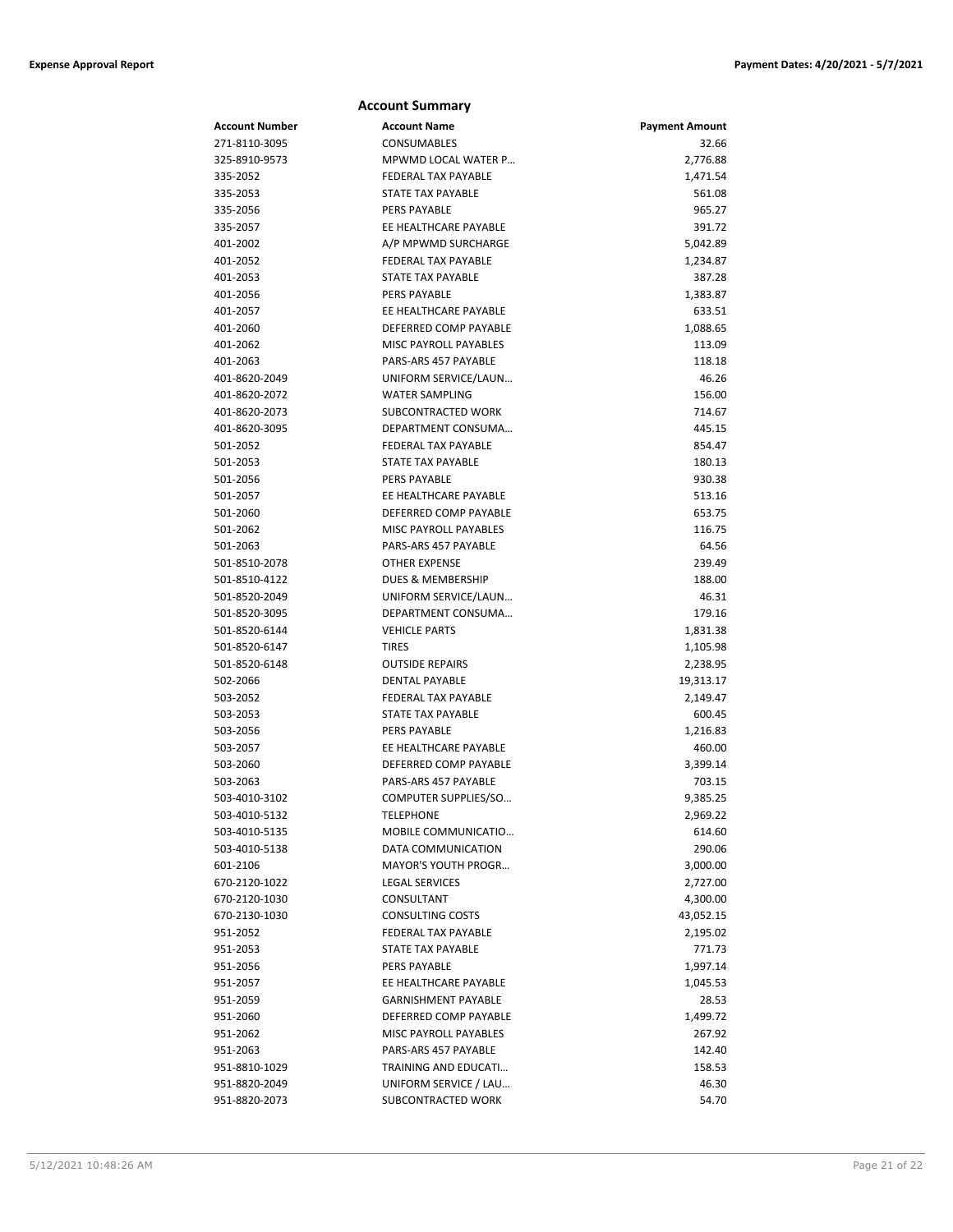## Account Summary

| Account Number | Account Name | Payment Amount |
|---|---|---|
| 271-8110-3095 | CONSUMABLES | 32.66 |
| 325-8910-9573 | MPWMD LOCAL WATER P… | 2,776.88 |
| 335-2052 | FEDERAL TAX PAYABLE | 1,471.54 |
| 335-2053 | STATE TAX PAYABLE | 561.08 |
| 335-2056 | PERS PAYABLE | 965.27 |
| 335-2057 | EE HEALTHCARE PAYABLE | 391.72 |
| 401-2002 | A/P MPWMD SURCHARGE | 5,042.89 |
| 401-2052 | FEDERAL TAX PAYABLE | 1,234.87 |
| 401-2053 | STATE TAX PAYABLE | 387.28 |
| 401-2056 | PERS PAYABLE | 1,383.87 |
| 401-2057 | EE HEALTHCARE PAYABLE | 633.51 |
| 401-2060 | DEFERRED COMP PAYABLE | 1,088.65 |
| 401-2062 | MISC PAYROLL PAYABLES | 113.09 |
| 401-2063 | PARS-ARS 457 PAYABLE | 118.18 |
| 401-8620-2049 | UNIFORM SERVICE/LAUN… | 46.26 |
| 401-8620-2072 | WATER SAMPLING | 156.00 |
| 401-8620-2073 | SUBCONTRACTED WORK | 714.67 |
| 401-8620-3095 | DEPARTMENT CONSUMA… | 445.15 |
| 501-2052 | FEDERAL TAX PAYABLE | 854.47 |
| 501-2053 | STATE TAX PAYABLE | 180.13 |
| 501-2056 | PERS PAYABLE | 930.38 |
| 501-2057 | EE HEALTHCARE PAYABLE | 513.16 |
| 501-2060 | DEFERRED COMP PAYABLE | 653.75 |
| 501-2062 | MISC PAYROLL PAYABLES | 116.75 |
| 501-2063 | PARS-ARS 457 PAYABLE | 64.56 |
| 501-8510-2078 | OTHER EXPENSE | 239.49 |
| 501-8510-4122 | DUES & MEMBERSHIP | 188.00 |
| 501-8520-2049 | UNIFORM SERVICE/LAUN… | 46.31 |
| 501-8520-3095 | DEPARTMENT CONSUMA… | 179.16 |
| 501-8520-6144 | VEHICLE PARTS | 1,831.38 |
| 501-8520-6147 | TIRES | 1,105.98 |
| 501-8520-6148 | OUTSIDE REPAIRS | 2,238.95 |
| 502-2066 | DENTAL PAYABLE | 19,313.17 |
| 503-2052 | FEDERAL TAX PAYABLE | 2,149.47 |
| 503-2053 | STATE TAX PAYABLE | 600.45 |
| 503-2056 | PERS PAYABLE | 1,216.83 |
| 503-2057 | EE HEALTHCARE PAYABLE | 460.00 |
| 503-2060 | DEFERRED COMP PAYABLE | 3,399.14 |
| 503-2063 | PARS-ARS 457 PAYABLE | 703.15 |
| 503-4010-3102 | COMPUTER SUPPLIES/SO… | 9,385.25 |
| 503-4010-5132 | TELEPHONE | 2,969.22 |
| 503-4010-5135 | MOBILE COMMUNICATIO… | 614.60 |
| 503-4010-5138 | DATA COMMUNICATION | 290.06 |
| 601-2106 | MAYOR'S YOUTH PROGR… | 3,000.00 |
| 670-2120-1022 | LEGAL SERVICES | 2,727.00 |
| 670-2120-1030 | CONSULTANT | 4,300.00 |
| 670-2130-1030 | CONSULTING COSTS | 43,052.15 |
| 951-2052 | FEDERAL TAX PAYABLE | 2,195.02 |
| 951-2053 | STATE TAX PAYABLE | 771.73 |
| 951-2056 | PERS PAYABLE | 1,997.14 |
| 951-2057 | EE HEALTHCARE PAYABLE | 1,045.53 |
| 951-2059 | GARNISHMENT PAYABLE | 28.53 |
| 951-2060 | DEFERRED COMP PAYABLE | 1,499.72 |
| 951-2062 | MISC PAYROLL PAYABLES | 267.92 |
| 951-2063 | PARS-ARS 457 PAYABLE | 142.40 |
| 951-8810-1029 | TRAINING AND EDUCATI… | 158.53 |
| 951-8820-2049 | UNIFORM SERVICE / LAU… | 46.30 |
| 951-8820-2073 | SUBCONTRACTED WORK | 54.70 |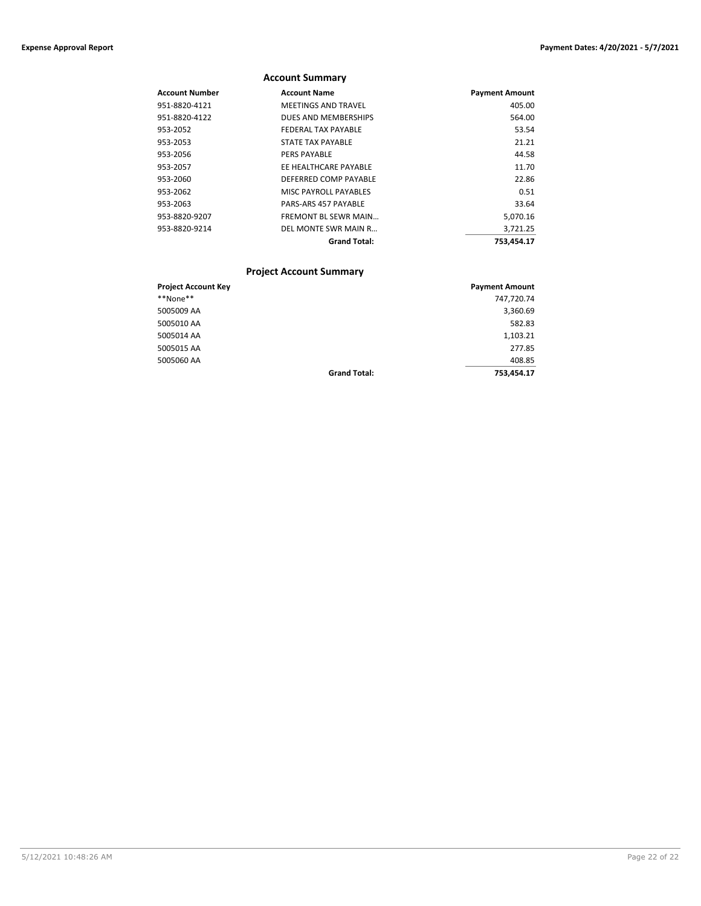## Account Summary

| Account Number | Account Name | Payment Amount |
|---|---|---|
| 951-8820-4121 | MEETINGS AND TRAVEL | 405.00 |
| 951-8820-4122 | DUES AND MEMBERSHIPS | 564.00 |
| 953-2052 | FEDERAL TAX PAYABLE | 53.54 |
| 953-2053 | STATE TAX PAYABLE | 21.21 |
| 953-2056 | PERS PAYABLE | 44.58 |
| 953-2057 | EE HEALTHCARE PAYABLE | 11.70 |
| 953-2060 | DEFERRED COMP PAYABLE | 22.86 |
| 953-2062 | MISC PAYROLL PAYABLES | 0.51 |
| 953-2063 | PARS-ARS 457 PAYABLE | 33.64 |
| 953-8820-9207 | FREMONT BL SEWR MAIN… | 5,070.16 |
| 953-8820-9214 | DEL MONTE SWR MAIN R… | 3,721.25 |
| | **Grand Total:** | **753,454.17** |

## Project Account Summary

| Project Account Key | | Payment Amount |
|---|---|---|
| **None** | | 747,720.74 |
| 5005009 AA | | 3,360.69 |
| 5005010 AA | | 582.83 |
| 5005014 AA | | 1,103.21 |
| 5005015 AA | | 277.85 |
| 5005060 AA | | 408.85 |
| | **Grand Total:** | **753,454.17** |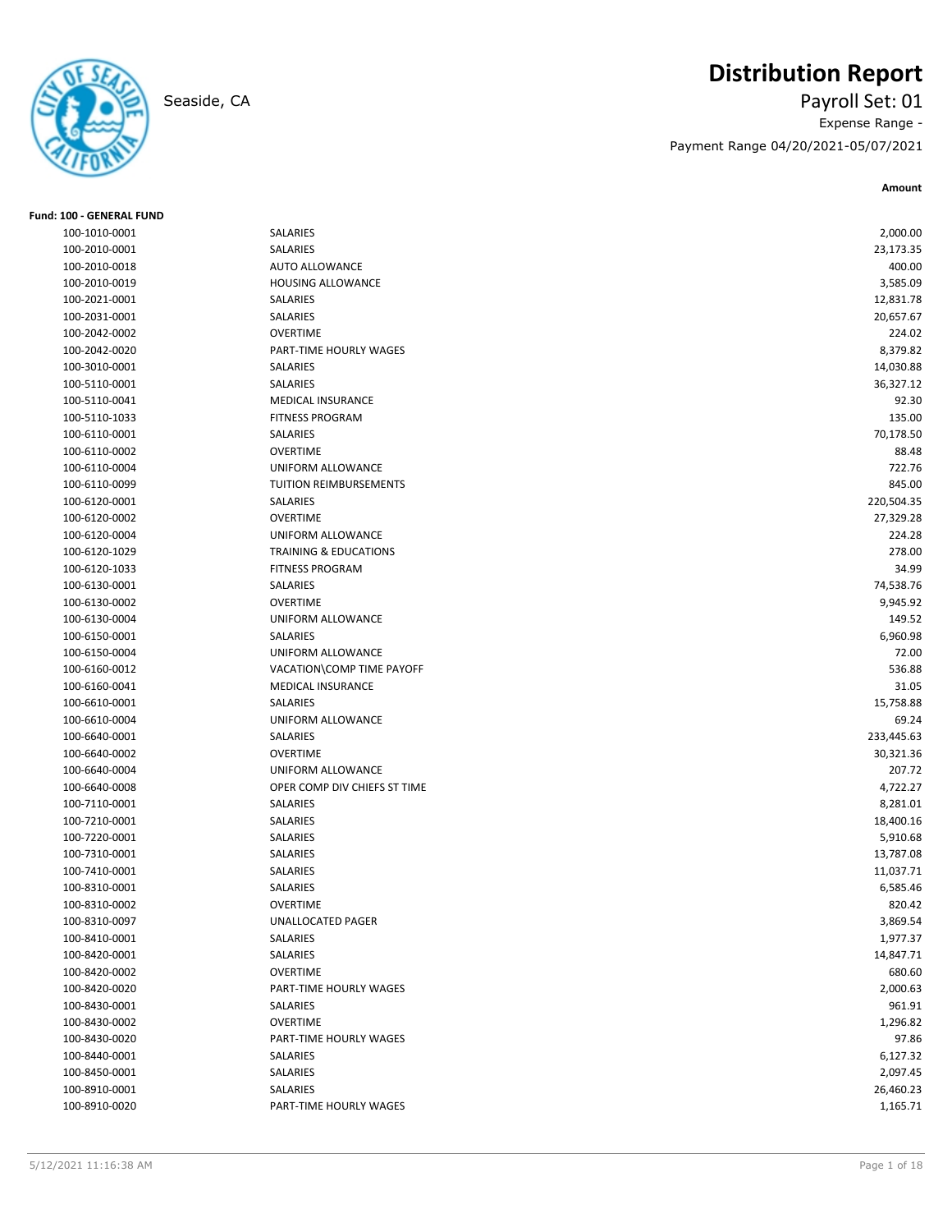# Distribution Report

Seaside, CA

Payroll Set: 01

Expense Range -

Payment Range 04/20/2021-05/07/2021

**Fund: 100 - GENERAL FUND**

| Account | Description | Amount |
|---|---|---|
| 100-1010-0001 | SALARIES | 2,000.00 |
| 100-2010-0001 | SALARIES | 23,173.35 |
| 100-2010-0018 | AUTO ALLOWANCE | 400.00 |
| 100-2010-0019 | HOUSING ALLOWANCE | 3,585.09 |
| 100-2021-0001 | SALARIES | 12,831.78 |
| 100-2031-0001 | SALARIES | 20,657.67 |
| 100-2042-0002 | OVERTIME | 224.02 |
| 100-2042-0020 | PART-TIME HOURLY WAGES | 8,379.82 |
| 100-3010-0001 | SALARIES | 14,030.88 |
| 100-5110-0001 | SALARIES | 36,327.12 |
| 100-5110-0041 | MEDICAL INSURANCE | 92.30 |
| 100-5110-1033 | FITNESS PROGRAM | 135.00 |
| 100-6110-0001 | SALARIES | 70,178.50 |
| 100-6110-0002 | OVERTIME | 88.48 |
| 100-6110-0004 | UNIFORM ALLOWANCE | 722.76 |
| 100-6110-0099 | TUITION REIMBURSEMENTS | 845.00 |
| 100-6120-0001 | SALARIES | 220,504.35 |
| 100-6120-0002 | OVERTIME | 27,329.28 |
| 100-6120-0004 | UNIFORM ALLOWANCE | 224.28 |
| 100-6120-1029 | TRAINING & EDUCATIONS | 278.00 |
| 100-6120-1033 | FITNESS PROGRAM | 34.99 |
| 100-6130-0001 | SALARIES | 74,538.76 |
| 100-6130-0002 | OVERTIME | 9,945.92 |
| 100-6130-0004 | UNIFORM ALLOWANCE | 149.52 |
| 100-6150-0001 | SALARIES | 6,960.98 |
| 100-6150-0004 | UNIFORM ALLOWANCE | 72.00 |
| 100-6160-0012 | VACATION\COMP TIME PAYOFF | 536.88 |
| 100-6160-0041 | MEDICAL INSURANCE | 31.05 |
| 100-6610-0001 | SALARIES | 15,758.88 |
| 100-6610-0004 | UNIFORM ALLOWANCE | 69.24 |
| 100-6640-0001 | SALARIES | 233,445.63 |
| 100-6640-0002 | OVERTIME | 30,321.36 |
| 100-6640-0004 | UNIFORM ALLOWANCE | 207.72 |
| 100-6640-0008 | OPER COMP DIV CHIEFS ST TIME | 4,722.27 |
| 100-7110-0001 | SALARIES | 8,281.01 |
| 100-7210-0001 | SALARIES | 18,400.16 |
| 100-7220-0001 | SALARIES | 5,910.68 |
| 100-7310-0001 | SALARIES | 13,787.08 |
| 100-7410-0001 | SALARIES | 11,037.71 |
| 100-8310-0001 | SALARIES | 6,585.46 |
| 100-8310-0002 | OVERTIME | 820.42 |
| 100-8310-0097 | UNALLOCATED PAGER | 3,869.54 |
| 100-8410-0001 | SALARIES | 1,977.37 |
| 100-8420-0001 | SALARIES | 14,847.71 |
| 100-8420-0002 | OVERTIME | 680.60 |
| 100-8420-0020 | PART-TIME HOURLY WAGES | 2,000.63 |
| 100-8430-0001 | SALARIES | 961.91 |
| 100-8430-0002 | OVERTIME | 1,296.82 |
| 100-8430-0020 | PART-TIME HOURLY WAGES | 97.86 |
| 100-8440-0001 | SALARIES | 6,127.32 |
| 100-8450-0001 | SALARIES | 2,097.45 |
| 100-8910-0001 | SALARIES | 26,460.23 |
| 100-8910-0020 | PART-TIME HOURLY WAGES | 1,165.71 |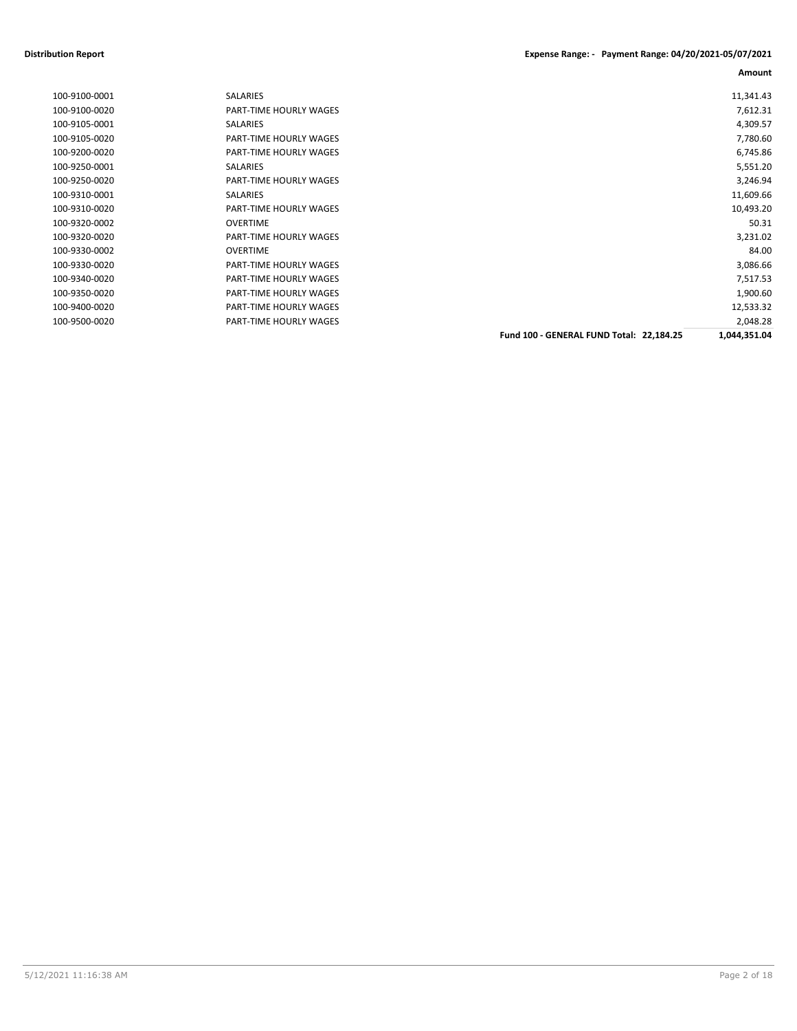**Distribution Report** **Expense Range: - Payment Range: 04/20/2021-05/07/2021**

| Account | Description | Amount |
|---|---|---|
| 100-9100-0001 | SALARIES | 11,341.43 |
| 100-9100-0020 | PART-TIME HOURLY WAGES | 7,612.31 |
| 100-9105-0001 | SALARIES | 4,309.57 |
| 100-9105-0020 | PART-TIME HOURLY WAGES | 7,780.60 |
| 100-9200-0020 | PART-TIME HOURLY WAGES | 6,745.86 |
| 100-9250-0001 | SALARIES | 5,551.20 |
| 100-9250-0020 | PART-TIME HOURLY WAGES | 3,246.94 |
| 100-9310-0001 | SALARIES | 11,609.66 |
| 100-9310-0020 | PART-TIME HOURLY WAGES | 10,493.20 |
| 100-9320-0002 | OVERTIME | 50.31 |
| 100-9320-0020 | PART-TIME HOURLY WAGES | 3,231.02 |
| 100-9330-0002 | OVERTIME | 84.00 |
| 100-9330-0020 | PART-TIME HOURLY WAGES | 3,086.66 |
| 100-9340-0020 | PART-TIME HOURLY WAGES | 7,517.53 |
| 100-9350-0020 | PART-TIME HOURLY WAGES | 1,900.60 |
| 100-9400-0020 | PART-TIME HOURLY WAGES | 12,533.32 |
| 100-9500-0020 | PART-TIME HOURLY WAGES | 2,048.28 |
| | **Fund 100 - GENERAL FUND Total: 22,184.25** | **1,044,351.04** |

5/12/2021 11:16:38 AM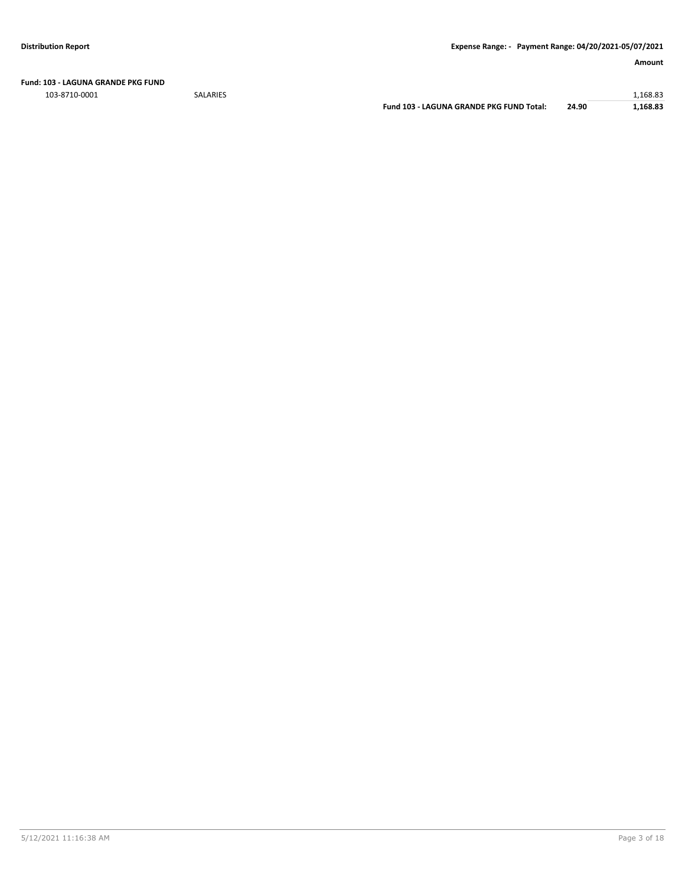**Distribution Report**

**Expense Range: - Payment Range: 04/20/2021-05/07/2021**

| | | | | **Amount** |
|---|---|---|---|---|
| **Fund: 103 - LAGUNA GRANDE PKG FUND** | | | | |
| 103-8710-0001 | SALARIES | | | 1,168.83 |
| | | **Fund 103 - LAGUNA GRANDE PKG FUND Total:** | **24.90** | **1,168.83** |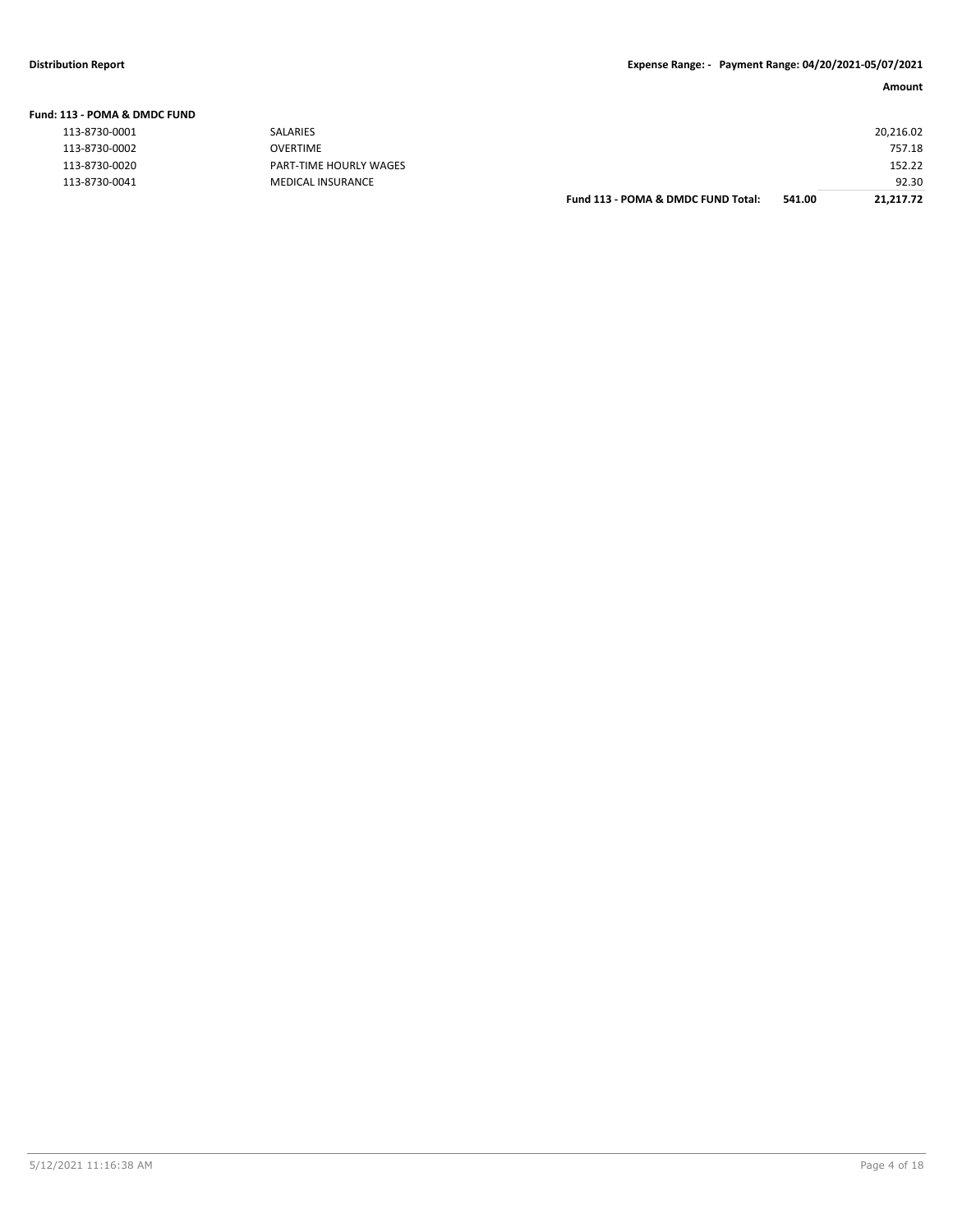**Distribution Report** | **Expense Range: - Payment Range: 04/20/2021-05/07/2021**

| | | | | Amount |
|---|---|---|---|---|
| **Fund: 113 - POMA & DMDC FUND** | | | | |
| 113-8730-0001 | SALARIES | | | 20,216.02 |
| 113-8730-0002 | OVERTIME | | | 757.18 |
| 113-8730-0020 | PART-TIME HOURLY WAGES | | | 152.22 |
| 113-8730-0041 | MEDICAL INSURANCE | | | 92.30 |
| | | **Fund 113 - POMA & DMDC FUND Total:** | **541.00** | **21,217.72** |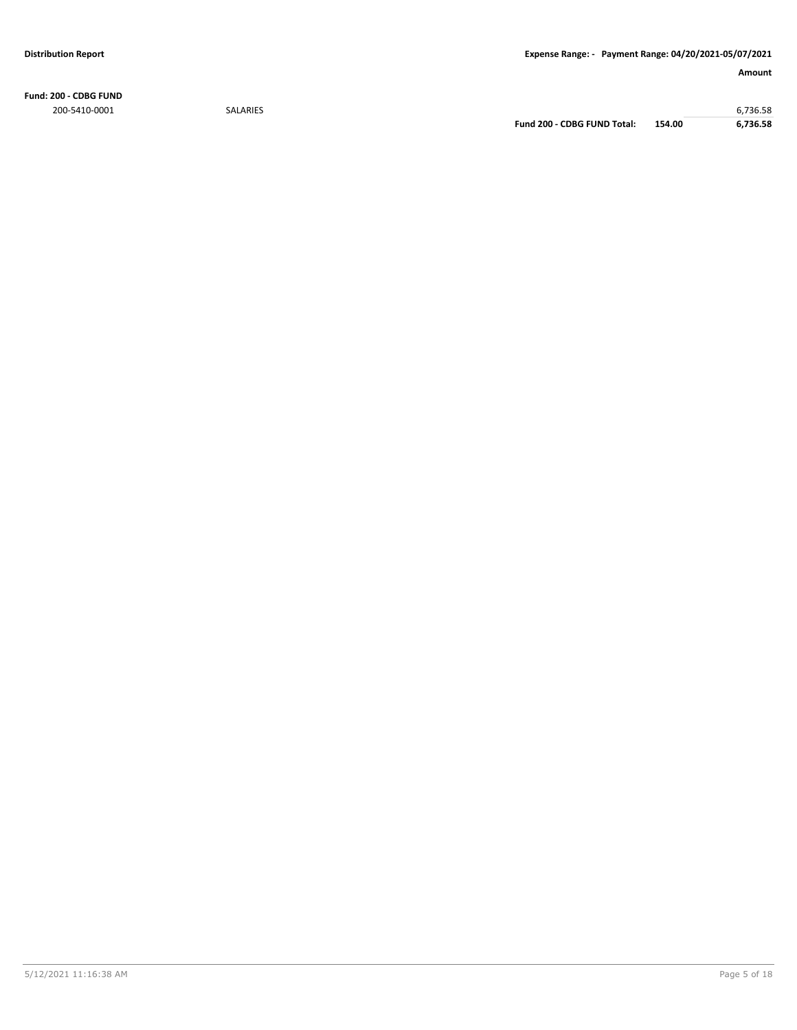**Distribution Report**

**Expense Range: - Payment Range: 04/20/2021-05/07/2021**

| | | | | **Amount** |
|---|---|---|---|---|
| **Fund: 200 - CDBG FUND** | | | | |
| 200-5410-0001 | SALARIES | | | 6,736.58 |
| | | **Fund 200 - CDBG FUND Total:** | **154.00** | **6,736.58** |

5/12/2021 11:16:38 AM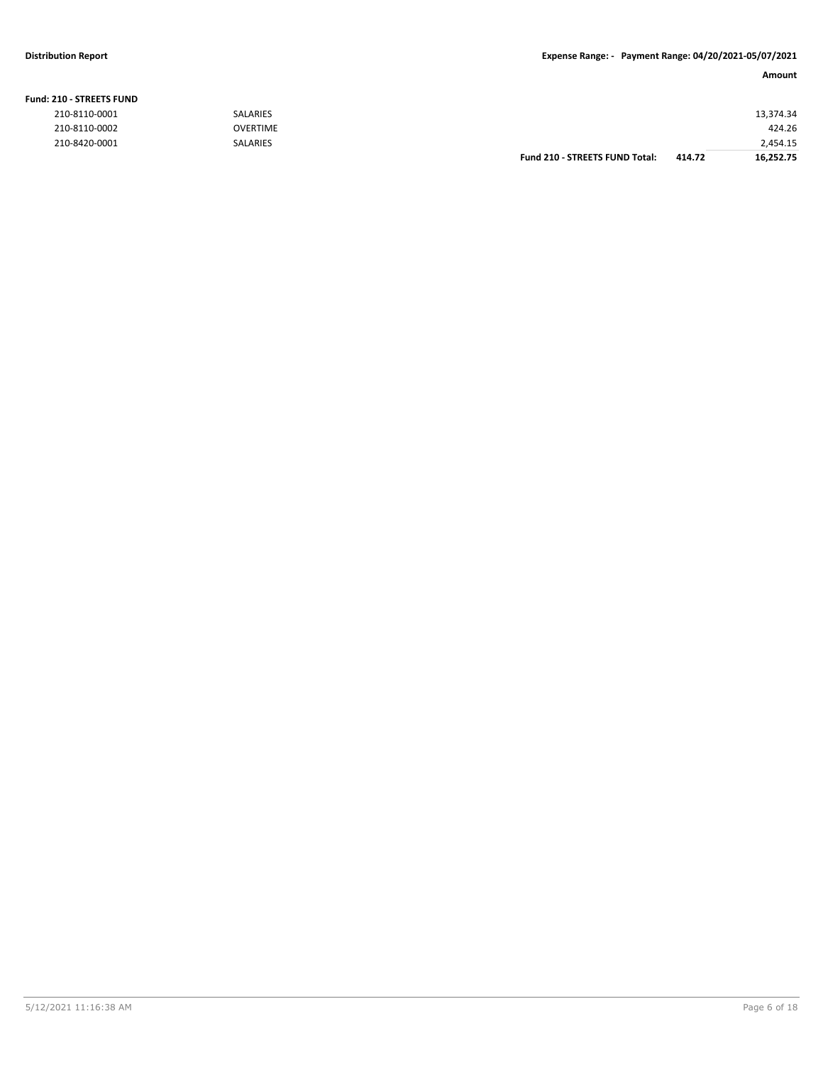**Fund: 210 - STREETS FUND**

| Account | Description | | | Amount |
|---|---|---|---|---|
| 210-8110-0001 | SALARIES | | | 13,374.34 |
| 210-8110-0002 | OVERTIME | | | 424.26 |
| 210-8420-0001 | SALARIES | | | 2,454.15 |
| | | **Fund 210 - STREETS FUND Total:** | **414.72** | **16,252.75** |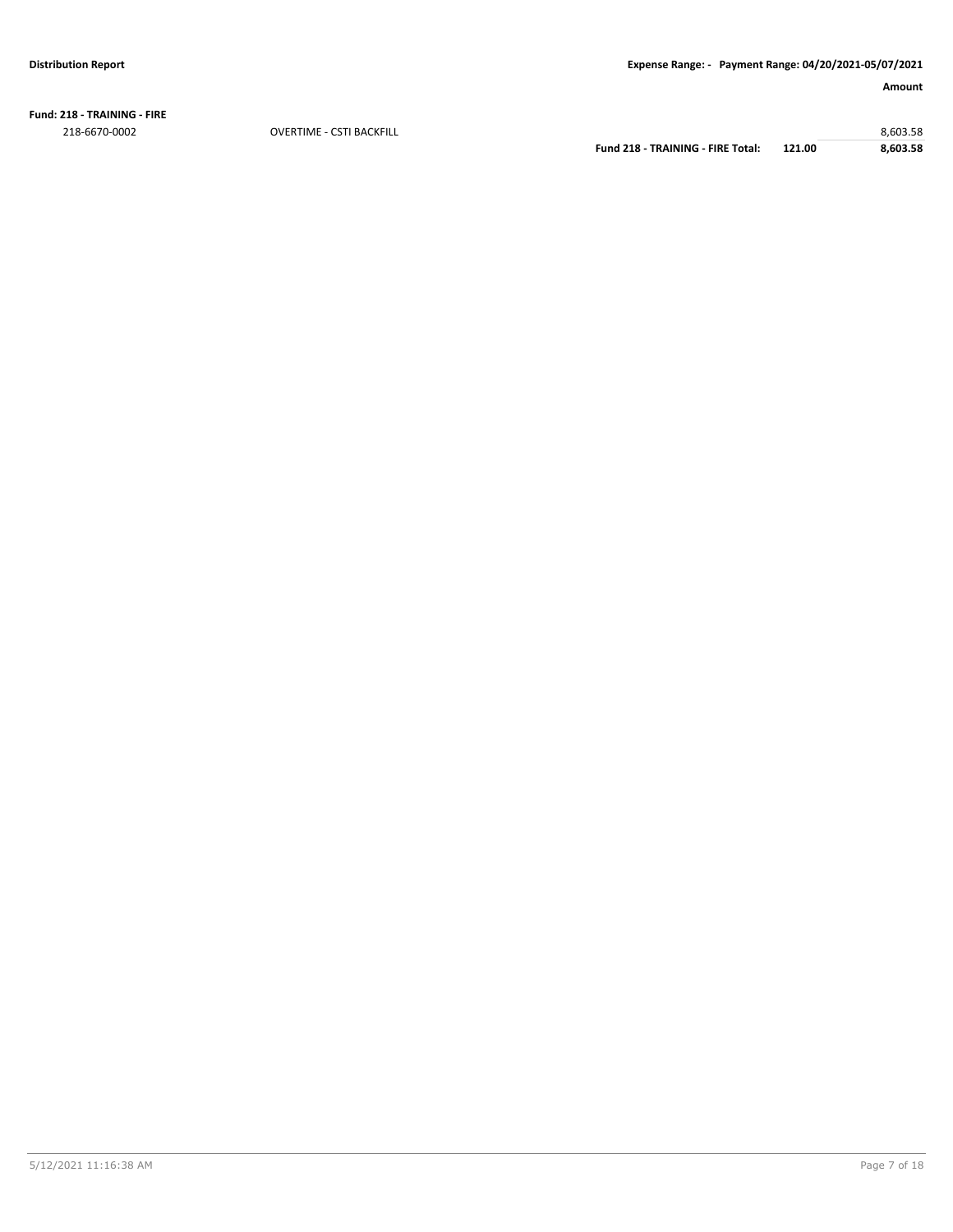| | | | Amount |
|---|---|---|---|
| **Fund: 218 - TRAINING - FIRE** | | | |
| 218-6670-0002 | OVERTIME - CSTI BACKFILL | | 8,603.58 |
| | **Fund 218 - TRAINING - FIRE Total:** | **121.00** | **8,603.58** |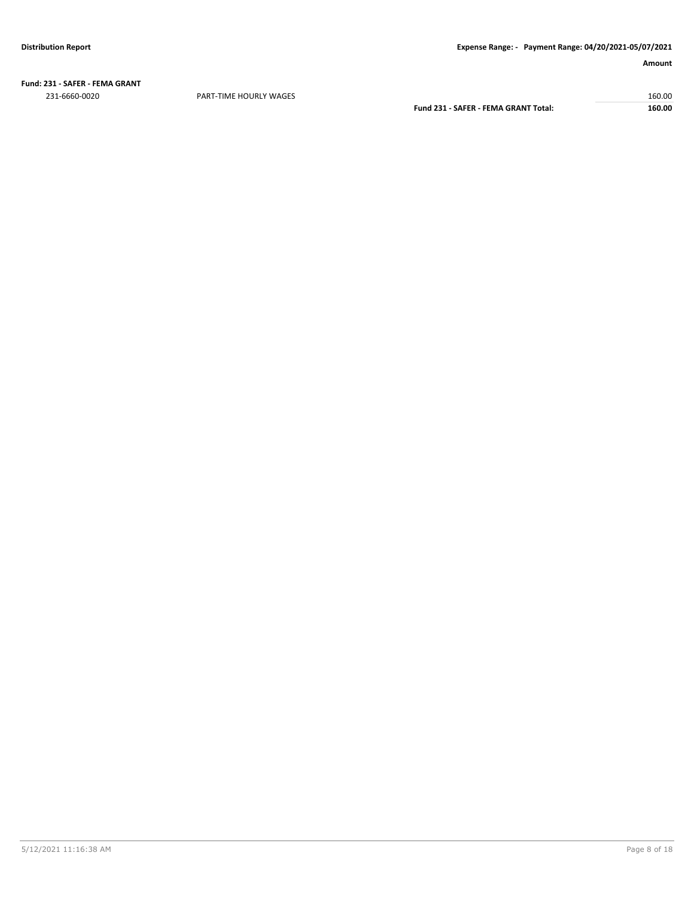**Fund: 231 - SAFER - FEMA GRANT**

| | | | Amount |
|---|---|---|---|
| 231-6660-0020 | PART-TIME HOURLY WAGES | | 160.00 |
| | | **Fund 231 - SAFER - FEMA GRANT Total:** | **160.00** |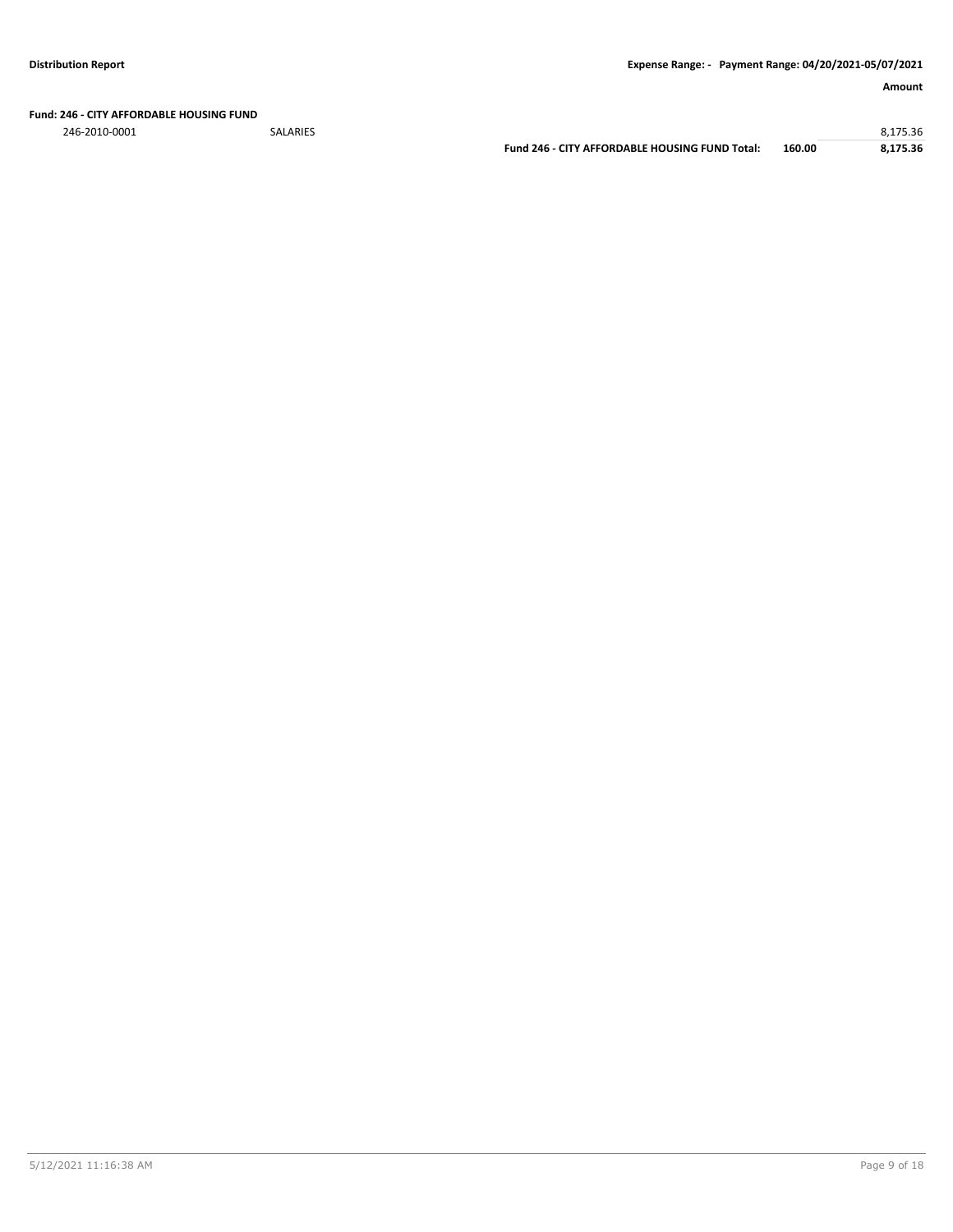| | | | | Amount |
|---|---|---|---|---|
| **Fund: 246 - CITY AFFORDABLE HOUSING FUND** | | | | |
| 246-2010-0001 | SALARIES | | | 8,175.36 |
| | | **Fund 246 - CITY AFFORDABLE HOUSING FUND Total:** | **160.00** | **8,175.36** |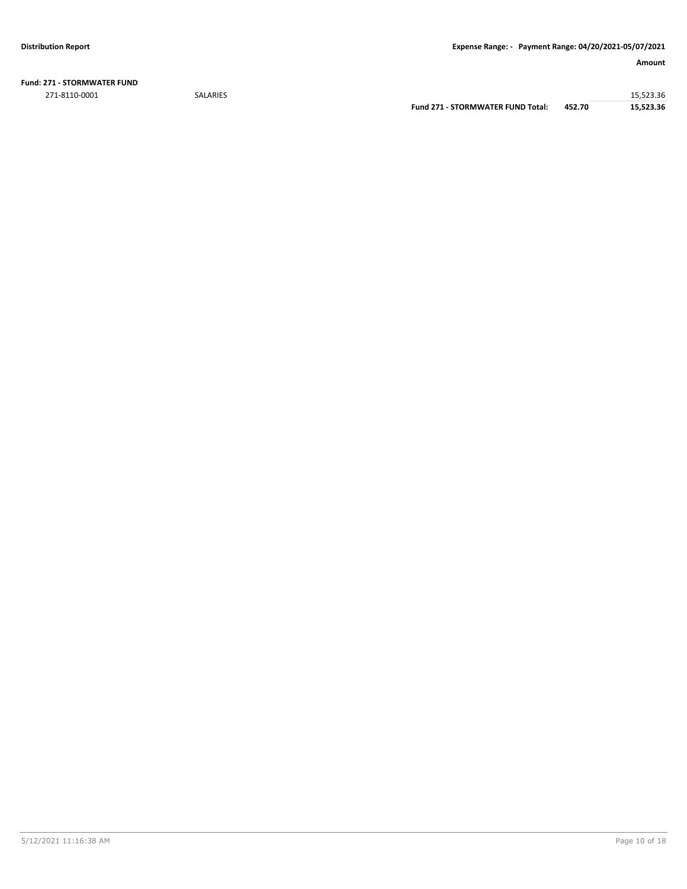**Fund: 271 - STORMWATER FUND**

| | | | | Amount |
|---|---|---|---|---|
| 271-8110-0001 | SALARIES | | | 15,523.36 |
| | | **Fund 271 - STORMWATER FUND Total:** | **452.70** | **15,523.36** |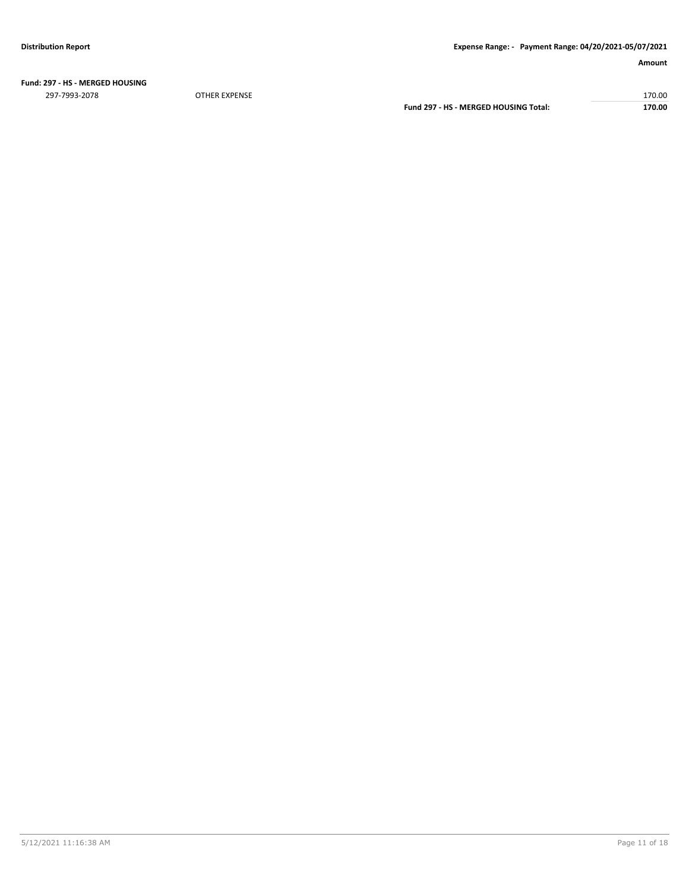**Fund: 297 - HS - MERGED HOUSING**

| | | | Amount |
|---|---|---|---|
| 297-7993-2078 | OTHER EXPENSE | | 170.00 |
| | | **Fund 297 - HS - MERGED HOUSING Total:** | **170.00** |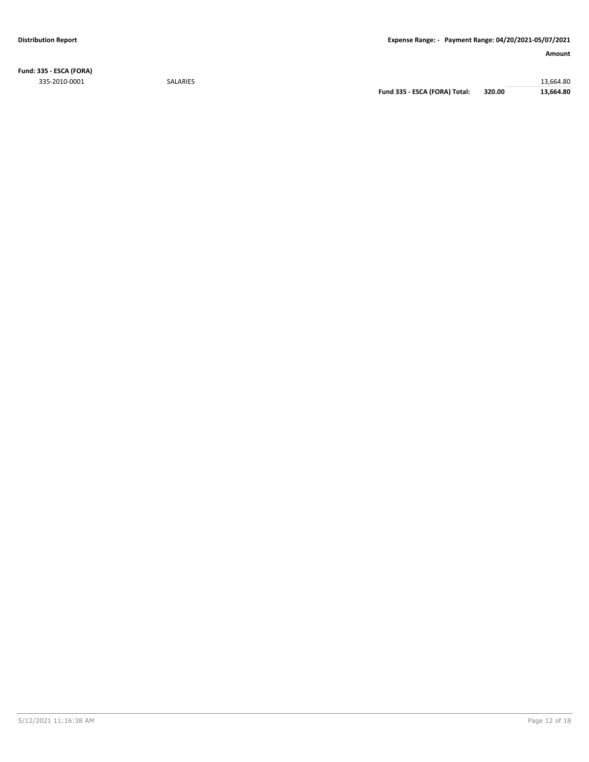**Fund: 335 - ESCA (FORA)**

| | | | | Amount |
|---|---|---|---|---|
| 335-2010-0001 | SALARIES | | | 13,664.80 |
| | | **Fund 335 - ESCA (FORA) Total:** | **320.00** | **13,664.80** |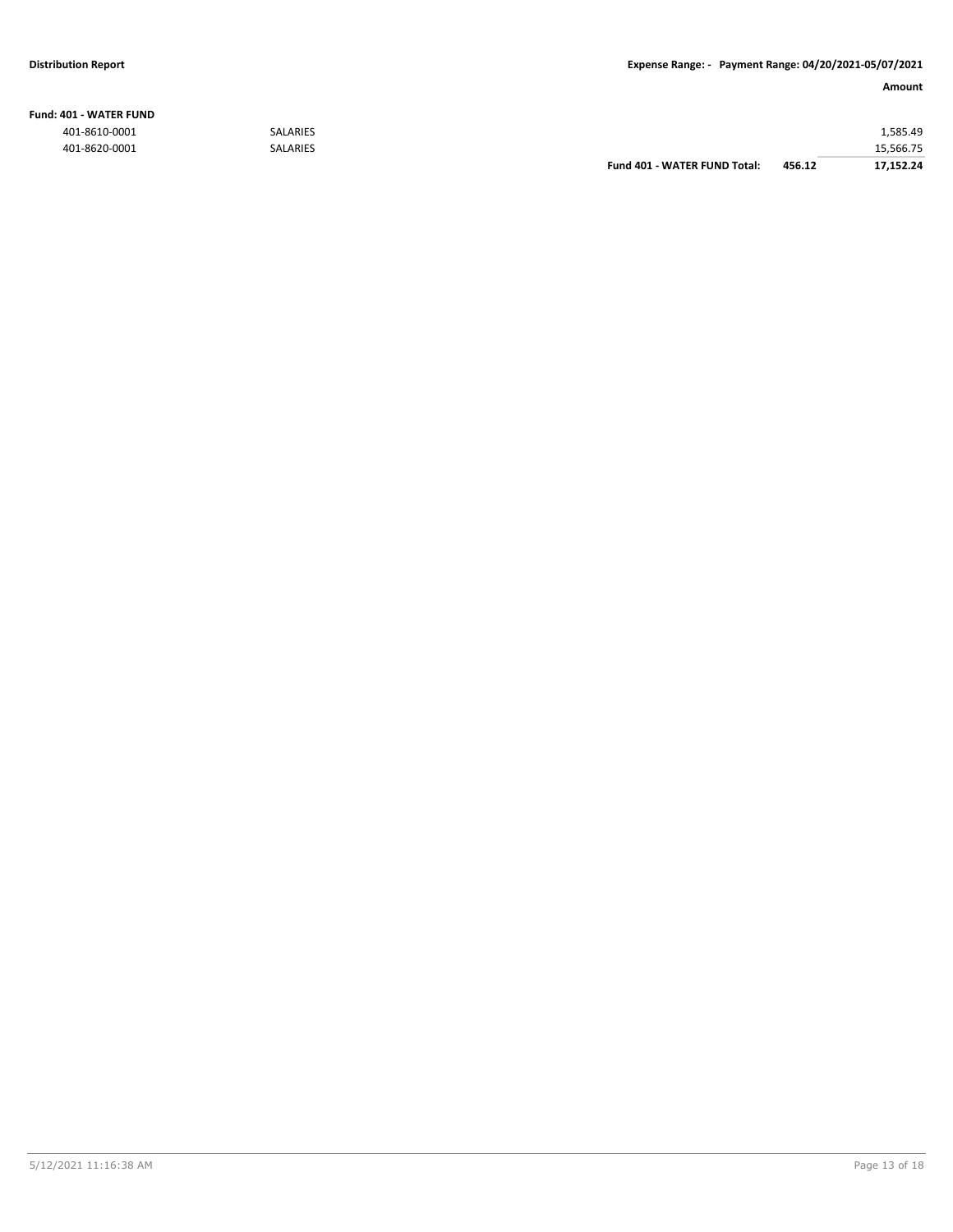**Distribution Report** — **Expense Range: - Payment Range: 04/20/2021-05/07/2021**

| | | | | Amount |
|---|---|---|---|---|
| **Fund: 401 - WATER FUND** | | | | |
| 401-8610-0001 | SALARIES | | | 1,585.49 |
| 401-8620-0001 | SALARIES | | | 15,566.75 |
| | | **Fund 401 - WATER FUND Total:** | **456.12** | **17,152.24** |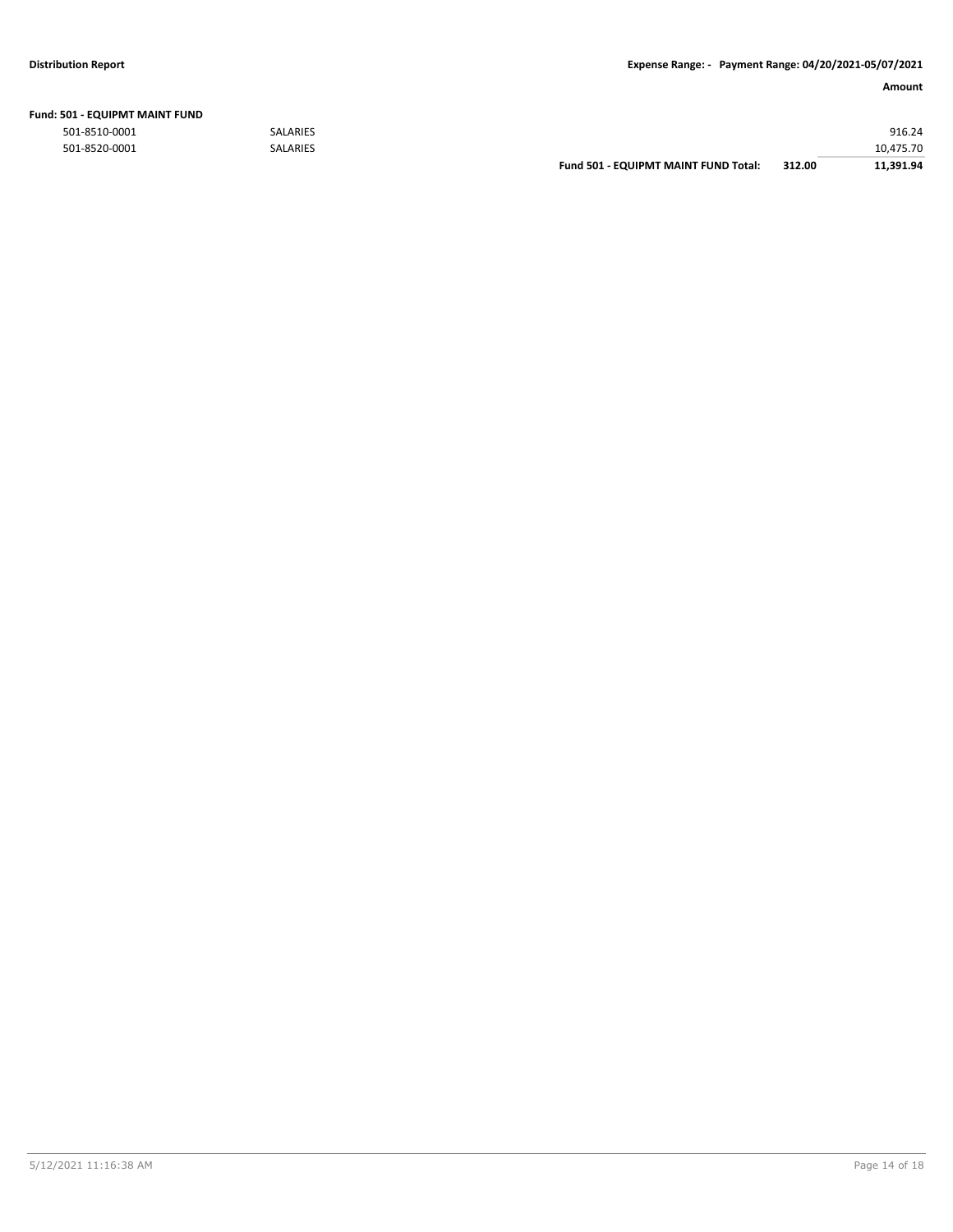**Distribution Report** | **Expense Range: - Payment Range: 04/20/2021-05/07/2021**

| | | | | **Amount** |
|---|---|---|---|---|
| **Fund: 501 - EQUIPMT MAINT FUND** | | | | |
| 501-8510-0001 | SALARIES | | | 916.24 |
| 501-8520-0001 | SALARIES | | | 10,475.70 |
| | | **Fund 501 - EQUIPMT MAINT FUND Total:** | **312.00** | **11,391.94** |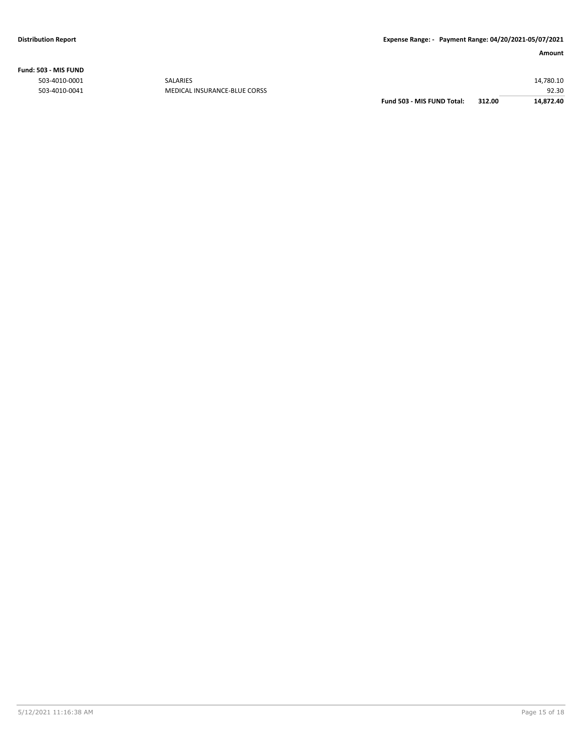**Fund: 503 - MIS FUND**

| Account | Description | | | Amount |
|---|---|---|---|---|
| 503-4010-0001 | SALARIES | | | 14,780.10 |
| 503-4010-0041 | MEDICAL INSURANCE-BLUE CORSS | | | 92.30 |
| | | **Fund 503 - MIS FUND Total:** | **312.00** | **14,872.40** |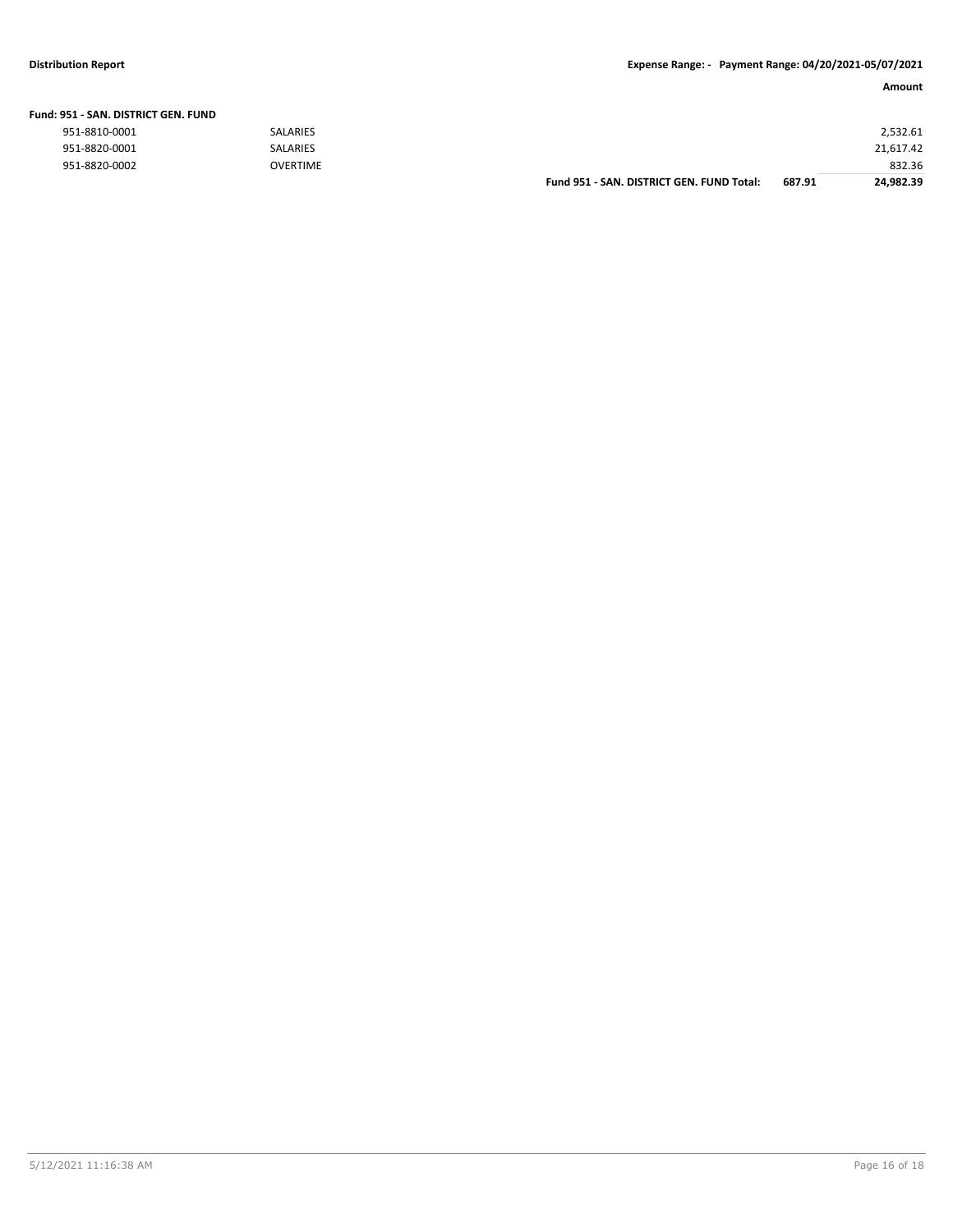**Distribution Report** **Expense Range: - Payment Range: 04/20/2021-05/07/2021**

| | | | | Amount |
|---|---|---|---|---|
| **Fund: 951 - SAN. DISTRICT GEN. FUND** | | | | |
| 951-8810-0001 | SALARIES | | | 2,532.61 |
| 951-8820-0001 | SALARIES | | | 21,617.42 |
| 951-8820-0002 | OVERTIME | | | 832.36 |
| | | **Fund 951 - SAN. DISTRICT GEN. FUND Total:** | **687.91** | **24,982.39** |

5/12/2021 11:16:38 AM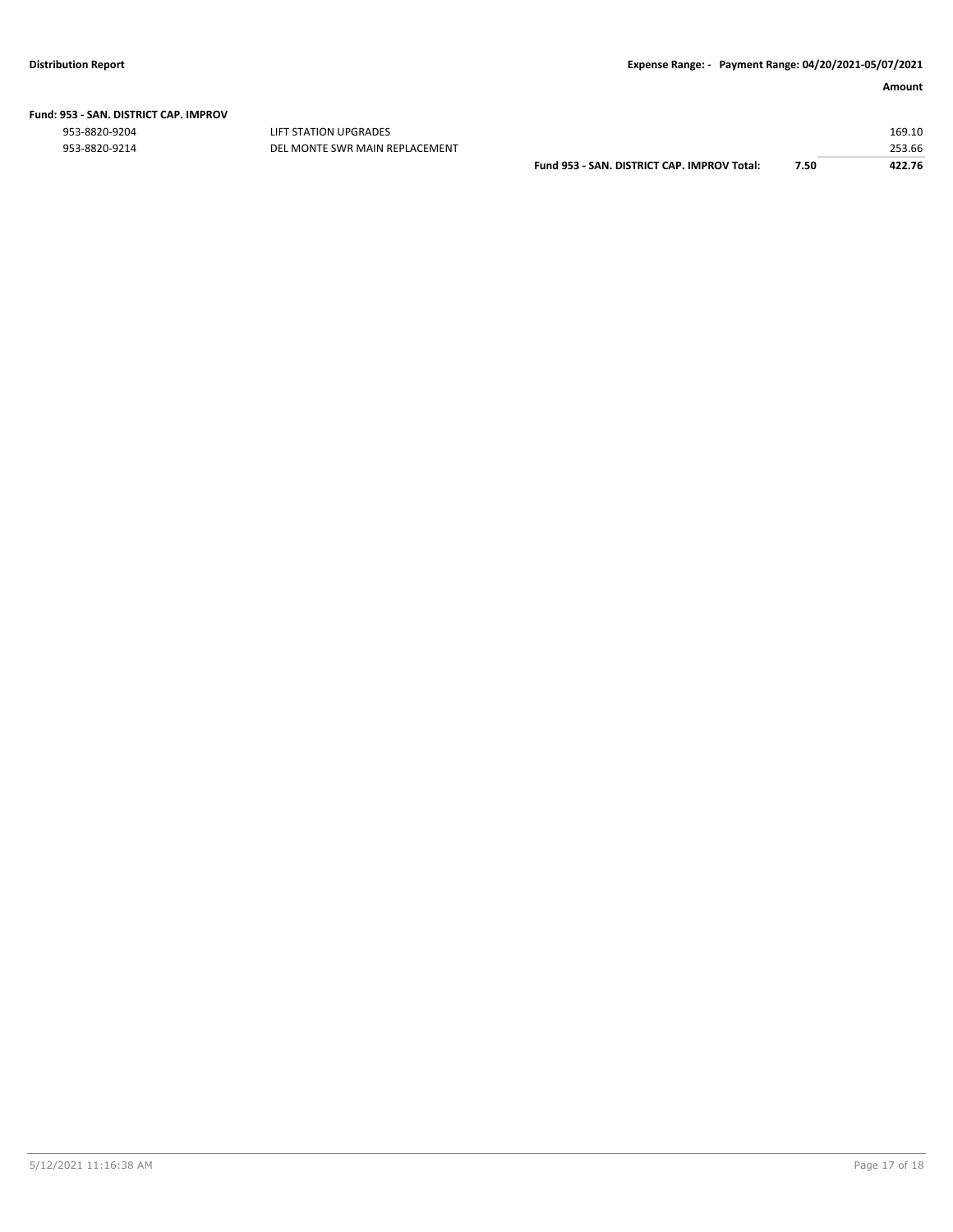| | | | Amount |
|---|---|---|---|
| **Fund: 953 - SAN. DISTRICT CAP. IMPROV** | | | |
| 953-8820-9204 | LIFT STATION UPGRADES | | 169.10 |
| 953-8820-9214 | DEL MONTE SWR MAIN REPLACEMENT | | 253.66 |
| | **Fund 953 - SAN. DISTRICT CAP. IMPROV Total:** | **7.50** | **422.76** |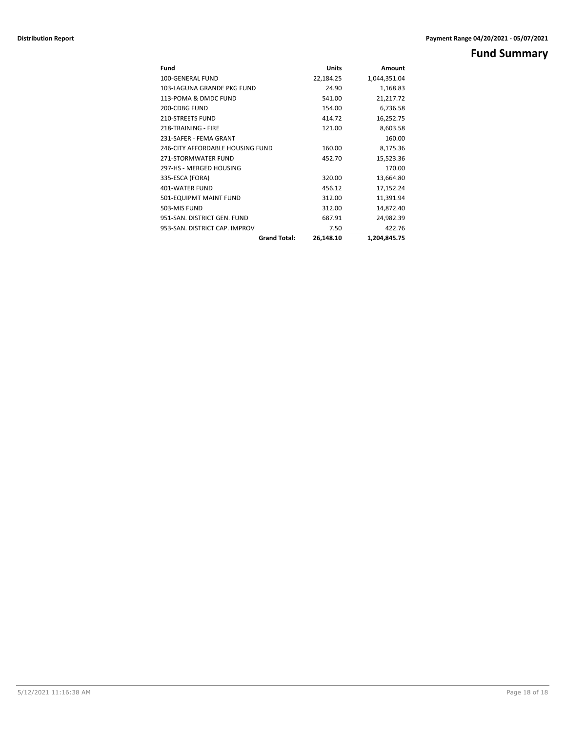# Fund Summary

| Fund | Units | Amount |
|---|---|---|
| 100-GENERAL FUND | 22,184.25 | 1,044,351.04 |
| 103-LAGUNA GRANDE PKG FUND | 24.90 | 1,168.83 |
| 113-POMA & DMDC FUND | 541.00 | 21,217.72 |
| 200-CDBG FUND | 154.00 | 6,736.58 |
| 210-STREETS FUND | 414.72 | 16,252.75 |
| 218-TRAINING - FIRE | 121.00 | 8,603.58 |
| 231-SAFER - FEMA GRANT | | 160.00 |
| 246-CITY AFFORDABLE HOUSING FUND | 160.00 | 8,175.36 |
| 271-STORMWATER FUND | 452.70 | 15,523.36 |
| 297-HS - MERGED HOUSING | | 170.00 |
| 335-ESCA (FORA) | 320.00 | 13,664.80 |
| 401-WATER FUND | 456.12 | 17,152.24 |
| 501-EQUIPMT MAINT FUND | 312.00 | 11,391.94 |
| 503-MIS FUND | 312.00 | 14,872.40 |
| 951-SAN. DISTRICT GEN. FUND | 687.91 | 24,982.39 |
| 953-SAN. DISTRICT CAP. IMPROV | 7.50 | 422.76 |
| **Grand Total:** | **26,148.10** | **1,204,845.75** |